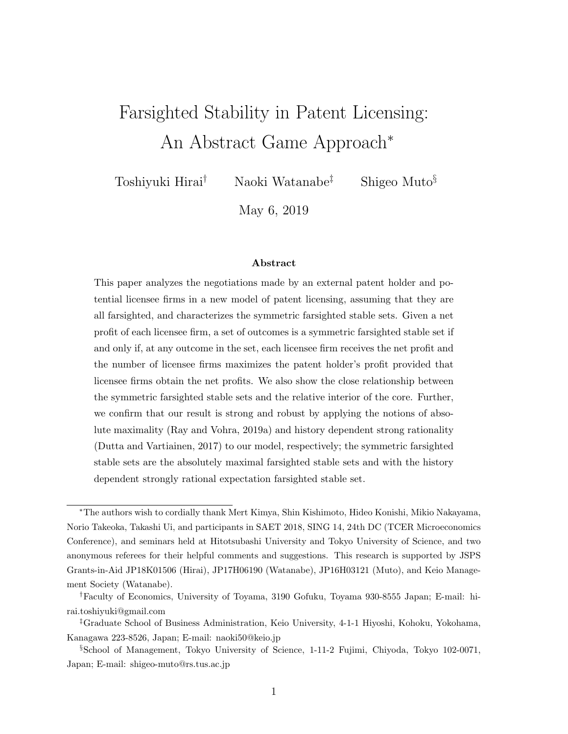# Farsighted Stability in Patent Licensing: An Abstract Game Approach*

Toshiyuki Hirai[†] Naoki Watanabe[‡] Shigeo Muto[§]

May 6, 2019

### Abstract

This paper analyzes the negotiations made by an external patent holder and potential licensee firms in a new model of patent licensing, assuming that they are all farsighted, and characterizes the symmetric farsighted stable sets. Given a net profit of each licensee firm, a set of outcomes is a symmetric farsighted stable set if and only if, at any outcome in the set, each licensee firm receives the net profit and the number of licensee firms maximizes the patent holder's profit provided that licensee firms obtain the net profits. We also show the close relationship between the symmetric farsighted stable sets and the relative interior of the core. Further, we confirm that our result is strong and robust by applying the notions of absolute maximality (Ray and Vohra, 2019a) and history dependent strong rationality (Dutta and Vartiainen, 2017) to our model, respectively; the symmetric farsighted stable sets are the absolutely maximal farsighted stable sets and with the history dependent strongly rational expectation farsighted stable set.

---

*The authors wish to cordially thank Mert Kimya, Shin Kishimoto, Hideo Konishi, Mikio Nakayama, Norio Takeoka, Takashi Ui, and participants in SAET 2018, SING 14, 24th DC (TCER Microeconomics Conference), and seminars held at Hitotsubashi University and Tokyo University of Science, and two anonymous referees for their helpful comments and suggestions. This research is supported by JSPS Grants-in-Aid JP18K01506 (Hirai), JP17H06190 (Watanabe), JP16H03121 (Muto), and Keio Management Society (Watanabe).

[†]Faculty of Economics, University of Toyama, 3190 Gofuku, Toyama 930-8555 Japan; E-mail: hirai.toshiyuki@gmail.com

[‡]Graduate School of Business Administration, Keio University, 4-1-1 Hiyoshi, Kohoku, Yokohama, Kanagawa 223-8526, Japan; E-mail: naoki50@keio.jp

[§]School of Management, Tokyo University of Science, 1-11-2 Fujimi, Chiyoda, Tokyo 102-0071, Japan; E-mail: shigeo-muto@rs.tus.ac.jp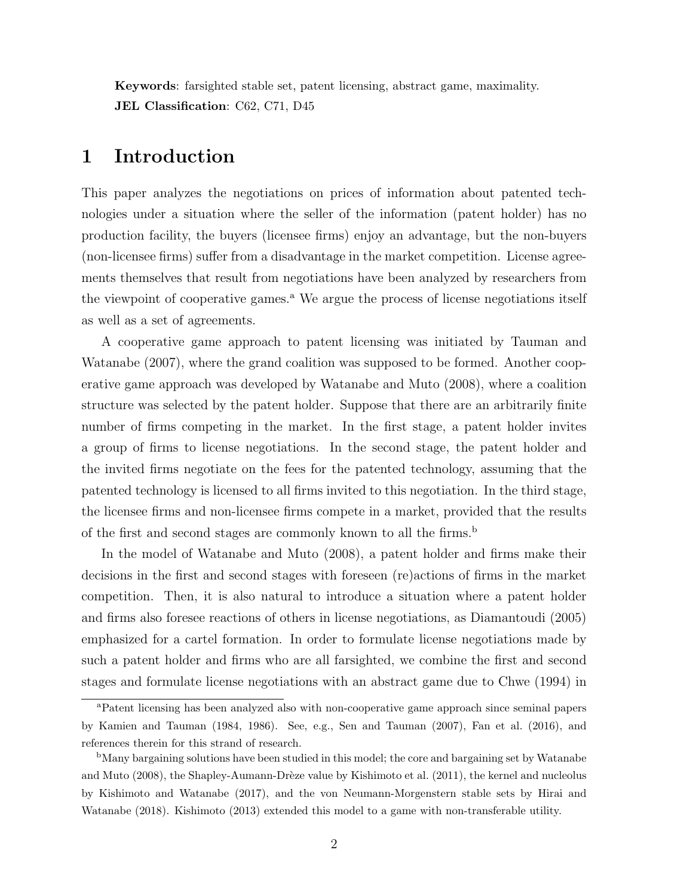**Keywords**: farsighted stable set, patent licensing, abstract game, maximality.
**JEL Classification**: C62, C71, D45

# 1 Introduction

This paper analyzes the negotiations on prices of information about patented technologies under a situation where the seller of the information (patent holder) has no production facility, the buyers (licensee firms) enjoy an advantage, but the non-buyers (non-licensee firms) suffer from a disadvantage in the market competition. License agreements themselves that result from negotiations have been analyzed by researchers from the viewpoint of cooperative games.[a] We argue the process of license negotiations itself as well as a set of agreements.

A cooperative game approach to patent licensing was initiated by Tauman and Watanabe (2007), where the grand coalition was supposed to be formed. Another cooperative game approach was developed by Watanabe and Muto (2008), where a coalition structure was selected by the patent holder. Suppose that there are an arbitrarily finite number of firms competing in the market. In the first stage, a patent holder invites a group of firms to license negotiations. In the second stage, the patent holder and the invited firms negotiate on the fees for the patented technology, assuming that the patented technology is licensed to all firms invited to this negotiation. In the third stage, the licensee firms and non-licensee firms compete in a market, provided that the results of the first and second stages are commonly known to all the firms.[b]

In the model of Watanabe and Muto (2008), a patent holder and firms make their decisions in the first and second stages with foreseen (re)actions of firms in the market competition. Then, it is also natural to introduce a situation where a patent holder and firms also foresee reactions of others in license negotiations, as Diamantoudi (2005) emphasized for a cartel formation. In order to formulate license negotiations made by such a patent holder and firms who are all farsighted, we combine the first and second stages and formulate license negotiations with an abstract game due to Chwe (1994) in

[a] Patent licensing has been analyzed also with non-cooperative game approach since seminal papers by Kamien and Tauman (1984, 1986). See, e.g., Sen and Tauman (2007), Fan et al. (2016), and references therein for this strand of research.

[b] Many bargaining solutions have been studied in this model; the core and bargaining set by Watanabe and Muto (2008), the Shapley-Aumann-Drèze value by Kishimoto et al. (2011), the kernel and nucleolus by Kishimoto and Watanabe (2017), and the von Neumann-Morgenstern stable sets by Hirai and Watanabe (2018). Kishimoto (2013) extended this model to a game with non-transferable utility.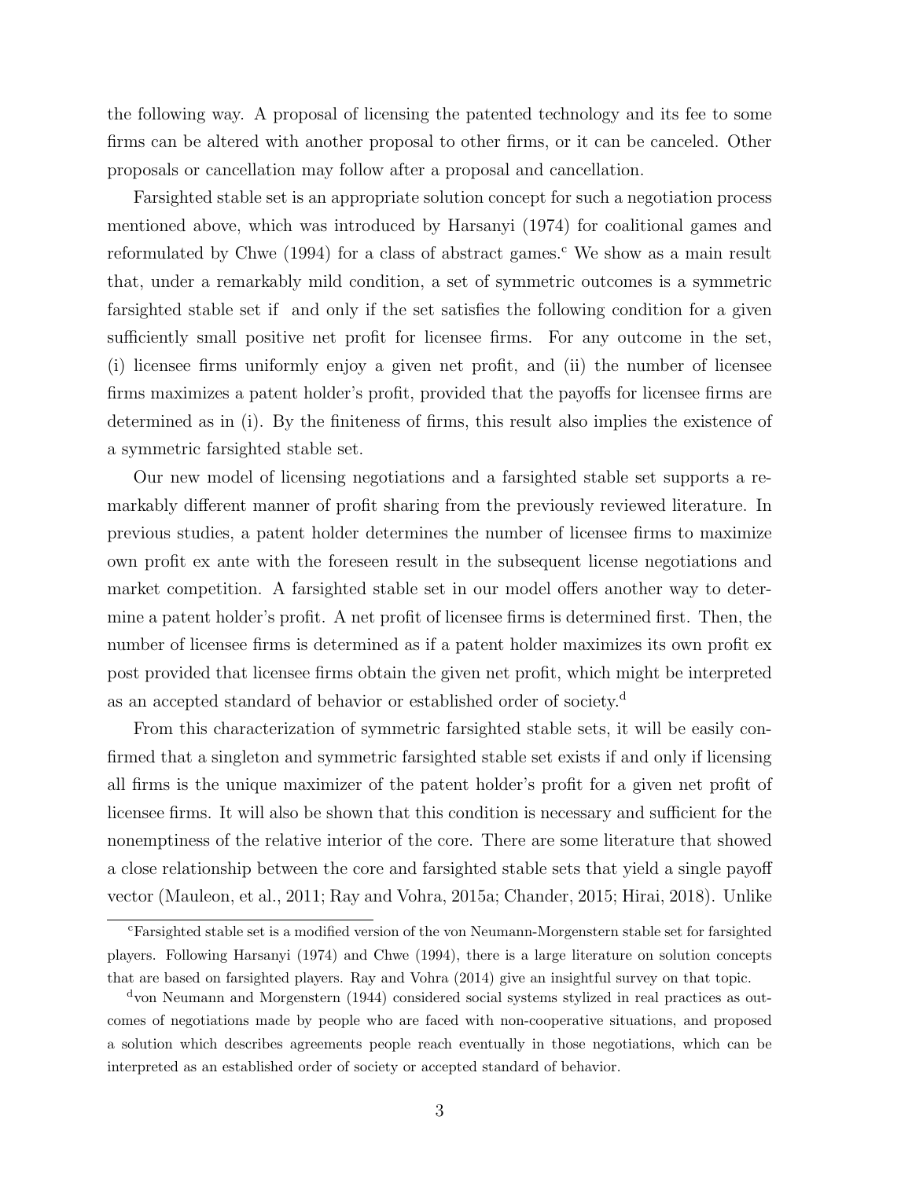the following way. A proposal of licensing the patented technology and its fee to some firms can be altered with another proposal to other firms, or it can be canceled. Other proposals or cancellation may follow after a proposal and cancellation.

Farsighted stable set is an appropriate solution concept for such a negotiation process mentioned above, which was introduced by Harsanyi (1974) for coalitional games and reformulated by Chwe (1994) for a class of abstract games.[c] We show as a main result that, under a remarkably mild condition, a set of symmetric outcomes is a symmetric farsighted stable set if and only if the set satisfies the following condition for a given sufficiently small positive net profit for licensee firms. For any outcome in the set, (i) licensee firms uniformly enjoy a given net profit, and (ii) the number of licensee firms maximizes a patent holder's profit, provided that the payoffs for licensee firms are determined as in (i). By the finiteness of firms, this result also implies the existence of a symmetric farsighted stable set.

Our new model of licensing negotiations and a farsighted stable set supports a remarkably different manner of profit sharing from the previously reviewed literature. In previous studies, a patent holder determines the number of licensee firms to maximize own profit ex ante with the foreseen result in the subsequent license negotiations and market competition. A farsighted stable set in our model offers another way to determine a patent holder's profit. A net profit of licensee firms is determined first. Then, the number of licensee firms is determined as if a patent holder maximizes its own profit ex post provided that licensee firms obtain the given net profit, which might be interpreted as an accepted standard of behavior or established order of society.[d]

From this characterization of symmetric farsighted stable sets, it will be easily confirmed that a singleton and symmetric farsighted stable set exists if and only if licensing all firms is the unique maximizer of the patent holder's profit for a given net profit of licensee firms. It will also be shown that this condition is necessary and sufficient for the nonemptiness of the relative interior of the core. There are some literature that showed a close relationship between the core and farsighted stable sets that yield a single payoff vector (Mauleon, et al., 2011; Ray and Vohra, 2015a; Chander, 2015; Hirai, 2018). Unlike

[c] Farsighted stable set is a modified version of the von Neumann-Morgenstern stable set for farsighted players. Following Harsanyi (1974) and Chwe (1994), there is a large literature on solution concepts that are based on farsighted players. Ray and Vohra (2014) give an insightful survey on that topic.

[d] von Neumann and Morgenstern (1944) considered social systems stylized in real practices as outcomes of negotiations made by people who are faced with non-cooperative situations, and proposed a solution which describes agreements people reach eventually in those negotiations, which can be interpreted as an established order of society or accepted standard of behavior.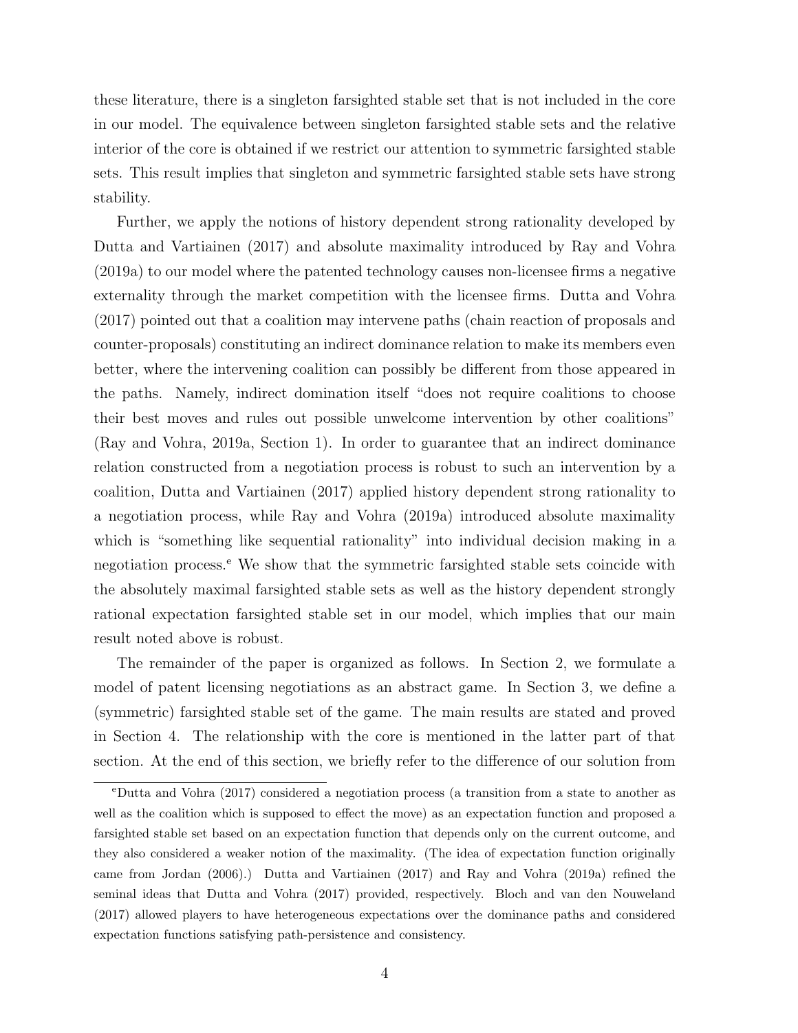these literature, there is a singleton farsighted stable set that is not included in the core in our model. The equivalence between singleton farsighted stable sets and the relative interior of the core is obtained if we restrict our attention to symmetric farsighted stable sets. This result implies that singleton and symmetric farsighted stable sets have strong stability.

Further, we apply the notions of history dependent strong rationality developed by Dutta and Vartiainen (2017) and absolute maximality introduced by Ray and Vohra (2019a) to our model where the patented technology causes non-licensee firms a negative externality through the market competition with the licensee firms. Dutta and Vohra (2017) pointed out that a coalition may intervene paths (chain reaction of proposals and counter-proposals) constituting an indirect dominance relation to make its members even better, where the intervening coalition can possibly be different from those appeared in the paths. Namely, indirect domination itself "does not require coalitions to choose their best moves and rules out possible unwelcome intervention by other coalitions" (Ray and Vohra, 2019a, Section 1). In order to guarantee that an indirect dominance relation constructed from a negotiation process is robust to such an intervention by a coalition, Dutta and Vartiainen (2017) applied history dependent strong rationality to a negotiation process, while Ray and Vohra (2019a) introduced absolute maximality which is "something like sequential rationality" into individual decision making in a negotiation process.[e] We show that the symmetric farsighted stable sets coincide with the absolutely maximal farsighted stable sets as well as the history dependent strongly rational expectation farsighted stable set in our model, which implies that our main result noted above is robust.

The remainder of the paper is organized as follows. In Section 2, we formulate a model of patent licensing negotiations as an abstract game. In Section 3, we define a (symmetric) farsighted stable set of the game. The main results are stated and proved in Section 4. The relationship with the core is mentioned in the latter part of that section. At the end of this section, we briefly refer to the difference of our solution from

[e]Dutta and Vohra (2017) considered a negotiation process (a transition from a state to another as well as the coalition which is supposed to effect the move) as an expectation function and proposed a farsighted stable set based on an expectation function that depends only on the current outcome, and they also considered a weaker notion of the maximality. (The idea of expectation function originally came from Jordan (2006).) Dutta and Vartiainen (2017) and Ray and Vohra (2019a) refined the seminal ideas that Dutta and Vohra (2017) provided, respectively. Bloch and van den Nouweland (2017) allowed players to have heterogeneous expectations over the dominance paths and considered expectation functions satisfying path-persistence and consistency.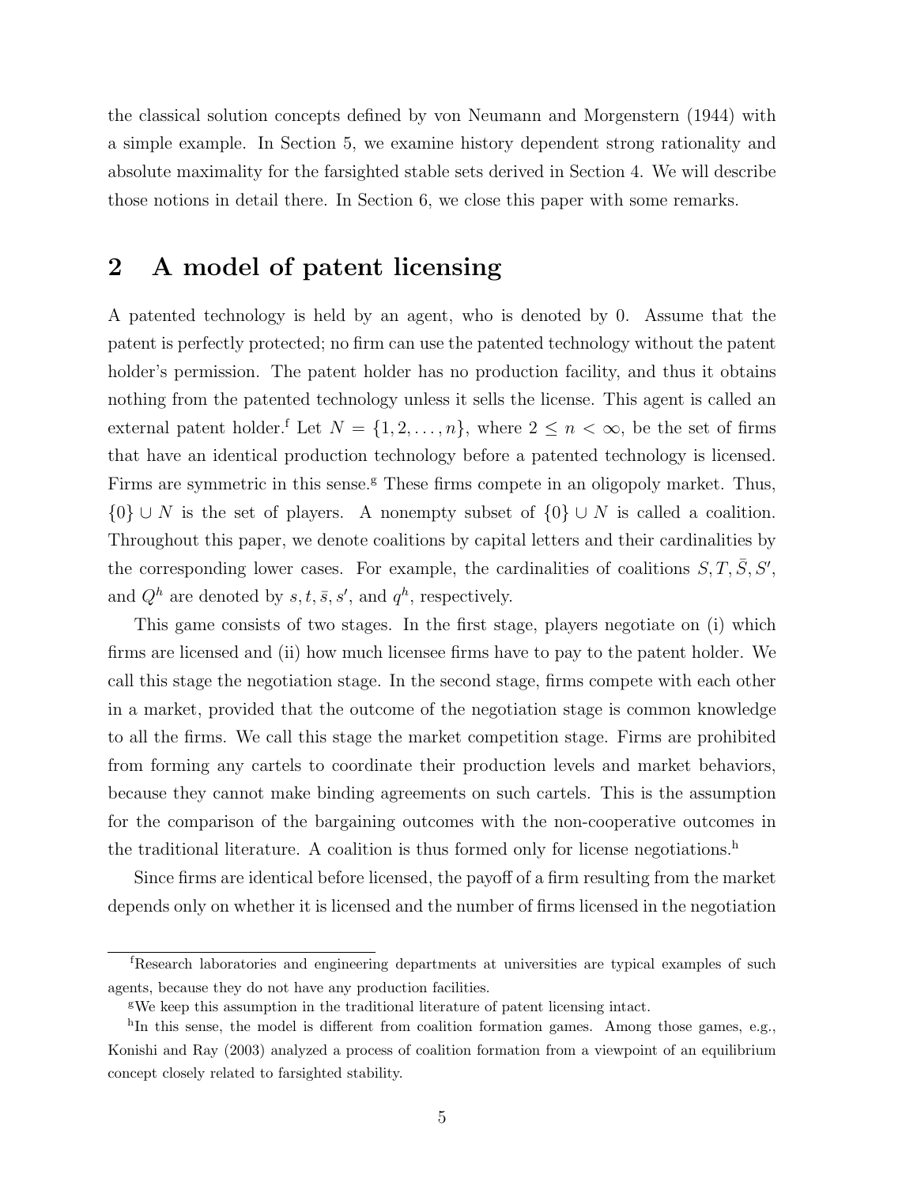the classical solution concepts defined by von Neumann and Morgenstern (1944) with a simple example. In Section 5, we examine history dependent strong rationality and absolute maximality for the farsighted stable sets derived in Section 4. We will describe those notions in detail there. In Section 6, we close this paper with some remarks.

## 2 A model of patent licensing

A patented technology is held by an agent, who is denoted by 0. Assume that the patent is perfectly protected; no firm can use the patented technology without the patent holder's permission. The patent holder has no production facility, and thus it obtains nothing from the patented technology unless it sells the license. This agent is called an external patent holder.[f] Let $N = \{1, 2, \ldots, n\}$, where $2 \leq n < \infty$, be the set of firms that have an identical production technology before a patented technology is licensed. Firms are symmetric in this sense.[g] These firms compete in an oligopoly market. Thus, $\{0\} \cup N$ is the set of players. A nonempty subset of $\{0\} \cup N$ is called a coalition. Throughout this paper, we denote coalitions by capital letters and their cardinalities by the corresponding lower cases. For example, the cardinalities of coalitions $S, T, \bar{S}, S'$, and $Q^h$ are denoted by $s, t, \bar{s}, s'$, and $q^h$, respectively.

This game consists of two stages. In the first stage, players negotiate on (i) which firms are licensed and (ii) how much licensee firms have to pay to the patent holder. We call this stage the negotiation stage. In the second stage, firms compete with each other in a market, provided that the outcome of the negotiation stage is common knowledge to all the firms. We call this stage the market competition stage. Firms are prohibited from forming any cartels to coordinate their production levels and market behaviors, because they cannot make binding agreements on such cartels. This is the assumption for the comparison of the bargaining outcomes with the non-cooperative outcomes in the traditional literature. A coalition is thus formed only for license negotiations.[h]

Since firms are identical before licensed, the payoff of a firm resulting from the market depends only on whether it is licensed and the number of firms licensed in the negotiation

---

[f] Research laboratories and engineering departments at universities are typical examples of such agents, because they do not have any production facilities.

[g] We keep this assumption in the traditional literature of patent licensing intact.

[h] In this sense, the model is different from coalition formation games. Among those games, e.g., Konishi and Ray (2003) analyzed a process of coalition formation from a viewpoint of an equilibrium concept closely related to farsighted stability.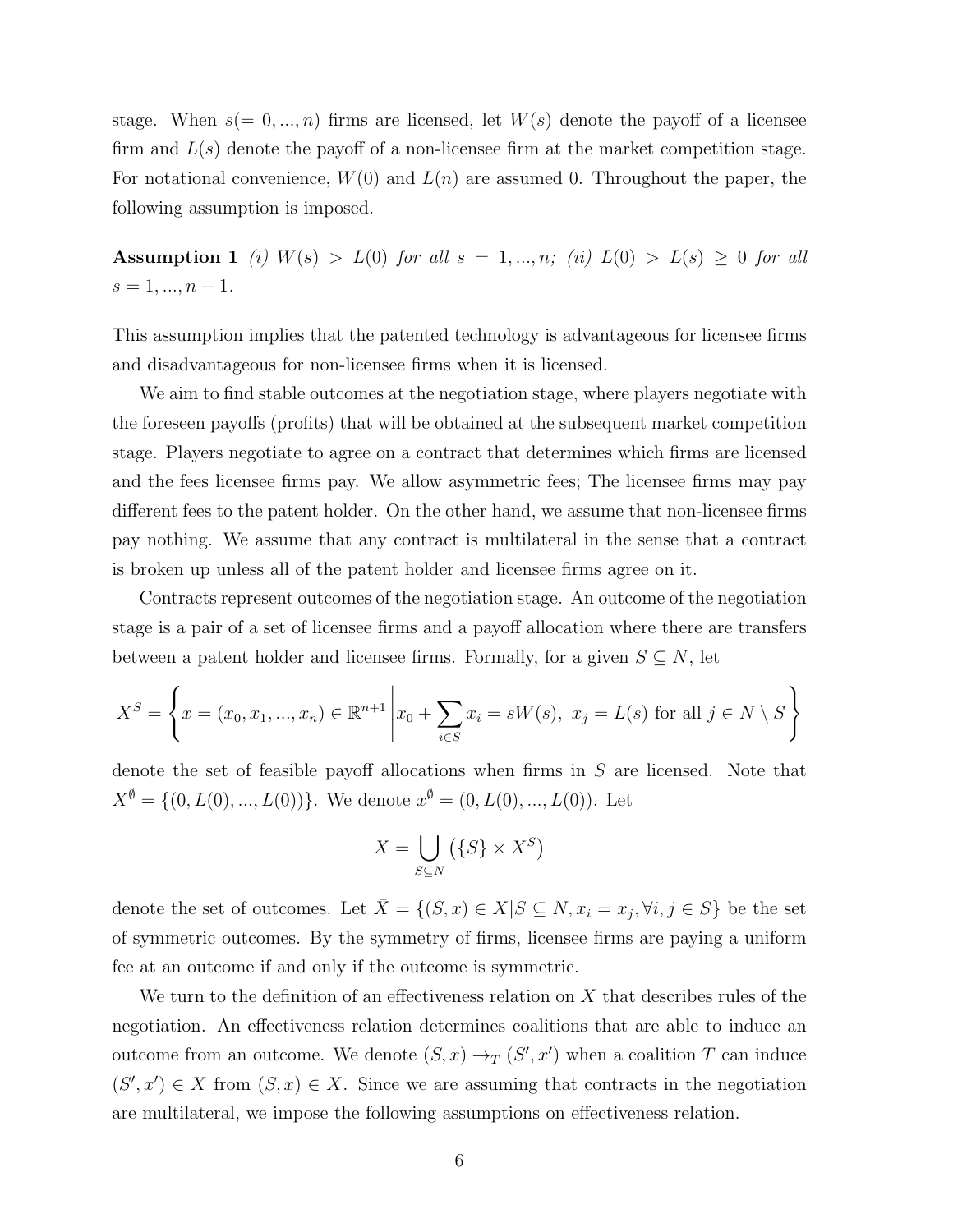stage. When $s(= 0, ..., n)$ firms are licensed, let $W(s)$ denote the payoff of a licensee firm and $L(s)$ denote the payoff of a non-licensee firm at the market competition stage. For notational convenience, $W(0)$ and $L(n)$ are assumed 0. Throughout the paper, the following assumption is imposed.

**Assumption 1** *(i) $W(s) > L(0)$ for all $s = 1, ..., n$; (ii) $L(0) > L(s) \geq 0$ for all $s = 1, ..., n-1$.*

This assumption implies that the patented technology is advantageous for licensee firms and disadvantageous for non-licensee firms when it is licensed.

We aim to find stable outcomes at the negotiation stage, where players negotiate with the foreseen payoffs (profits) that will be obtained at the subsequent market competition stage. Players negotiate to agree on a contract that determines which firms are licensed and the fees licensee firms pay. We allow asymmetric fees; The licensee firms may pay different fees to the patent holder. On the other hand, we assume that non-licensee firms pay nothing. We assume that any contract is multilateral in the sense that a contract is broken up unless all of the patent holder and licensee firms agree on it.

Contracts represent outcomes of the negotiation stage. An outcome of the negotiation stage is a pair of a set of licensee firms and a payoff allocation where there are transfers between a patent holder and licensee firms. Formally, for a given $S \subseteq N$, let

$$X^S = \left\{ x = (x_0, x_1, ..., x_n) \in \mathbb{R}^{n+1} \;\middle|\; x_0 + \sum_{i \in S} x_i = sW(s),\ x_j = L(s) \text{ for all } j \in N \setminus S \right\}$$

denote the set of feasible payoff allocations when firms in $S$ are licensed. Note that $X^{\emptyset} = \{(0, L(0), ..., L(0))\}$. We denote $x^{\emptyset} = (0, L(0), ..., L(0))$. Let

$$X = \bigcup_{S \subseteq N} \left( \{S\} \times X^S \right)$$

denote the set of outcomes. Let $\bar{X} = \{(S, x) \in X | S \subseteq N, x_i = x_j, \forall i, j \in S\}$ be the set of symmetric outcomes. By the symmetry of firms, licensee firms are paying a uniform fee at an outcome if and only if the outcome is symmetric.

We turn to the definition of an effectiveness relation on $X$ that describes rules of the negotiation. An effectiveness relation determines coalitions that are able to induce an outcome from an outcome. We denote $(S, x) \to_T (S', x')$ when a coalition $T$ can induce $(S', x') \in X$ from $(S, x) \in X$. Since we are assuming that contracts in the negotiation are multilateral, we impose the following assumptions on effectiveness relation.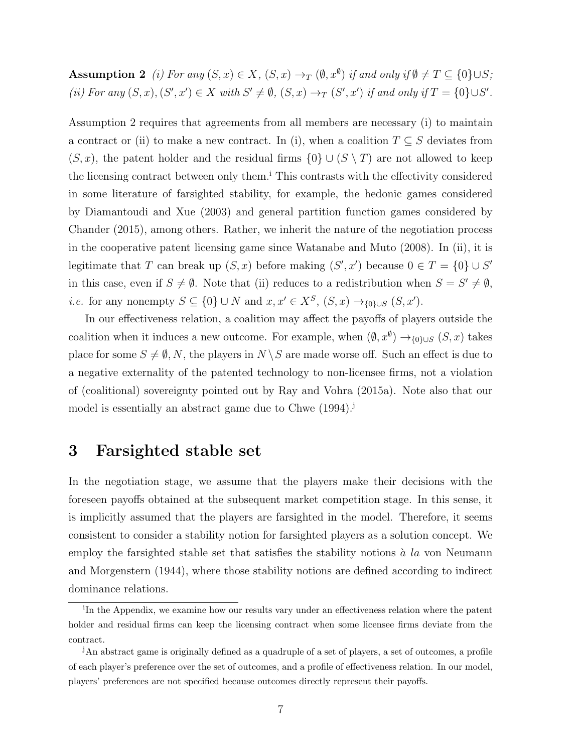**Assumption 2** *(i) For any $(S, x) \in X$, $(S, x) \rightarrow_T (\emptyset, x^{\emptyset})$ if and only if $\emptyset \neq T \subseteq \{0\} \cup S$; (ii) For any $(S, x), (S', x') \in X$ with $S' \neq \emptyset$, $(S, x) \rightarrow_T (S', x')$ if and only if $T = \{0\} \cup S'$.*

Assumption 2 requires that agreements from all members are necessary (i) to maintain a contract or (ii) to make a new contract. In (i), when a coalition $T \subseteq S$ deviates from $(S, x)$, the patent holder and the residual firms $\{0\} \cup (S \setminus T)$ are not allowed to keep the licensing contract between only them.[i] This contrasts with the effectivity considered in some literature of farsighted stability, for example, the hedonic games considered by Diamantoudi and Xue (2003) and general partition function games considered by Chander (2015), among others. Rather, we inherit the nature of the negotiation process in the cooperative patent licensing game since Watanabe and Muto (2008). In (ii), it is legitimate that $T$ can break up $(S, x)$ before making $(S', x')$ because $0 \in T = \{0\} \cup S'$ in this case, even if $S \neq \emptyset$. Note that (ii) reduces to a redistribution when $S = S' \neq \emptyset$, *i.e.* for any nonempty $S \subseteq \{0\} \cup N$ and $x, x' \in X^S$, $(S, x) \rightarrow_{\{0\} \cup S} (S, x')$.

In our effectiveness relation, a coalition may affect the payoffs of players outside the coalition when it induces a new outcome. For example, when $(\emptyset, x^{\emptyset}) \rightarrow_{\{0\} \cup S} (S, x)$ takes place for some $S \neq \emptyset, N$, the players in $N \setminus S$ are made worse off. Such an effect is due to a negative externality of the patented technology to non-licensee firms, not a violation of (coalitional) sovereignty pointed out by Ray and Vohra (2015a). Note also that our model is essentially an abstract game due to Chwe (1994).[j]

# 3 Farsighted stable set

In the negotiation stage, we assume that the players make their decisions with the foreseen payoffs obtained at the subsequent market competition stage. In this sense, it is implicitly assumed that the players are farsighted in the model. Therefore, it seems consistent to consider a stability notion for farsighted players as a solution concept. We employ the farsighted stable set that satisfies the stability notions *à la* von Neumann and Morgenstern (1944), where those stability notions are defined according to indirect dominance relations.

[i] In the Appendix, we examine how our results vary under an effectiveness relation where the patent holder and residual firms can keep the licensing contract when some licensee firms deviate from the contract.

[j] An abstract game is originally defined as a quadruple of a set of players, a set of outcomes, a profile of each player's preference over the set of outcomes, and a profile of effectiveness relation. In our model, players' preferences are not specified because outcomes directly represent their payoffs.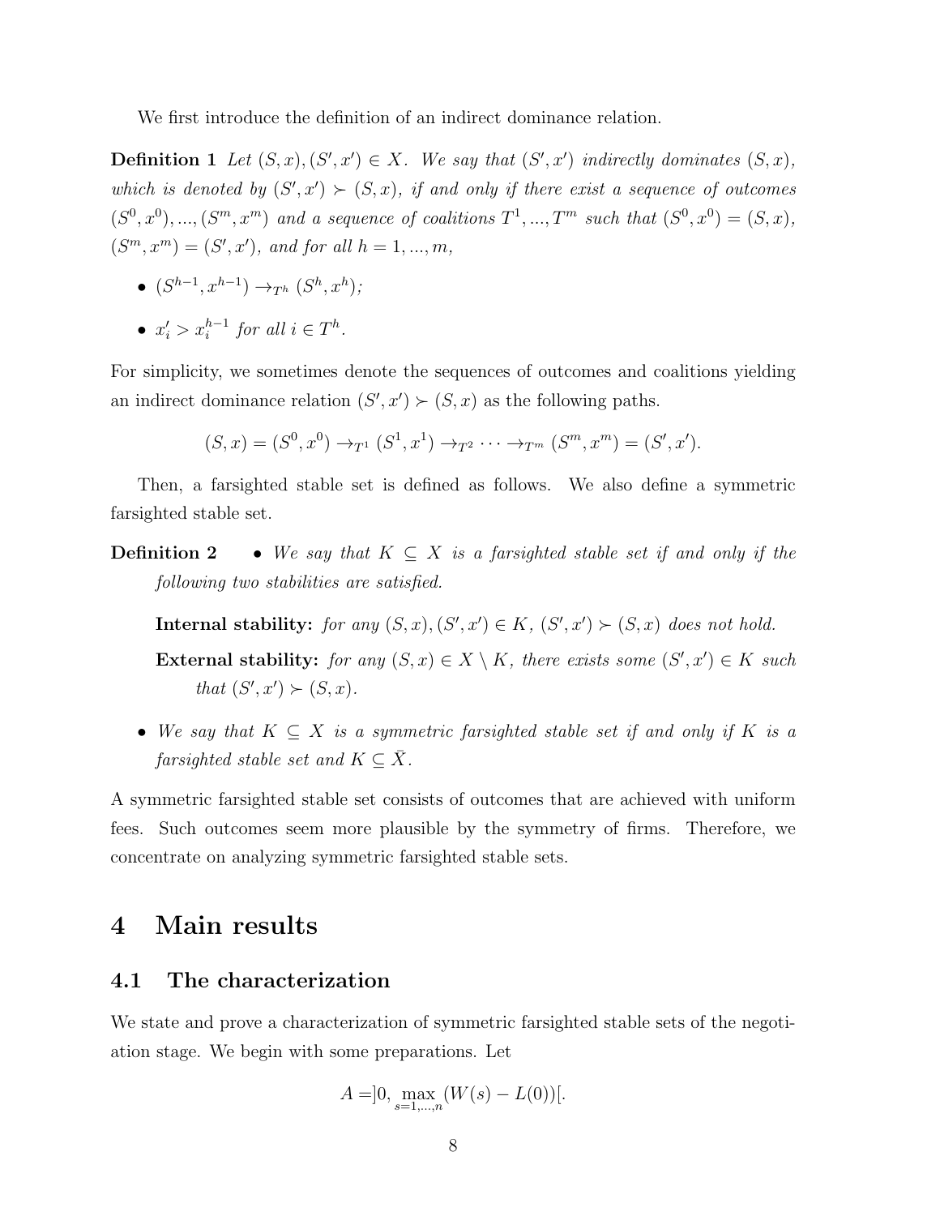We first introduce the definition of an indirect dominance relation.

**Definition 1** *Let $(S, x), (S', x') \in X$. We say that $(S', x')$ indirectly dominates $(S, x)$, which is denoted by $(S', x') \succ (S, x)$, if and only if there exist a sequence of outcomes $(S^0, x^0), ..., (S^m, x^m)$ and a sequence of coalitions $T^1, ..., T^m$ such that $(S^0, x^0) = (S, x)$, $(S^m, x^m) = (S', x')$, and for all $h = 1, ..., m$,*

- $(S^{h-1}, x^{h-1}) \rightarrow_{T^h} (S^h, x^h)$;
- $x'_i > x_i^{h-1}$ *for all* $i \in T^h$.

For simplicity, we sometimes denote the sequences of outcomes and coalitions yielding an indirect dominance relation $(S', x') \succ (S, x)$ as the following paths.

$$(S, x) = (S^0, x^0) \rightarrow_{T^1} (S^1, x^1) \rightarrow_{T^2} \cdots \rightarrow_{T^m} (S^m, x^m) = (S', x').$$

Then, a farsighted stable set is defined as follows. We also define a symmetric farsighted stable set.

**Definition 2**

- *We say that $K \subseteq X$ is a farsighted stable set if and only if the following two stabilities are satisfied.*

  **Internal stability:** *for any $(S, x), (S', x') \in K$, $(S', x') \succ (S, x)$ does not hold.*

  **External stability:** *for any $(S, x) \in X \setminus K$, there exists some $(S', x') \in K$ such that $(S', x') \succ (S, x)$.*

- *We say that $K \subseteq X$ is a symmetric farsighted stable set if and only if $K$ is a farsighted stable set and $K \subseteq \bar{X}$.*

A symmetric farsighted stable set consists of outcomes that are achieved with uniform fees. Such outcomes seem more plausible by the symmetry of firms. Therefore, we concentrate on analyzing symmetric farsighted stable sets.

# 4 Main results

## 4.1 The characterization

We state and prove a characterization of symmetric farsighted stable sets of the negotiation stage. We begin with some preparations. Let

$$A = ]0, \max_{s=1,...,n}(W(s) - L(0))[.$$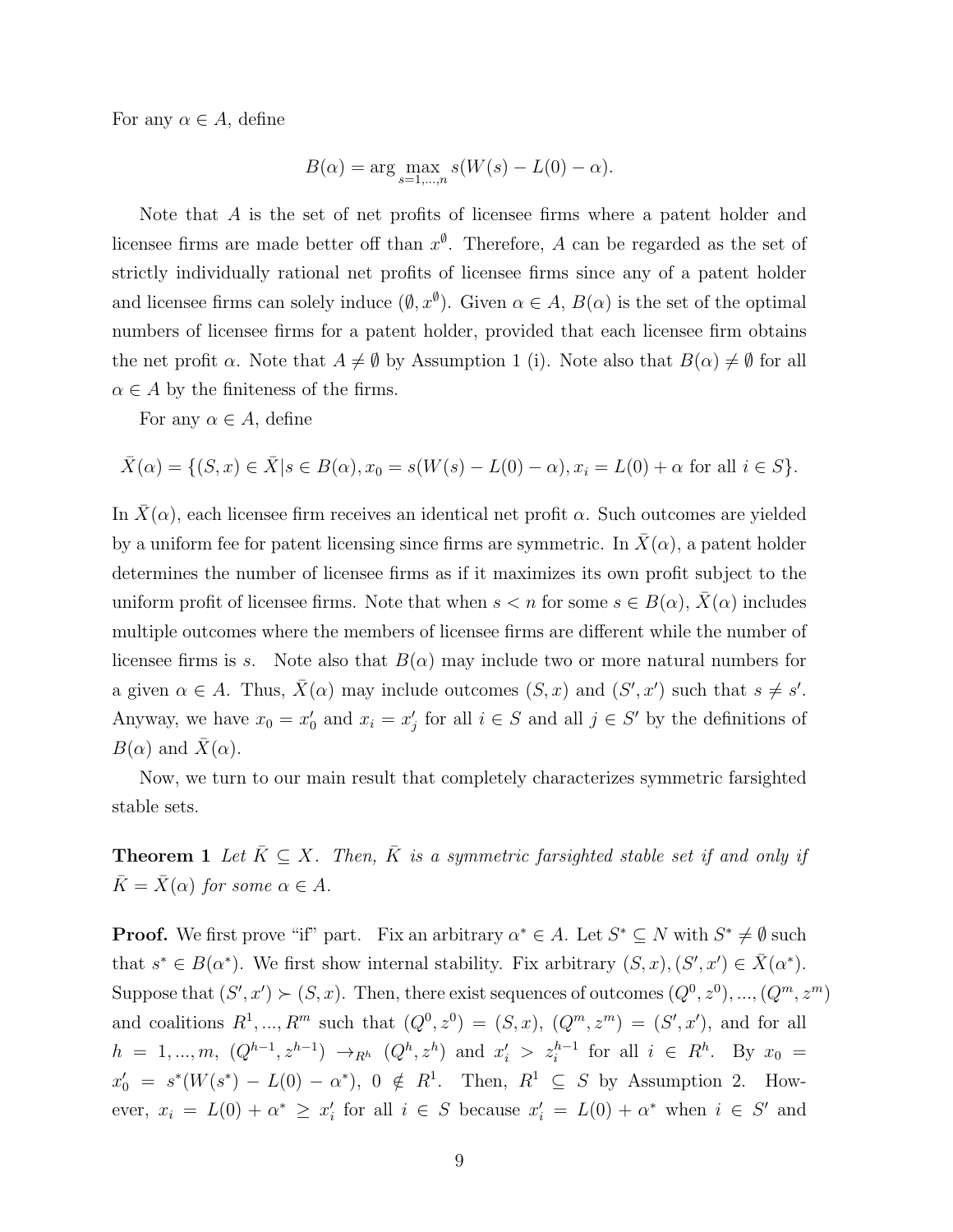For any $\alpha \in A$, define

$$B(\alpha) = \arg\max_{s=1,\ldots,n} s(W(s) - L(0) - \alpha).$$

Note that $A$ is the set of net profits of licensee firms where a patent holder and licensee firms are made better off than $x^{\emptyset}$. Therefore, $A$ can be regarded as the set of strictly individually rational net profits of licensee firms since any of a patent holder and licensee firms can solely induce $(\emptyset, x^{\emptyset})$. Given $\alpha \in A$, $B(\alpha)$ is the set of the optimal numbers of licensee firms for a patent holder, provided that each licensee firm obtains the net profit $\alpha$. Note that $A \neq \emptyset$ by Assumption 1 (i). Note also that $B(\alpha) \neq \emptyset$ for all $\alpha \in A$ by the finiteness of the firms.

For any $\alpha \in A$, define

$$\bar{X}(\alpha) = \{(S, x) \in \bar{X} | s \in B(\alpha), x_0 = s(W(s) - L(0) - \alpha), x_i = L(0) + \alpha \text{ for all } i \in S\}.$$

In $\bar{X}(\alpha)$, each licensee firm receives an identical net profit $\alpha$. Such outcomes are yielded by a uniform fee for patent licensing since firms are symmetric. In $\bar{X}(\alpha)$, a patent holder determines the number of licensee firms as if it maximizes its own profit subject to the uniform profit of licensee firms. Note that when $s < n$ for some $s \in B(\alpha)$, $\bar{X}(\alpha)$ includes multiple outcomes where the members of licensee firms are different while the number of licensee firms is $s$. Note also that $B(\alpha)$ may include two or more natural numbers for a given $\alpha \in A$. Thus, $\bar{X}(\alpha)$ may include outcomes $(S, x)$ and $(S', x')$ such that $s \neq s'$. Anyway, we have $x_0 = x'_0$ and $x_i = x'_j$ for all $i \in S$ and all $j \in S'$ by the definitions of $B(\alpha)$ and $\bar{X}(\alpha)$.

Now, we turn to our main result that completely characterizes symmetric farsighted stable sets.

**Theorem 1** *Let $\bar{K} \subseteq X$. Then, $\bar{K}$ is a symmetric farsighted stable set if and only if $\bar{K} = \bar{X}(\alpha)$ for some $\alpha \in A$.*

**Proof.** We first prove "if" part. Fix an arbitrary $\alpha^* \in A$. Let $S^* \subseteq N$ with $S^* \neq \emptyset$ such that $s^* \in B(\alpha^*)$. We first show internal stability. Fix arbitrary $(S, x), (S', x') \in \bar{X}(\alpha^*)$. Suppose that $(S', x') \succ (S, x)$. Then, there exist sequences of outcomes $(Q^0, z^0), ..., (Q^m, z^m)$ and coalitions $R^1, ..., R^m$ such that $(Q^0, z^0) = (S, x)$, $(Q^m, z^m) = (S', x')$, and for all $h = 1, ..., m$, $(Q^{h-1}, z^{h-1}) \rightarrow_{R^h} (Q^h, z^h)$ and $x'_i > z_i^{h-1}$ for all $i \in R^h$. By $x_0 = x'_0 = s^*(W(s^*) - L(0) - \alpha^*)$, $0 \notin R^1$. Then, $R^1 \subseteq S$ by Assumption 2. However, $x_i = L(0) + \alpha^* \geq x'_i$ for all $i \in S$ because $x'_i = L(0) + \alpha^*$ when $i \in S'$ and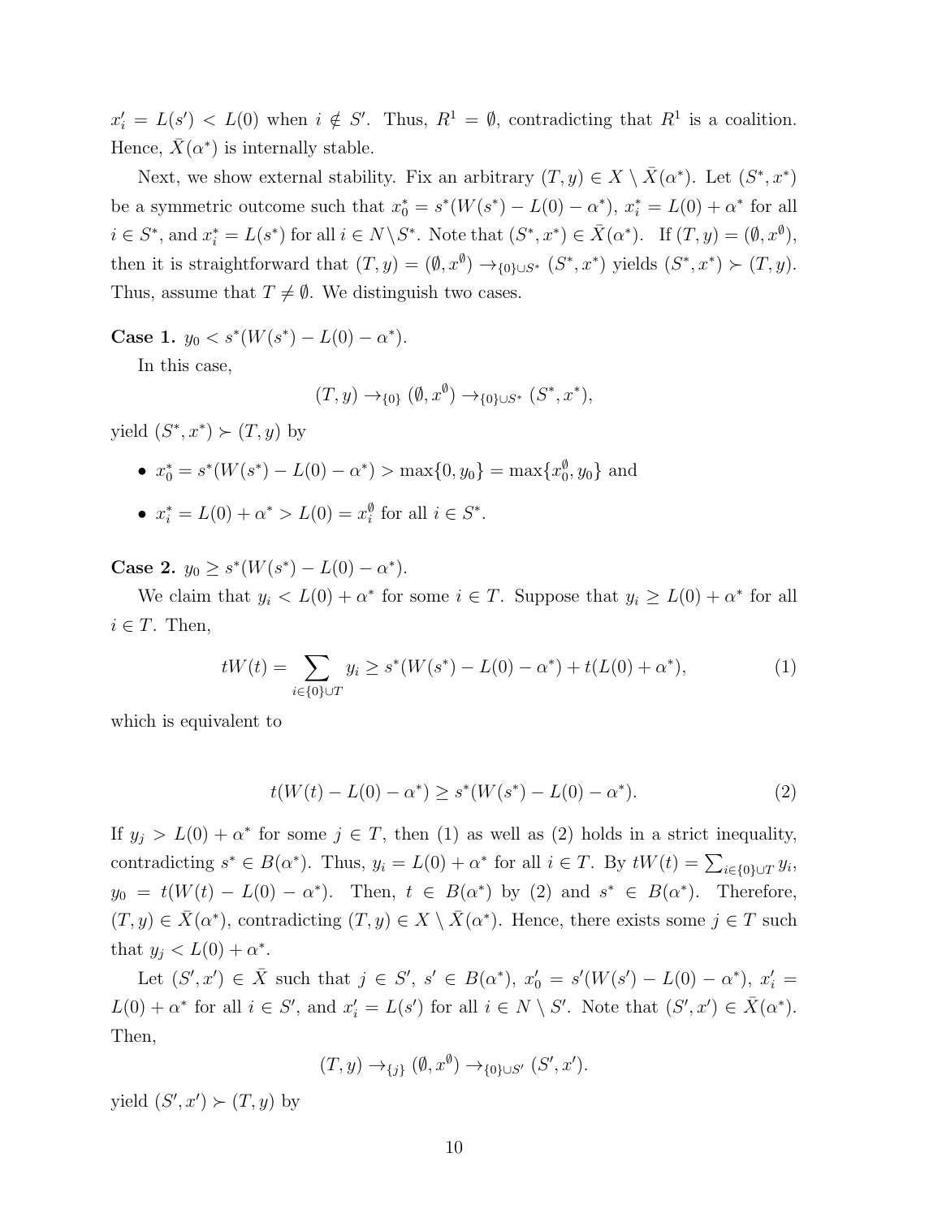$x'_i = L(s') < L(0)$ when $i \notin S'$. Thus, $R^1 = \emptyset$, contradicting that $R^1$ is a coalition. Hence, $\bar{X}(\alpha^*)$ is internally stable.

Next, we show external stability. Fix an arbitrary $(T, y) \in X \setminus \bar{X}(\alpha^*)$. Let $(S^*, x^*)$ be a symmetric outcome such that $x^*_0 = s^*(W(s^*) - L(0) - \alpha^*)$, $x^*_i = L(0) + \alpha^*$ for all $i \in S^*$, and $x^*_i = L(s^*)$ for all $i \in N \setminus S^*$. Note that $(S^*, x^*) \in \bar{X}(\alpha^*)$. If $(T, y) = (\emptyset, x^\emptyset)$, then it is straightforward that $(T, y) = (\emptyset, x^\emptyset) \rightarrow_{\{0\} \cup S^*} (S^*, x^*)$ yields $(S^*, x^*) \succ (T, y)$. Thus, assume that $T \neq \emptyset$. We distinguish two cases.

**Case 1.** $y_0 < s^*(W(s^*) - L(0) - \alpha^*)$.

In this case,

$$(T, y) \rightarrow_{\{0\}} (\emptyset, x^\emptyset) \rightarrow_{\{0\} \cup S^*} (S^*, x^*),$$

yield $(S^*, x^*) \succ (T, y)$ by

- $x^*_0 = s^*(W(s^*) - L(0) - \alpha^*) > \max\{0, y_0\} = \max\{x^\emptyset_0, y_0\}$ and
- $x^*_i = L(0) + \alpha^* > L(0) = x^\emptyset_i$ for all $i \in S^*$.

**Case 2.** $y_0 \geq s^*(W(s^*) - L(0) - \alpha^*)$.

We claim that $y_i < L(0) + \alpha^*$ for some $i \in T$. Suppose that $y_i \geq L(0) + \alpha^*$ for all $i \in T$. Then,

$$tW(t) = \sum_{i \in \{0\} \cup T} y_i \geq s^*(W(s^*) - L(0) - \alpha^*) + t(L(0) + \alpha^*), \tag{1}$$

which is equivalent to

$$t(W(t) - L(0) - \alpha^*) \geq s^*(W(s^*) - L(0) - \alpha^*). \tag{2}$$

If $y_j > L(0) + \alpha^*$ for some $j \in T$, then (1) as well as (2) holds in a strict inequality, contradicting $s^* \in B(\alpha^*)$. Thus, $y_i = L(0) + \alpha^*$ for all $i \in T$. By $tW(t) = \sum_{i \in \{0\} \cup T} y_i$, $y_0 = t(W(t) - L(0) - \alpha^*)$. Then, $t \in B(\alpha^*)$ by (2) and $s^* \in B(\alpha^*)$. Therefore, $(T, y) \in \bar{X}(\alpha^*)$, contradicting $(T, y) \in X \setminus \bar{X}(\alpha^*)$. Hence, there exists some $j \in T$ such that $y_j < L(0) + \alpha^*$.

Let $(S', x') \in \bar{X}$ such that $j \in S'$, $s' \in B(\alpha^*)$, $x'_0 = s'(W(s') - L(0) - \alpha^*)$, $x'_i = L(0) + \alpha^*$ for all $i \in S'$, and $x'_i = L(s')$ for all $i \in N \setminus S'$. Note that $(S', x') \in \bar{X}(\alpha^*)$. Then,

$$(T, y) \rightarrow_{\{j\}} (\emptyset, x^\emptyset) \rightarrow_{\{0\} \cup S'} (S', x').$$

yield $(S', x') \succ (T, y)$ by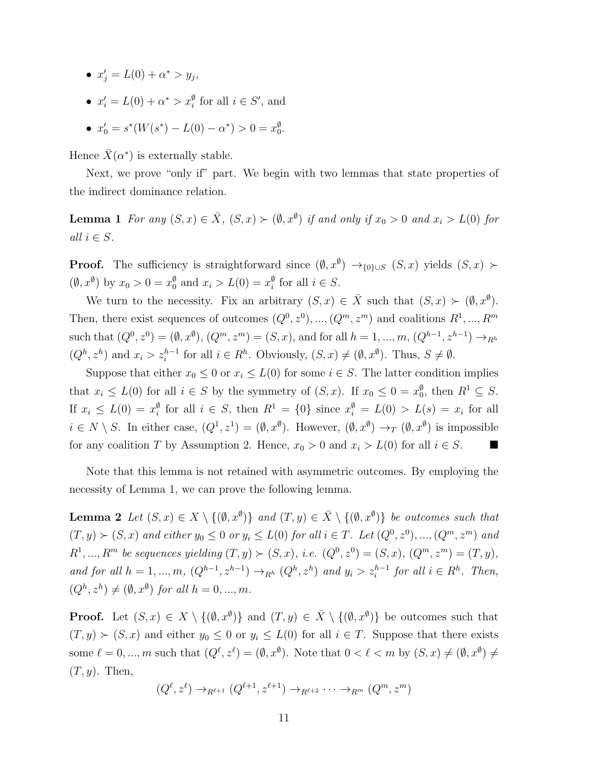- $x'_j = L(0) + \alpha^* > y_j$,
- $x'_i = L(0) + \alpha^* > x_i^{\emptyset}$ for all $i \in S'$, and
- $x'_0 = s^*(W(s^*) - L(0) - \alpha^*) > 0 = x_0^{\emptyset}$.

Hence $\bar{X}(\alpha^*)$ is externally stable.

Next, we prove "only if" part. We begin with two lemmas that state properties of the indirect dominance relation.

**Lemma 1** *For any $(S, x) \in \bar{X}$, $(S, x) \succ (\emptyset, x^{\emptyset})$ if and only if $x_0 > 0$ and $x_i > L(0)$ for all $i \in S$.*

**Proof.** The sufficiency is straightforward since $(\emptyset, x^{\emptyset}) \rightarrow_{\{0\} \cup S} (S, x)$ yields $(S, x) \succ (\emptyset, x^{\emptyset})$ by $x_0 > 0 = x_0^{\emptyset}$ and $x_i > L(0) = x_i^{\emptyset}$ for all $i \in S$.

We turn to the necessity. Fix an arbitrary $(S, x) \in \bar{X}$ such that $(S, x) \succ (\emptyset, x^{\emptyset})$. Then, there exist sequences of outcomes $(Q^0, z^0), ..., (Q^m, z^m)$ and coalitions $R^1, ..., R^m$ such that $(Q^0, z^0) = (\emptyset, x^{\emptyset})$, $(Q^m, z^m) = (S, x)$, and for all $h = 1, ..., m$, $(Q^{h-1}, z^{h-1}) \rightarrow_{R^h} (Q^h, z^h)$ and $x_i > z_i^{h-1}$ for all $i \in R^h$. Obviously, $(S, x) \neq (\emptyset, x^{\emptyset})$. Thus, $S \neq \emptyset$.

Suppose that either $x_0 \leq 0$ or $x_i \leq L(0)$ for some $i \in S$. The latter condition implies that $x_i \leq L(0)$ for all $i \in S$ by the symmetry of $(S, x)$. If $x_0 \leq 0 = x_0^{\emptyset}$, then $R^1 \subseteq S$. If $x_i \leq L(0) = x_i^{\emptyset}$ for all $i \in S$, then $R^1 = \{0\}$ since $x_i^{\emptyset} = L(0) > L(s) = x_i$ for all $i \in N \setminus S$. In either case, $(Q^1, z^1) = (\emptyset, x^{\emptyset})$. However, $(\emptyset, x^{\emptyset}) \rightarrow_T (\emptyset, x^{\emptyset})$ is impossible for any coalition $T$ by Assumption 2. Hence, $x_0 > 0$ and $x_i > L(0)$ for all $i \in S$. ■

Note that this lemma is not retained with asymmetric outcomes. By employing the necessity of Lemma 1, we can prove the following lemma.

**Lemma 2** *Let $(S, x) \in X \setminus \{(\emptyset, x^{\emptyset})\}$ and $(T, y) \in \bar{X} \setminus \{(\emptyset, x^{\emptyset})\}$ be outcomes such that $(T, y) \succ (S, x)$ and either $y_0 \leq 0$ or $y_i \leq L(0)$ for all $i \in T$. Let $(Q^0, z^0), ..., (Q^m, z^m)$ and $R^1, ..., R^m$ be sequences yielding $(T, y) \succ (S, x)$, i.e. $(Q^0, z^0) = (S, x)$, $(Q^m, z^m) = (T, y)$, and for all $h = 1, ..., m$, $(Q^{h-1}, z^{h-1}) \rightarrow_{R^h} (Q^h, z^h)$ and $y_i > z_i^{h-1}$ for all $i \in R^h$. Then, $(Q^h, z^h) \neq (\emptyset, x^{\emptyset})$ for all $h = 0, ..., m$.*

**Proof.** Let $(S, x) \in X \setminus \{(\emptyset, x^{\emptyset})\}$ and $(T, y) \in \bar{X} \setminus \{(\emptyset, x^{\emptyset})\}$ be outcomes such that $(T, y) \succ (S, x)$ and either $y_0 \leq 0$ or $y_i \leq L(0)$ for all $i \in T$. Suppose that there exists some $\ell = 0, ..., m$ such that $(Q^\ell, z^\ell) = (\emptyset, x^{\emptyset})$. Note that $0 < \ell < m$ by $(S, x) \neq (\emptyset, x^{\emptyset}) \neq (T, y)$. Then,

$$(Q^\ell, z^\ell) \rightarrow_{R^{\ell+1}} (Q^{\ell+1}, z^{\ell+1}) \rightarrow_{R^{\ell+2}} \cdots \rightarrow_{R^m} (Q^m, z^m)$$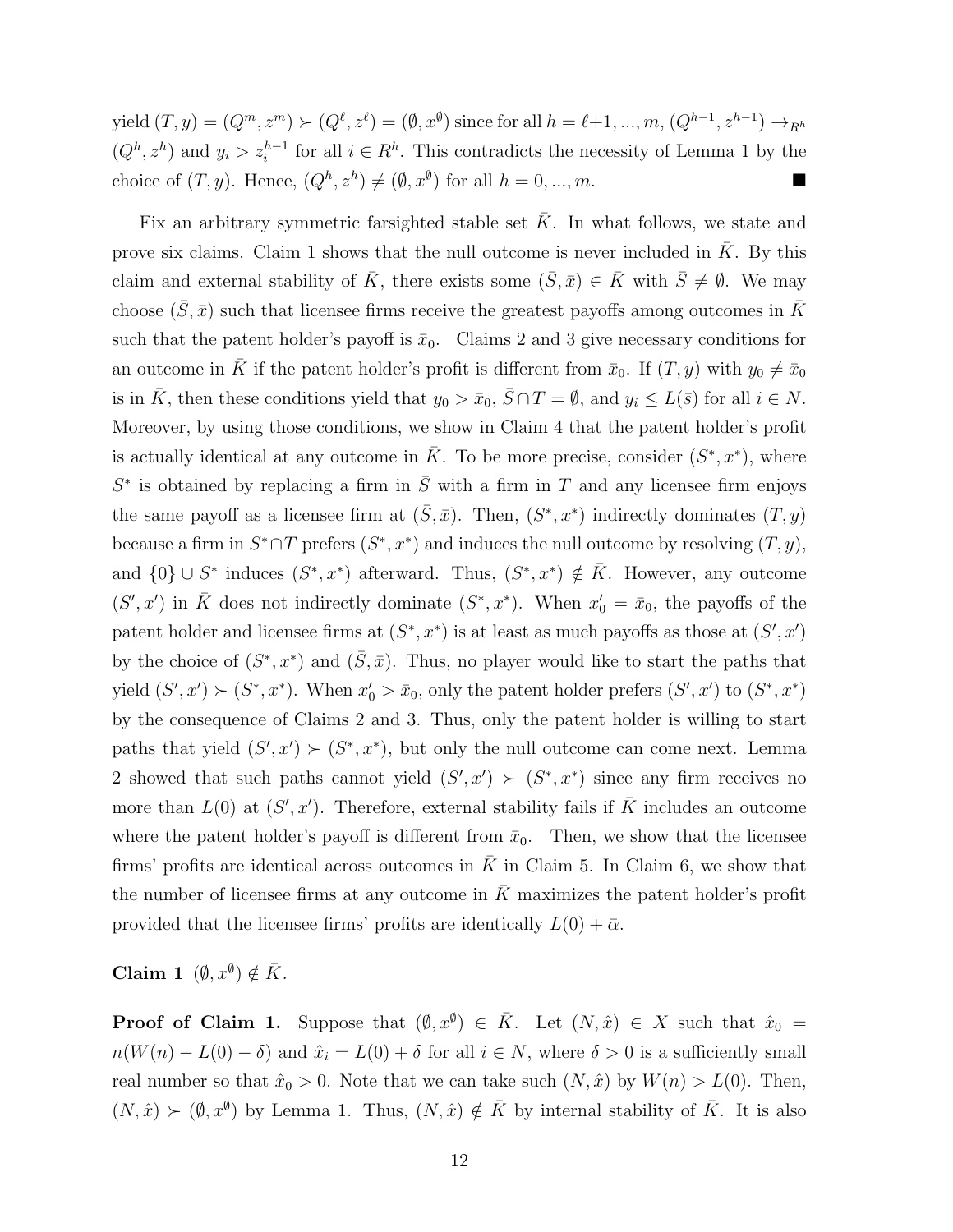yield $(T, y) = (Q^m, z^m) \succ (Q^\ell, z^\ell) = (\emptyset, x^\emptyset)$ since for all $h = \ell+1, ..., m$, $(Q^{h-1}, z^{h-1}) \rightarrow_{R^h} (Q^h, z^h)$ and $y_i > z_i^{h-1}$ for all $i \in R^h$. This contradicts the necessity of Lemma 1 by the choice of $(T, y)$. Hence, $(Q^h, z^h) \neq (\emptyset, x^\emptyset)$ for all $h = 0, ..., m$. ■

Fix an arbitrary symmetric farsighted stable set $\bar{K}$. In what follows, we state and prove six claims. Claim 1 shows that the null outcome is never included in $\bar{K}$. By this claim and external stability of $\bar{K}$, there exists some $(\bar{S}, \bar{x}) \in \bar{K}$ with $\bar{S} \neq \emptyset$. We may choose $(\bar{S}, \bar{x})$ such that licensee firms receive the greatest payoffs among outcomes in $\bar{K}$ such that the patent holder's payoff is $\bar{x}_0$. Claims 2 and 3 give necessary conditions for an outcome in $\bar{K}$ if the patent holder's profit is different from $\bar{x}_0$. If $(T, y)$ with $y_0 \neq \bar{x}_0$ is in $\bar{K}$, then these conditions yield that $y_0 > \bar{x}_0$, $\bar{S} \cap T = \emptyset$, and $y_i \leq L(\bar{s})$ for all $i \in N$. Moreover, by using those conditions, we show in Claim 4 that the patent holder's profit is actually identical at any outcome in $\bar{K}$. To be more precise, consider $(S^*, x^*)$, where $S^*$ is obtained by replacing a firm in $\bar{S}$ with a firm in $T$ and any licensee firm enjoys the same payoff as a licensee firm at $(\bar{S}, \bar{x})$. Then, $(S^*, x^*)$ indirectly dominates $(T, y)$ because a firm in $S^* \cap T$ prefers $(S^*, x^*)$ and induces the null outcome by resolving $(T, y)$, and $\{0\} \cup S^*$ induces $(S^*, x^*)$ afterward. Thus, $(S^*, x^*) \notin \bar{K}$. However, any outcome $(S', x')$ in $\bar{K}$ does not indirectly dominate $(S^*, x^*)$. When $x'_0 = \bar{x}_0$, the payoffs of the patent holder and licensee firms at $(S^*, x^*)$ is at least as much payoffs as those at $(S', x')$ by the choice of $(S^*, x^*)$ and $(\bar{S}, \bar{x})$. Thus, no player would like to start the paths that yield $(S', x') \succ (S^*, x^*)$. When $x'_0 > \bar{x}_0$, only the patent holder prefers $(S', x')$ to $(S^*, x^*)$ by the consequence of Claims 2 and 3. Thus, only the patent holder is willing to start paths that yield $(S', x') \succ (S^*, x^*)$, but only the null outcome can come next. Lemma 2 showed that such paths cannot yield $(S', x') \succ (S^*, x^*)$ since any firm receives no more than $L(0)$ at $(S', x')$. Therefore, external stability fails if $\bar{K}$ includes an outcome where the patent holder's payoff is different from $\bar{x}_0$. Then, we show that the licensee firms' profits are identical across outcomes in $\bar{K}$ in Claim 5. In Claim 6, we show that the number of licensee firms at any outcome in $\bar{K}$ maximizes the patent holder's profit provided that the licensee firms' profits are identically $L(0) + \bar{\alpha}$.

**Claim 1** $(\emptyset, x^\emptyset) \notin \bar{K}$.

**Proof of Claim 1.** Suppose that $(\emptyset, x^\emptyset) \in \bar{K}$. Let $(N, \hat{x}) \in X$ such that $\hat{x}_0 = n(W(n) - L(0) - \delta)$ and $\hat{x}_i = L(0) + \delta$ for all $i \in N$, where $\delta > 0$ is a sufficiently small real number so that $\hat{x}_0 > 0$. Note that we can take such $(N, \hat{x})$ by $W(n) > L(0)$. Then, $(N, \hat{x}) \succ (\emptyset, x^\emptyset)$ by Lemma 1. Thus, $(N, \hat{x}) \notin \bar{K}$ by internal stability of $\bar{K}$. It is also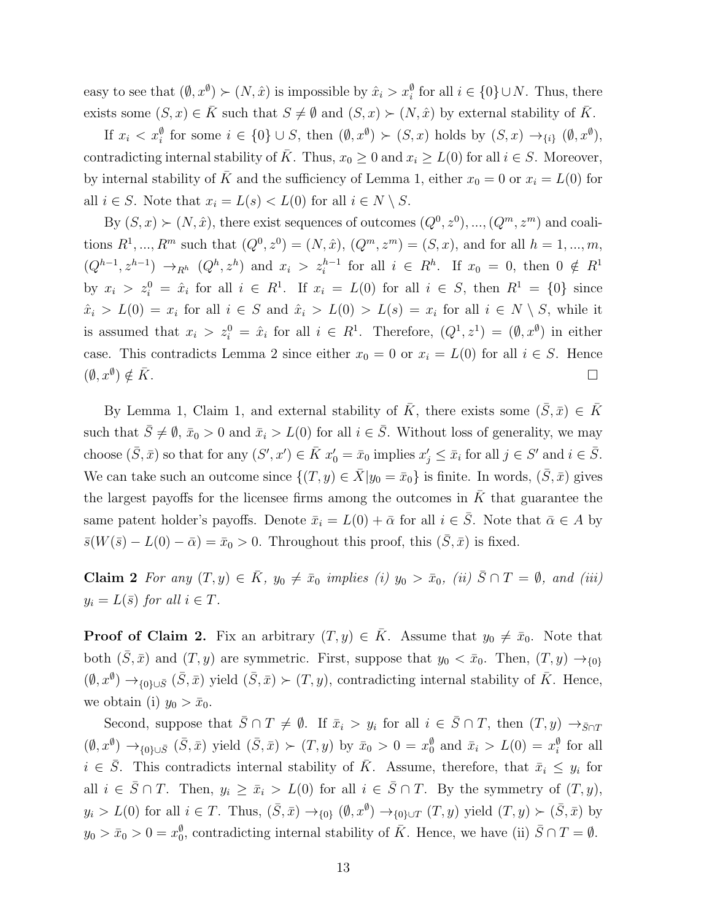easy to see that $(\emptyset, x^{\emptyset}) \succ (N, \hat{x})$ is impossible by $\hat{x}_i > x_i^{\emptyset}$ for all $i \in \{0\} \cup N$. Thus, there exists some $(S, x) \in \bar{K}$ such that $S \neq \emptyset$ and $(S, x) \succ (N, \hat{x})$ by external stability of $\bar{K}$.

If $x_i < x_i^{\emptyset}$ for some $i \in \{0\} \cup S$, then $(\emptyset, x^{\emptyset}) \succ (S, x)$ holds by $(S, x) \to_{\{i\}} (\emptyset, x^{\emptyset})$, contradicting internal stability of $\bar{K}$. Thus, $x_0 \geq 0$ and $x_i \geq L(0)$ for all $i \in S$. Moreover, by internal stability of $\bar{K}$ and the sufficiency of Lemma 1, either $x_0 = 0$ or $x_i = L(0)$ for all $i \in S$. Note that $x_i = L(s) < L(0)$ for all $i \in N \setminus S$.

By $(S, x) \succ (N, \hat{x})$, there exist sequences of outcomes $(Q^0, z^0), ..., (Q^m, z^m)$ and coalitions $R^1, ..., R^m$ such that $(Q^0, z^0) = (N, \hat{x})$, $(Q^m, z^m) = (S, x)$, and for all $h = 1, ..., m$, $(Q^{h-1}, z^{h-1}) \to_{R^h} (Q^h, z^h)$ and $x_i > z_i^{h-1}$ for all $i \in R^h$. If $x_0 = 0$, then $0 \notin R^1$ by $x_i > z_i^0 = \hat{x}_i$ for all $i \in R^1$. If $x_i = L(0)$ for all $i \in S$, then $R^1 = \{0\}$ since $\hat{x}_i > L(0) = x_i$ for all $i \in S$ and $\hat{x}_i > L(0) > L(s) = x_i$ for all $i \in N \setminus S$, while it is assumed that $x_i > z_i^0 = \hat{x}_i$ for all $i \in R^1$. Therefore, $(Q^1, z^1) = (\emptyset, x^{\emptyset})$ in either case. This contradicts Lemma 2 since either $x_0 = 0$ or $x_i = L(0)$ for all $i \in S$. Hence $(\emptyset, x^{\emptyset}) \notin \bar{K}$. $\square$

By Lemma 1, Claim 1, and external stability of $\bar{K}$, there exists some $(\bar{S}, \bar{x}) \in \bar{K}$ such that $\bar{S} \neq \emptyset$, $\bar{x}_0 > 0$ and $\bar{x}_i > L(0)$ for all $i \in \bar{S}$. Without loss of generality, we may choose $(\bar{S}, \bar{x})$ so that for any $(S', x') \in \bar{K}$ $x'_0 = \bar{x}_0$ implies $x'_j \leq \bar{x}_i$ for all $j \in S'$ and $i \in \bar{S}$. We can take such an outcome since $\{(T, y) \in \bar{X} | y_0 = \bar{x}_0\}$ is finite. In words, $(\bar{S}, \bar{x})$ gives the largest payoffs for the licensee firms among the outcomes in $\bar{K}$ that guarantee the same patent holder's payoffs. Denote $\bar{x}_i = L(0) + \bar{\alpha}$ for all $i \in \bar{S}$. Note that $\bar{\alpha} \in A$ by $\bar{s}(W(\bar{s}) - L(0) - \bar{\alpha}) = \bar{x}_0 > 0$. Throughout this proof, this $(\bar{S}, \bar{x})$ is fixed.

**Claim 2** *For any $(T, y) \in \bar{K}$, $y_0 \neq \bar{x}_0$ implies (i) $y_0 > \bar{x}_0$, (ii) $\bar{S} \cap T = \emptyset$, and (iii) $y_i = L(\bar{s})$ for all $i \in T$.*

**Proof of Claim 2.** Fix an arbitrary $(T, y) \in \bar{K}$. Assume that $y_0 \neq \bar{x}_0$. Note that both $(\bar{S}, \bar{x})$ and $(T, y)$ are symmetric. First, suppose that $y_0 < \bar{x}_0$. Then, $(T, y) \to_{\{0\}} (\emptyset, x^{\emptyset}) \to_{\{0\} \cup \bar{S}} (\bar{S}, \bar{x})$ yield $(\bar{S}, \bar{x}) \succ (T, y)$, contradicting internal stability of $\bar{K}$. Hence, we obtain (i) $y_0 > \bar{x}_0$.

Second, suppose that $\bar{S} \cap T \neq \emptyset$. If $\bar{x}_i > y_i$ for all $i \in \bar{S} \cap T$, then $(T, y) \to_{\bar{S} \cap T} (\emptyset, x^{\emptyset}) \to_{\{0\} \cup \bar{S}} (\bar{S}, \bar{x})$ yield $(\bar{S}, \bar{x}) \succ (T, y)$ by $\bar{x}_0 > 0 = x_0^{\emptyset}$ and $\bar{x}_i > L(0) = x_i^{\emptyset}$ for all $i \in \bar{S}$. This contradicts internal stability of $\bar{K}$. Assume, therefore, that $\bar{x}_i \leq y_i$ for all $i \in \bar{S} \cap T$. Then, $y_i \geq \bar{x}_i > L(0)$ for all $i \in \bar{S} \cap T$. By the symmetry of $(T, y)$, $y_i > L(0)$ for all $i \in T$. Thus, $(\bar{S}, \bar{x}) \to_{\{0\}} (\emptyset, x^{\emptyset}) \to_{\{0\} \cup T} (T, y)$ yield $(T, y) \succ (\bar{S}, \bar{x})$ by $y_0 > \bar{x}_0 > 0 = x_0^{\emptyset}$, contradicting internal stability of $\bar{K}$. Hence, we have (ii) $\bar{S} \cap T = \emptyset$.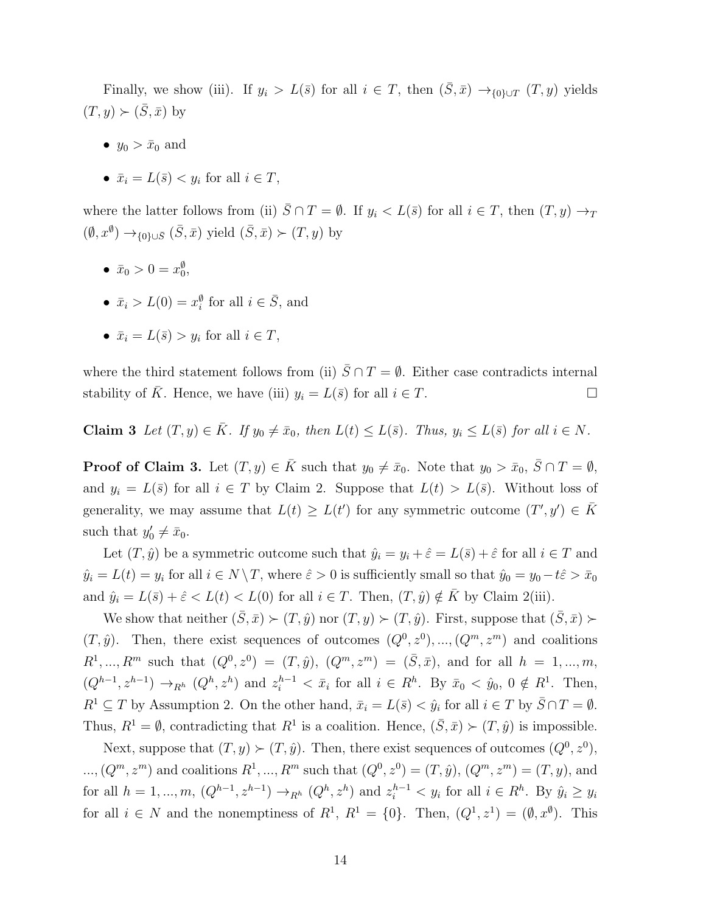Finally, we show (iii). If $y_i > L(\bar{s})$ for all $i \in T$, then $(\bar{S}, \bar{x}) \rightarrow_{\{0\} \cup T} (T, y)$ yields $(T, y) \succ (\bar{S}, \bar{x})$ by

- $y_0 > \bar{x}_0$ and
- $\bar{x}_i = L(\bar{s}) < y_i$ for all $i \in T$,

where the latter follows from (ii) $\bar{S} \cap T = \emptyset$. If $y_i < L(\bar{s})$ for all $i \in T$, then $(T, y) \rightarrow_T (\emptyset, x^{\emptyset}) \rightarrow_{\{0\} \cup \bar{S}} (\bar{S}, \bar{x})$ yield $(\bar{S}, \bar{x}) \succ (T, y)$ by

- $\bar{x}_0 > 0 = x_0^{\emptyset}$,
- $\bar{x}_i > L(0) = x_i^{\emptyset}$ for all $i \in \bar{S}$, and
- $\bar{x}_i = L(\bar{s}) > y_i$ for all $i \in T$,

where the third statement follows from (ii) $\bar{S} \cap T = \emptyset$. Either case contradicts internal stability of $\bar{K}$. Hence, we have (iii) $y_i = L(\bar{s})$ for all $i \in T$. $\square$

**Claim 3** *Let $(T, y) \in \bar{K}$. If $y_0 \neq \bar{x}_0$, then $L(t) \leq L(\bar{s})$. Thus, $y_i \leq L(\bar{s})$ for all $i \in N$.*

**Proof of Claim 3.** Let $(T, y) \in \bar{K}$ such that $y_0 \neq \bar{x}_0$. Note that $y_0 > \bar{x}_0$, $\bar{S} \cap T = \emptyset$, and $y_i = L(\bar{s})$ for all $i \in T$ by Claim 2. Suppose that $L(t) > L(\bar{s})$. Without loss of generality, we may assume that $L(t) \geq L(t')$ for any symmetric outcome $(T', y') \in \bar{K}$ such that $y'_0 \neq \bar{x}_0$.

Let $(T, \hat{y})$ be a symmetric outcome such that $\hat{y}_i = y_i + \hat{\varepsilon} = L(\bar{s}) + \hat{\varepsilon}$ for all $i \in T$ and $\hat{y}_i = L(t) = y_i$ for all $i \in N \setminus T$, where $\hat{\varepsilon} > 0$ is sufficiently small so that $\hat{y}_0 = y_0 - t\hat{\varepsilon} > \bar{x}_0$ and $\hat{y}_i = L(\bar{s}) + \hat{\varepsilon} < L(t) < L(0)$ for all $i \in T$. Then, $(T, \hat{y}) \notin \bar{K}$ by Claim 2(iii).

We show that neither $(\bar{S}, \bar{x}) \succ (T, \hat{y})$ nor $(T, y) \succ (T, \hat{y})$. First, suppose that $(\bar{S}, \bar{x}) \succ (T, \hat{y})$. Then, there exist sequences of outcomes $(Q^0, z^0), ..., (Q^m, z^m)$ and coalitions $R^1, ..., R^m$ such that $(Q^0, z^0) = (T, \hat{y})$, $(Q^m, z^m) = (\bar{S}, \bar{x})$, and for all $h = 1, ..., m$, $(Q^{h-1}, z^{h-1}) \rightarrow_{R^h} (Q^h, z^h)$ and $z_i^{h-1} < \bar{x}_i$ for all $i \in R^h$. By $\bar{x}_0 < \hat{y}_0$, $0 \notin R^1$. Then, $R^1 \subseteq T$ by Assumption 2. On the other hand, $\bar{x}_i = L(\bar{s}) < \hat{y}_i$ for all $i \in T$ by $\bar{S} \cap T = \emptyset$. Thus, $R^1 = \emptyset$, contradicting that $R^1$ is a coalition. Hence, $(\bar{S}, \bar{x}) \succ (T, \hat{y})$ is impossible.

Next, suppose that $(T, y) \succ (T, \hat{y})$. Then, there exist sequences of outcomes $(Q^0, z^0)$, ..., $(Q^m, z^m)$ and coalitions $R^1, ..., R^m$ such that $(Q^0, z^0) = (T, \hat{y})$, $(Q^m, z^m) = (T, y)$, and for all $h = 1, ..., m$, $(Q^{h-1}, z^{h-1}) \rightarrow_{R^h} (Q^h, z^h)$ and $z_i^{h-1} < y_i$ for all $i \in R^h$. By $\hat{y}_i \geq y_i$ for all $i \in N$ and the nonemptiness of $R^1$, $R^1 = \{0\}$. Then, $(Q^1, z^1) = (\emptyset, x^{\emptyset})$. This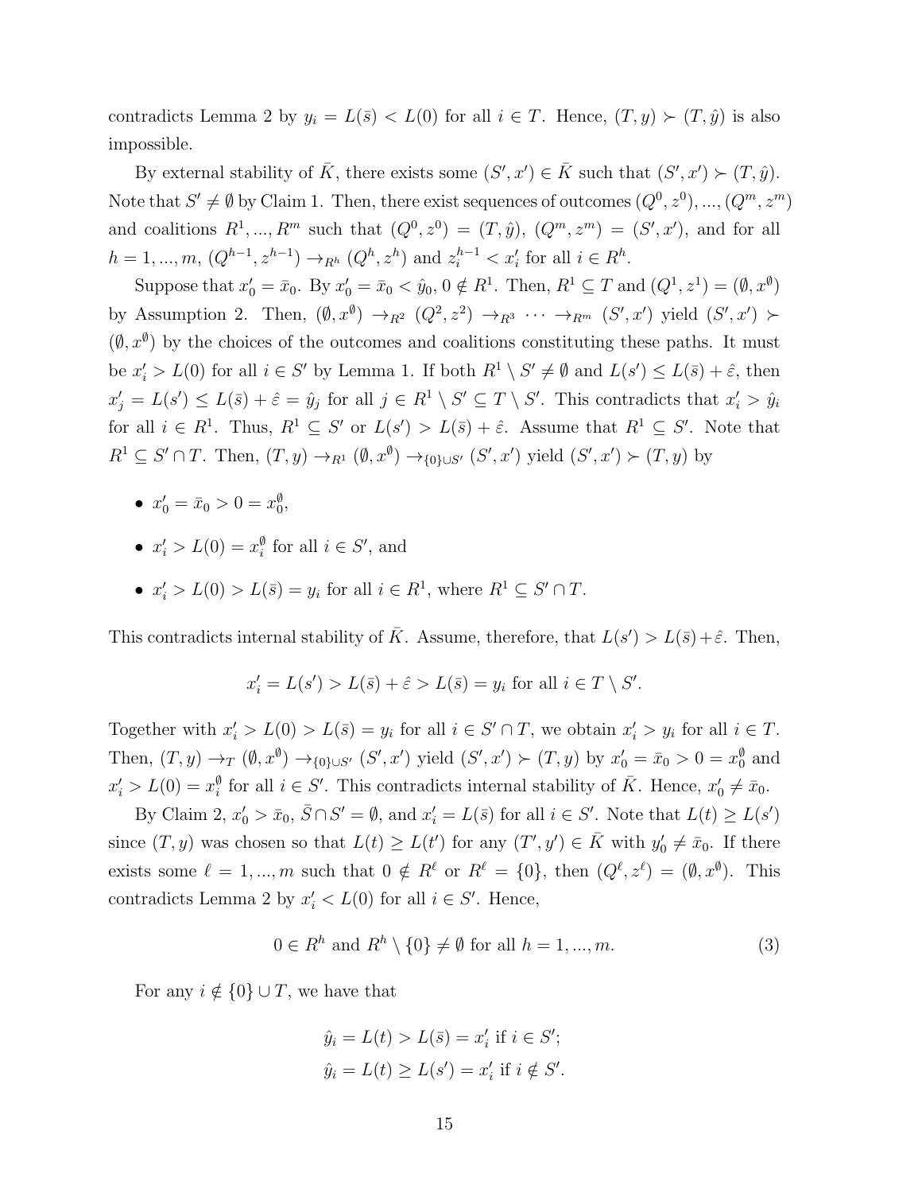contradicts Lemma 2 by $y_i = L(\bar{s}) < L(0)$ for all $i \in T$. Hence, $(T, y) \succ (T, \hat{y})$ is also impossible.

By external stability of $\bar{K}$, there exists some $(S', x') \in \bar{K}$ such that $(S', x') \succ (T, \hat{y})$. Note that $S' \neq \emptyset$ by Claim 1. Then, there exist sequences of outcomes $(Q^0, z^0), ..., (Q^m, z^m)$ and coalitions $R^1, ..., R^m$ such that $(Q^0, z^0) = (T, \hat{y})$, $(Q^m, z^m) = (S', x')$, and for all $h = 1, ..., m$, $(Q^{h-1}, z^{h-1}) \rightarrow_{R^h} (Q^h, z^h)$ and $z_i^{h-1} < x_i'$ for all $i \in R^h$.

Suppose that $x_0' = \bar{x}_0$. By $x_0' = \bar{x}_0 < \hat{y}_0$, $0 \notin R^1$. Then, $R^1 \subseteq T$ and $(Q^1, z^1) = (\emptyset, x^\emptyset)$ by Assumption 2. Then, $(\emptyset, x^\emptyset) \rightarrow_{R^2} (Q^2, z^2) \rightarrow_{R^3} \cdots \rightarrow_{R^m} (S', x')$ yield $(S', x') \succ (\emptyset, x^\emptyset)$ by the choices of the outcomes and coalitions constituting these paths. It must be $x_i' > L(0)$ for all $i \in S'$ by Lemma 1. If both $R^1 \setminus S' \neq \emptyset$ and $L(s') \leq L(\bar{s}) + \hat{\varepsilon}$, then $x_j' = L(s') \leq L(\bar{s}) + \hat{\varepsilon} = \hat{y}_j$ for all $j \in R^1 \setminus S' \subseteq T \setminus S'$. This contradicts that $x_i' > \hat{y}_i$ for all $i \in R^1$. Thus, $R^1 \subseteq S'$ or $L(s') > L(\bar{s}) + \hat{\varepsilon}$. Assume that $R^1 \subseteq S'$. Note that $R^1 \subseteq S' \cap T$. Then, $(T, y) \rightarrow_{R^1} (\emptyset, x^\emptyset) \rightarrow_{\{0\} \cup S'} (S', x')$ yield $(S', x') \succ (T, y)$ by

- $x_0' = \bar{x}_0 > 0 = x_0^\emptyset$,
- $x_i' > L(0) = x_i^\emptyset$ for all $i \in S'$, and
- $x_i' > L(0) > L(\bar{s}) = y_i$ for all $i \in R^1$, where $R^1 \subseteq S' \cap T$.

This contradicts internal stability of $\bar{K}$. Assume, therefore, that $L(s') > L(\bar{s}) + \hat{\varepsilon}$. Then,

$$x_i' = L(s') > L(\bar{s}) + \hat{\varepsilon} > L(\bar{s}) = y_i \text{ for all } i \in T \setminus S'.$$

Together with $x_i' > L(0) > L(\bar{s}) = y_i$ for all $i \in S' \cap T$, we obtain $x_i' > y_i$ for all $i \in T$. Then, $(T, y) \rightarrow_T (\emptyset, x^\emptyset) \rightarrow_{\{0\} \cup S'} (S', x')$ yield $(S', x') \succ (T, y)$ by $x_0' = \bar{x}_0 > 0 = x_0^\emptyset$ and $x_i' > L(0) = x_i^\emptyset$ for all $i \in S'$. This contradicts internal stability of $\bar{K}$. Hence, $x_0' \neq \bar{x}_0$.

By Claim 2, $x_0' > \bar{x}_0$, $\bar{S} \cap S' = \emptyset$, and $x_i' = L(\bar{s})$ for all $i \in S'$. Note that $L(t) \geq L(s')$ since $(T, y)$ was chosen so that $L(t) \geq L(t')$ for any $(T', y') \in \bar{K}$ with $y_0' \neq \bar{x}_0$. If there exists some $\ell = 1, ..., m$ such that $0 \notin R^\ell$ or $R^\ell = \{0\}$, then $(Q^\ell, z^\ell) = (\emptyset, x^\emptyset)$. This contradicts Lemma 2 by $x_i' < L(0)$ for all $i \in S'$. Hence,

$$0 \in R^h \text{ and } R^h \setminus \{0\} \neq \emptyset \text{ for all } h = 1, ..., m. \tag{3}$$

For any $i \notin \{0\} \cup T$, we have that

$$\hat{y}_i = L(t) > L(\bar{s}) = x_i' \text{ if } i \in S';$$
$$\hat{y}_i = L(t) \geq L(s') = x_i' \text{ if } i \notin S'.$$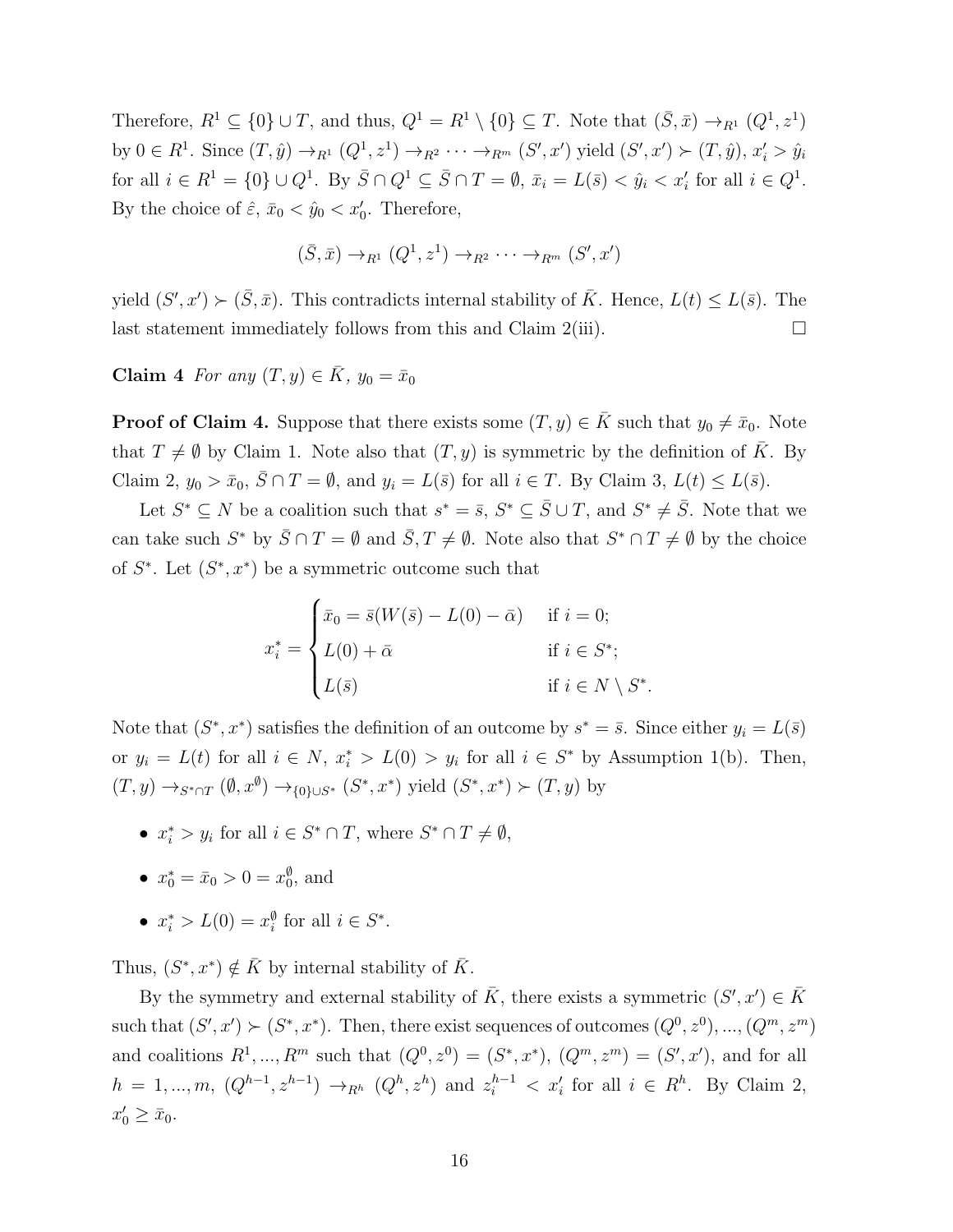Therefore, $R^1 \subseteq \{0\} \cup T$, and thus, $Q^1 = R^1 \setminus \{0\} \subseteq T$. Note that $(\bar{S}, \bar{x}) \to_{R^1} (Q^1, z^1)$ by $0 \in R^1$. Since $(T, \hat{y}) \to_{R^1} (Q^1, z^1) \to_{R^2} \cdots \to_{R^m} (S', x')$ yield $(S', x') \succ (T, \hat{y})$, $x'_i > \hat{y}_i$ for all $i \in R^1 = \{0\} \cup Q^1$. By $\bar{S} \cap Q^1 \subseteq \bar{S} \cap T = \emptyset$, $\bar{x}_i = L(\bar{s}) < \hat{y}_i < x'_i$ for all $i \in Q^1$. By the choice of $\hat{\varepsilon}$, $\bar{x}_0 < \hat{y}_0 < x'_0$. Therefore,

$$(\bar{S}, \bar{x}) \to_{R^1} (Q^1, z^1) \to_{R^2} \cdots \to_{R^m} (S', x')$$

yield $(S', x') \succ (\bar{S}, \bar{x})$. This contradicts internal stability of $\bar{K}$. Hence, $L(t) \leq L(\bar{s})$. The last statement immediately follows from this and Claim 2(iii). □

**Claim 4** *For any $(T, y) \in \bar{K}$, $y_0 = \bar{x}_0$*

**Proof of Claim 4.** Suppose that there exists some $(T, y) \in \bar{K}$ such that $y_0 \neq \bar{x}_0$. Note that $T \neq \emptyset$ by Claim 1. Note also that $(T, y)$ is symmetric by the definition of $\bar{K}$. By Claim 2, $y_0 > \bar{x}_0$, $\bar{S} \cap T = \emptyset$, and $y_i = L(\bar{s})$ for all $i \in T$. By Claim 3, $L(t) \leq L(\bar{s})$.

Let $S^* \subseteq N$ be a coalition such that $s^* = \bar{s}$, $S^* \subseteq \bar{S} \cup T$, and $S^* \neq \bar{S}$. Note that we can take such $S^*$ by $\bar{S} \cap T = \emptyset$ and $\bar{S}, T \neq \emptyset$. Note also that $S^* \cap T \neq \emptyset$ by the choice of $S^*$. Let $(S^*, x^*)$ be a symmetric outcome such that

$$x^*_i = \begin{cases} \bar{x}_0 = \bar{s}(W(\bar{s}) - L(0) - \bar{\alpha}) & \text{if } i = 0; \\ L(0) + \bar{\alpha} & \text{if } i \in S^*; \\ L(\bar{s}) & \text{if } i \in N \setminus S^*. \end{cases}$$

Note that $(S^*, x^*)$ satisfies the definition of an outcome by $s^* = \bar{s}$. Since either $y_i = L(\bar{s})$ or $y_i = L(t)$ for all $i \in N$, $x^*_i > L(0) > y_i$ for all $i \in S^*$ by Assumption 1(b). Then, $(T, y) \to_{S^* \cap T} (\emptyset, x^\emptyset) \to_{\{0\} \cup S^*} (S^*, x^*)$ yield $(S^*, x^*) \succ (T, y)$ by

- $x^*_i > y_i$ for all $i \in S^* \cap T$, where $S^* \cap T \neq \emptyset$,
- $x^*_0 = \bar{x}_0 > 0 = x^\emptyset_0$, and
- $x^*_i > L(0) = x^\emptyset_i$ for all $i \in S^*$.

Thus, $(S^*, x^*) \notin \bar{K}$ by internal stability of $\bar{K}$.

By the symmetry and external stability of $\bar{K}$, there exists a symmetric $(S', x') \in \bar{K}$ such that $(S', x') \succ (S^*, x^*)$. Then, there exist sequences of outcomes $(Q^0, z^0), ..., (Q^m, z^m)$ and coalitions $R^1, ..., R^m$ such that $(Q^0, z^0) = (S^*, x^*)$, $(Q^m, z^m) = (S', x')$, and for all $h = 1, ..., m$, $(Q^{h-1}, z^{h-1}) \to_{R^h} (Q^h, z^h)$ and $z^{h-1}_i < x'_i$ for all $i \in R^h$. By Claim 2, $x'_0 \geq \bar{x}_0$.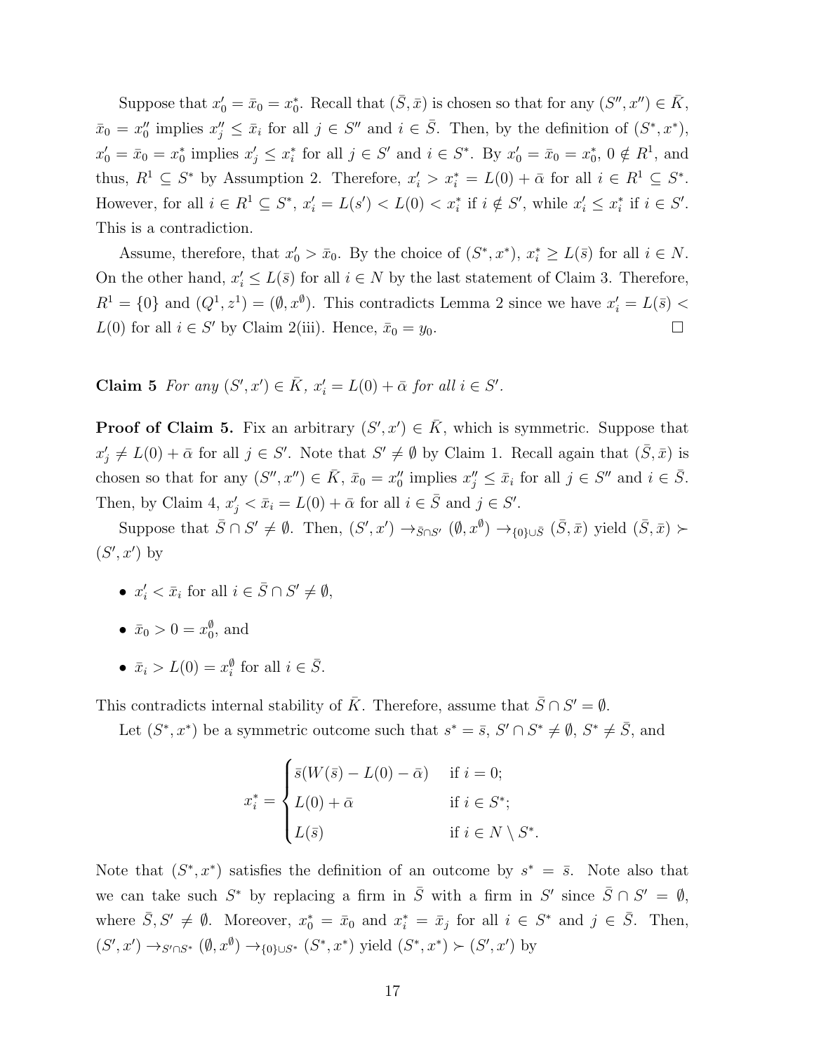Suppose that $x'_0 = \bar{x}_0 = x^*_0$. Recall that $(\bar{S}, \bar{x})$ is chosen so that for any $(S'', x'') \in \bar{K}$, $\bar{x}_0 = x''_0$ implies $x''_j \leq \bar{x}_i$ for all $j \in S''$ and $i \in \bar{S}$. Then, by the definition of $(S^*, x^*)$, $x'_0 = \bar{x}_0 = x^*_0$ implies $x'_j \leq x^*_i$ for all $j \in S'$ and $i \in S^*$. By $x'_0 = \bar{x}_0 = x^*_0$, $0 \notin R^1$, and thus, $R^1 \subseteq S^*$ by Assumption 2. Therefore, $x'_i > x^*_i = L(0) + \bar{\alpha}$ for all $i \in R^1 \subseteq S^*$. However, for all $i \in R^1 \subseteq S^*$, $x'_i = L(s') < L(0) < x^*_i$ if $i \notin S'$, while $x'_i \leq x^*_i$ if $i \in S'$. This is a contradiction.

Assume, therefore, that $x'_0 > \bar{x}_0$. By the choice of $(S^*, x^*)$, $x^*_i \geq L(\bar{s})$ for all $i \in N$. On the other hand, $x'_i \leq L(\bar{s})$ for all $i \in N$ by the last statement of Claim 3. Therefore, $R^1 = \{0\}$ and $(Q^1, z^1) = (\emptyset, x^{\emptyset})$. This contradicts Lemma 2 since we have $x'_i = L(\bar{s}) < L(0)$ for all $i \in S'$ by Claim 2(iii). Hence, $\bar{x}_0 = y_0$. $\square$

**Claim 5** *For any $(S', x') \in \bar{K}$, $x'_i = L(0) + \bar{\alpha}$ for all $i \in S'$.*

**Proof of Claim 5.** Fix an arbitrary $(S', x') \in \bar{K}$, which is symmetric. Suppose that $x'_j \neq L(0) + \bar{\alpha}$ for all $j \in S'$. Note that $S' \neq \emptyset$ by Claim 1. Recall again that $(\bar{S}, \bar{x})$ is chosen so that for any $(S'', x'') \in \bar{K}$, $\bar{x}_0 = x''_0$ implies $x''_j \leq \bar{x}_i$ for all $j \in S''$ and $i \in \bar{S}$. Then, by Claim 4, $x'_j < \bar{x}_i = L(0) + \bar{\alpha}$ for all $i \in \bar{S}$ and $j \in S'$.

Suppose that $\bar{S} \cap S' \neq \emptyset$. Then, $(S', x') \rightarrow_{\bar{S} \cap S'} (\emptyset, x^{\emptyset}) \rightarrow_{\{0\} \cup \bar{S}} (\bar{S}, \bar{x})$ yield $(\bar{S}, \bar{x}) \succ (S', x')$ by

- $x'_i < \bar{x}_i$ for all $i \in \bar{S} \cap S' \neq \emptyset$,
- $\bar{x}_0 > 0 = x^{\emptyset}_0$, and
- $\bar{x}_i > L(0) = x^{\emptyset}_i$ for all $i \in \bar{S}$.

This contradicts internal stability of $\bar{K}$. Therefore, assume that $\bar{S} \cap S' = \emptyset$.

Let $(S^*, x^*)$ be a symmetric outcome such that $s^* = \bar{s}$, $S' \cap S^* \neq \emptyset$, $S^* \neq \bar{S}$, and

$$x^*_i = \begin{cases} \bar{s}(W(\bar{s}) - L(0) - \bar{\alpha}) & \text{if } i = 0; \\ L(0) + \bar{\alpha} & \text{if } i \in S^*; \\ L(\bar{s}) & \text{if } i \in N \setminus S^*. \end{cases}$$

Note that $(S^*, x^*)$ satisfies the definition of an outcome by $s^* = \bar{s}$. Note also that we can take such $S^*$ by replacing a firm in $\bar{S}$ with a firm in $S'$ since $\bar{S} \cap S' = \emptyset$, where $\bar{S}, S' \neq \emptyset$. Moreover, $x^*_0 = \bar{x}_0$ and $x^*_i = \bar{x}_j$ for all $i \in S^*$ and $j \in \bar{S}$. Then, $(S', x') \rightarrow_{S' \cap S^*} (\emptyset, x^{\emptyset}) \rightarrow_{\{0\} \cup S^*} (S^*, x^*)$ yield $(S^*, x^*) \succ (S', x')$ by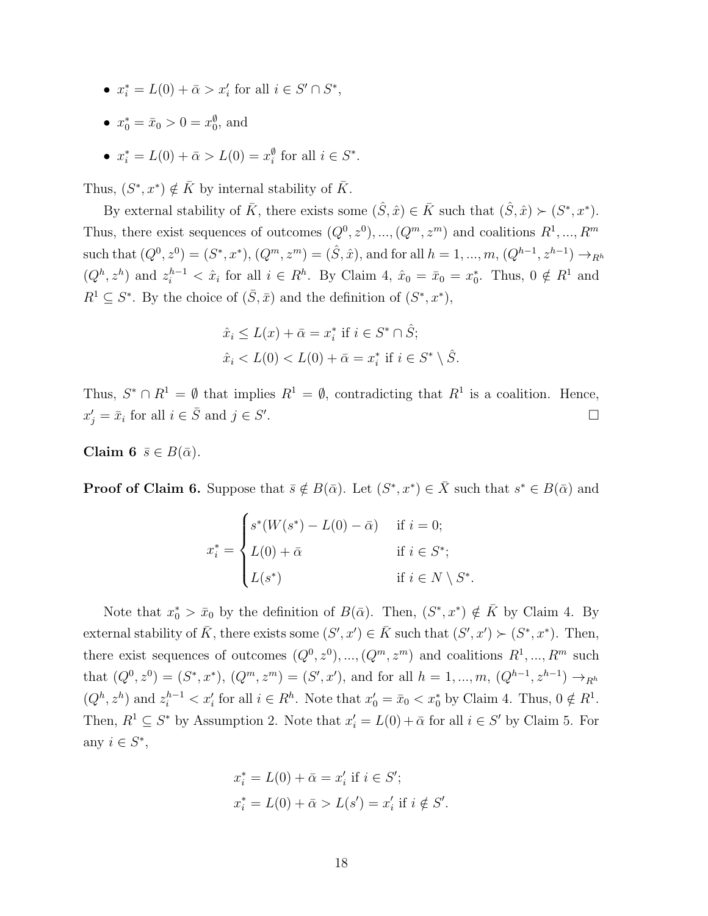- $x_i^* = L(0) + \bar{\alpha} > x_i'$ for all $i \in S' \cap S^*$,
- $x_0^* = \bar{x}_0 > 0 = x_0^{\emptyset}$, and
- $x_i^* = L(0) + \bar{\alpha} > L(0) = x_i^{\emptyset}$ for all $i \in S^*$.

Thus, $(S^*, x^*) \notin \bar{K}$ by internal stability of $\bar{K}$.

By external stability of $\bar{K}$, there exists some $(\hat{S}, \hat{x}) \in \bar{K}$ such that $(\hat{S}, \hat{x}) \succ (S^*, x^*)$. Thus, there exist sequences of outcomes $(Q^0, z^0), ..., (Q^m, z^m)$ and coalitions $R^1, ..., R^m$ such that $(Q^0, z^0) = (S^*, x^*)$, $(Q^m, z^m) = (\hat{S}, \hat{x})$, and for all $h = 1, ..., m$, $(Q^{h-1}, z^{h-1}) \rightarrow_{R^h} (Q^h, z^h)$ and $z_i^{h-1} < \hat{x}_i$ for all $i \in R^h$. By Claim 4, $\hat{x}_0 = \bar{x}_0 = x_0^*$. Thus, $0 \notin R^1$ and $R^1 \subseteq S^*$. By the choice of $(\bar{S}, \bar{x})$ and the definition of $(S^*, x^*)$,

$$\hat{x}_i \leq L(x) + \bar{\alpha} = x_i^* \text{ if } i \in S^* \cap \hat{S};$$
$$\hat{x}_i < L(0) < L(0) + \bar{\alpha} = x_i^* \text{ if } i \in S^* \setminus \hat{S}.$$

Thus, $S^* \cap R^1 = \emptyset$ that implies $R^1 = \emptyset$, contradicting that $R^1$ is a coalition. Hence, $x_j' = \bar{x}_i$ for all $i \in \bar{S}$ and $j \in S'$. $\square$

**Claim 6** $\bar{s} \in B(\bar{\alpha})$.

**Proof of Claim 6.** Suppose that $\bar{s} \notin B(\bar{\alpha})$. Let $(S^*, x^*) \in \bar{X}$ such that $s^* \in B(\bar{\alpha})$ and

$$x_i^* = \begin{cases} s^*(W(s^*) - L(0) - \bar{\alpha}) & \text{if } i = 0; \\ L(0) + \bar{\alpha} & \text{if } i \in S^*; \\ L(s^*) & \text{if } i \in N \setminus S^*. \end{cases}$$

Note that $x_0^* > \bar{x}_0$ by the definition of $B(\bar{\alpha})$. Then, $(S^*, x^*) \notin \bar{K}$ by Claim 4. By external stability of $\bar{K}$, there exists some $(S', x') \in \bar{K}$ such that $(S', x') \succ (S^*, x^*)$. Then, there exist sequences of outcomes $(Q^0, z^0), ..., (Q^m, z^m)$ and coalitions $R^1, ..., R^m$ such that $(Q^0, z^0) = (S^*, x^*)$, $(Q^m, z^m) = (S', x')$, and for all $h = 1, ..., m$, $(Q^{h-1}, z^{h-1}) \rightarrow_{R^h} (Q^h, z^h)$ and $z_i^{h-1} < x_i'$ for all $i \in R^h$. Note that $x_0' = \bar{x}_0 < x_0^*$ by Claim 4. Thus, $0 \notin R^1$. Then, $R^1 \subseteq S^*$ by Assumption 2. Note that $x_i' = L(0) + \bar{\alpha}$ for all $i \in S'$ by Claim 5. For any $i \in S^*$,

$$x_i^* = L(0) + \bar{\alpha} = x_i' \text{ if } i \in S';$$
$$x_i^* = L(0) + \bar{\alpha} > L(s') = x_i' \text{ if } i \notin S'.$$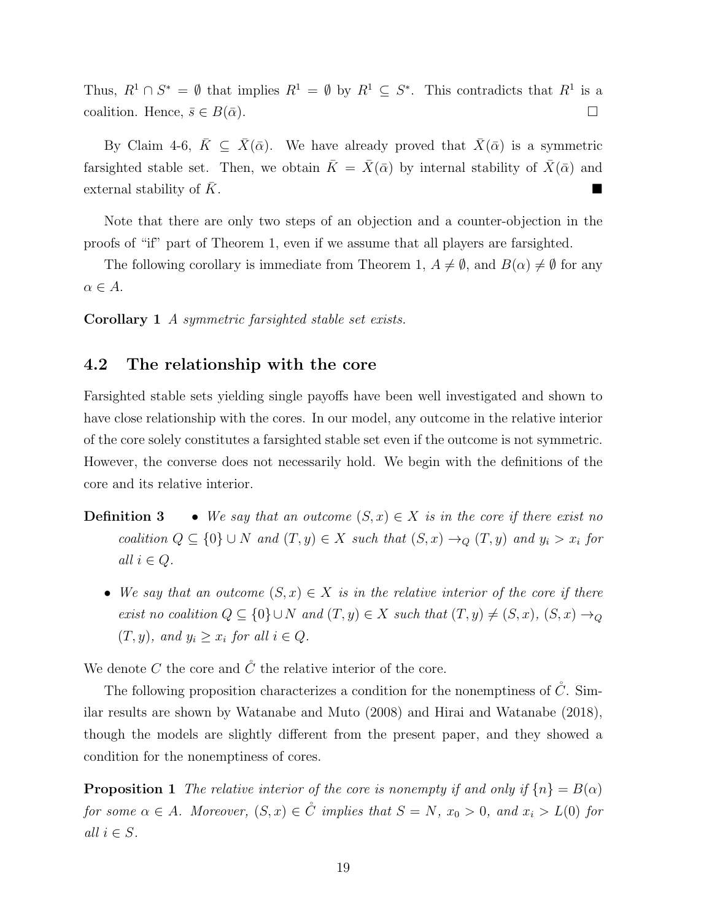Thus, $R^1 \cap S^* = \emptyset$ that implies $R^1 = \emptyset$ by $R^1 \subseteq S^*$. This contradicts that $R^1$ is a coalition. Hence, $\bar{s} \in B(\bar{\alpha})$. □

By Claim 4-6, $\bar{K} \subseteq \bar{X}(\bar{\alpha})$. We have already proved that $\bar{X}(\bar{\alpha})$ is a symmetric farsighted stable set. Then, we obtain $\bar{K} = \bar{X}(\bar{\alpha})$ by internal stability of $\bar{X}(\bar{\alpha})$ and external stability of $\bar{K}$. ■

Note that there are only two steps of an objection and a counter-objection in the proofs of "if" part of Theorem 1, even if we assume that all players are farsighted.

The following corollary is immediate from Theorem 1, $A \neq \emptyset$, and $B(\alpha) \neq \emptyset$ for any $\alpha \in A$.

**Corollary 1** *A symmetric farsighted stable set exists.*

## 4.2 The relationship with the core

Farsighted stable sets yielding single payoffs have been well investigated and shown to have close relationship with the cores. In our model, any outcome in the relative interior of the core solely constitutes a farsighted stable set even if the outcome is not symmetric. However, the converse does not necessarily hold. We begin with the definitions of the core and its relative interior.

**Definition 3**

- *We say that an outcome $(S, x) \in X$ is in the core if there exist no coalition $Q \subseteq \{0\} \cup N$ and $(T, y) \in X$ such that $(S, x) \to_Q (T, y)$ and $y_i > x_i$ for all $i \in Q$.*
- *We say that an outcome $(S, x) \in X$ is in the relative interior of the core if there exist no coalition $Q \subseteq \{0\} \cup N$ and $(T, y) \in X$ such that $(T, y) \neq (S, x)$, $(S, x) \to_Q (T, y)$, and $y_i \geq x_i$ for all $i \in Q$.*

We denote $C$ the core and $\mathring{C}$ the relative interior of the core.

The following proposition characterizes a condition for the nonemptiness of $\mathring{C}$. Similar results are shown by Watanabe and Muto (2008) and Hirai and Watanabe (2018), though the models are slightly different from the present paper, and they showed a condition for the nonemptiness of cores.

**Proposition 1** *The relative interior of the core is nonempty if and only if $\{n\} = B(\alpha)$ for some $\alpha \in A$. Moreover, $(S, x) \in \mathring{C}$ implies that $S = N$, $x_0 > 0$, and $x_i > L(0)$ for all $i \in S$.*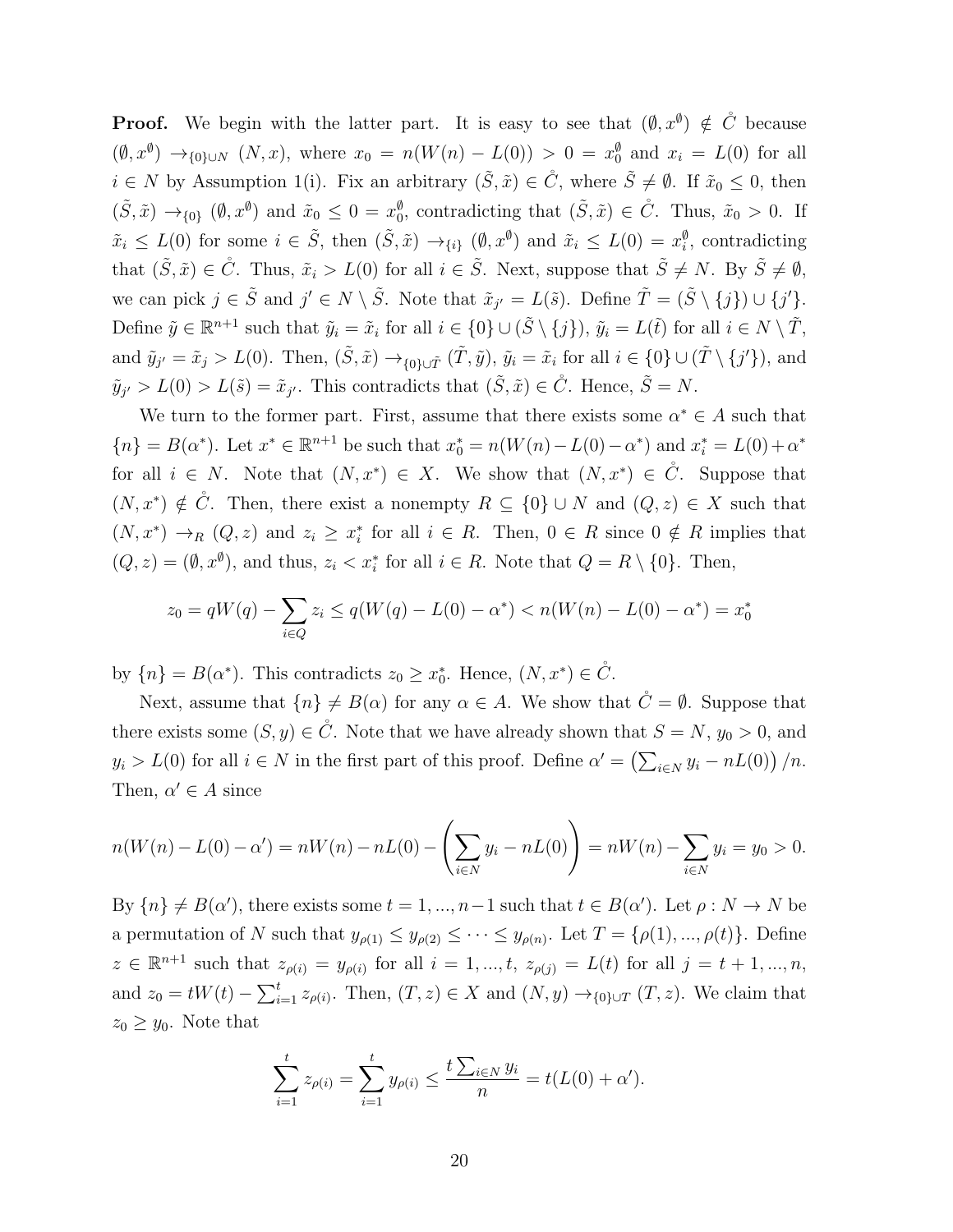**Proof.** We begin with the latter part. It is easy to see that $(\emptyset, x^{\emptyset}) \notin \mathring{C}$ because $(\emptyset, x^{\emptyset}) \to_{\{0\}\cup N} (N, x)$, where $x_0 = n(W(n) - L(0)) > 0 = x_0^{\emptyset}$ and $x_i = L(0)$ for all $i \in N$ by Assumption 1(i). Fix an arbitrary $(\tilde{S}, \tilde{x}) \in \mathring{C}$, where $\tilde{S} \neq \emptyset$. If $\tilde{x}_0 \leq 0$, then $(\tilde{S}, \tilde{x}) \to_{\{0\}} (\emptyset, x^{\emptyset})$ and $\tilde{x}_0 \leq 0 = x_0^{\emptyset}$, contradicting that $(\tilde{S}, \tilde{x}) \in \mathring{C}$. Thus, $\tilde{x}_0 > 0$. If $\tilde{x}_i \leq L(0)$ for some $i \in \tilde{S}$, then $(\tilde{S}, \tilde{x}) \to_{\{i\}} (\emptyset, x^{\emptyset})$ and $\tilde{x}_i \leq L(0) = x_i^{\emptyset}$, contradicting that $(\tilde{S}, \tilde{x}) \in \mathring{C}$. Thus, $\tilde{x}_i > L(0)$ for all $i \in \tilde{S}$. Next, suppose that $\tilde{S} \neq N$. By $\tilde{S} \neq \emptyset$, we can pick $j \in \tilde{S}$ and $j' \in N \setminus \tilde{S}$. Note that $\tilde{x}_{j'} = L(\tilde{s})$. Define $\tilde{T} = (\tilde{S} \setminus \{j\}) \cup \{j'\}$. Define $\tilde{y} \in \mathbb{R}^{n+1}$ such that $\tilde{y}_i = \tilde{x}_i$ for all $i \in \{0\} \cup (\tilde{S} \setminus \{j\})$, $\tilde{y}_i = L(\tilde{t})$ for all $i \in N \setminus \tilde{T}$, and $\tilde{y}_{j'} = \tilde{x}_j > L(0)$. Then, $(\tilde{S}, \tilde{x}) \to_{\{0\}\cup\tilde{T}} (\tilde{T}, \tilde{y})$, $\tilde{y}_i = \tilde{x}_i$ for all $i \in \{0\} \cup (\tilde{T} \setminus \{j'\})$, and $\tilde{y}_{j'} > L(0) > L(\tilde{s}) = \tilde{x}_{j'}$. This contradicts that $(\tilde{S}, \tilde{x}) \in \mathring{C}$. Hence, $\tilde{S} = N$.

We turn to the former part. First, assume that there exists some $\alpha^* \in A$ such that $\{n\} = B(\alpha^*)$. Let $x^* \in \mathbb{R}^{n+1}$ be such that $x_0^* = n(W(n) - L(0) - \alpha^*)$ and $x_i^* = L(0) + \alpha^*$ for all $i \in N$. Note that $(N, x^*) \in X$. We show that $(N, x^*) \in \mathring{C}$. Suppose that $(N, x^*) \notin \mathring{C}$. Then, there exist a nonempty $R \subseteq \{0\} \cup N$ and $(Q, z) \in X$ such that $(N, x^*) \to_R (Q, z)$ and $z_i \geq x_i^*$ for all $i \in R$. Then, $0 \in R$ since $0 \notin R$ implies that $(Q, z) = (\emptyset, x^{\emptyset})$, and thus, $z_i < x_i^*$ for all $i \in R$. Note that $Q = R \setminus \{0\}$. Then,

$$z_0 = qW(q) - \sum_{i\in Q} z_i \leq q(W(q) - L(0) - \alpha^*) < n(W(n) - L(0) - \alpha^*) = x_0^*$$

by $\{n\} = B(\alpha^*)$. This contradicts $z_0 \geq x_0^*$. Hence, $(N, x^*) \in \mathring{C}$.

Next, assume that $\{n\} \neq B(\alpha)$ for any $\alpha \in A$. We show that $\mathring{C} = \emptyset$. Suppose that there exists some $(S, y) \in \mathring{C}$. Note that we have already shown that $S = N$, $y_0 > 0$, and $y_i > L(0)$ for all $i \in N$ in the first part of this proof. Define $\alpha' = \left(\sum_{i\in N} y_i - nL(0)\right)/n$. Then, $\alpha' \in A$ since

$$n(W(n) - L(0) - \alpha') = nW(n) - nL(0) - \left(\sum_{i\in N} y_i - nL(0)\right) = nW(n) - \sum_{i\in N} y_i = y_0 > 0.$$

By $\{n\} \neq B(\alpha')$, there exists some $t = 1, ..., n-1$ such that $t \in B(\alpha')$. Let $\rho : N \to N$ be a permutation of $N$ such that $y_{\rho(1)} \leq y_{\rho(2)} \leq \cdots \leq y_{\rho(n)}$. Let $T = \{\rho(1), ..., \rho(t)\}$. Define $z \in \mathbb{R}^{n+1}$ such that $z_{\rho(i)} = y_{\rho(i)}$ for all $i = 1, ..., t$, $z_{\rho(j)} = L(t)$ for all $j = t+1, ..., n$, and $z_0 = tW(t) - \sum_{i=1}^{t} z_{\rho(i)}$. Then, $(T, z) \in X$ and $(N, y) \to_{\{0\}\cup T} (T, z)$. We claim that $z_0 \geq y_0$. Note that

$$\sum_{i=1}^{t} z_{\rho(i)} = \sum_{i=1}^{t} y_{\rho(i)} \leq \frac{t\sum_{i\in N} y_i}{n} = t(L(0) + \alpha').$$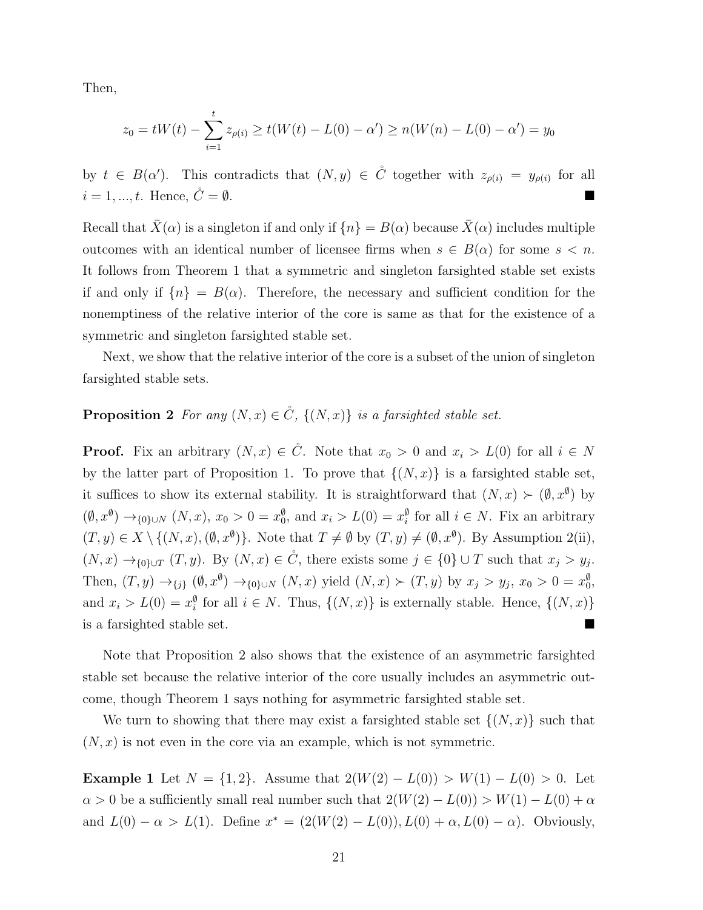Then,

$$z_0 = tW(t) - \sum_{i=1}^{t} z_{\rho(i)} \geq t(W(t) - L(0) - \alpha') \geq n(W(n) - L(0) - \alpha') = y_0$$

by $t \in B(\alpha')$. This contradicts that $(N, y) \in \mathring{C}$ together with $z_{\rho(i)} = y_{\rho(i)}$ for all $i = 1, ..., t$. Hence, $\mathring{C} = \emptyset$. ■

Recall that $\bar{X}(\alpha)$ is a singleton if and only if $\{n\} = B(\alpha)$ because $\bar{X}(\alpha)$ includes multiple outcomes with an identical number of licensee firms when $s \in B(\alpha)$ for some $s < n$. It follows from Theorem 1 that a symmetric and singleton farsighted stable set exists if and only if $\{n\} = B(\alpha)$. Therefore, the necessary and sufficient condition for the nonemptiness of the relative interior of the core is same as that for the existence of a symmetric and singleton farsighted stable set.

Next, we show that the relative interior of the core is a subset of the union of singleton farsighted stable sets.

**Proposition 2** *For any $(N, x) \in \mathring{C}$, $\{(N, x)\}$ is a farsighted stable set.*

**Proof.** Fix an arbitrary $(N, x) \in \mathring{C}$. Note that $x_0 > 0$ and $x_i > L(0)$ for all $i \in N$ by the latter part of Proposition 1. To prove that $\{(N, x)\}$ is a farsighted stable set, it suffices to show its external stability. It is straightforward that $(N, x) \succ (\emptyset, x^\emptyset)$ by $(\emptyset, x^\emptyset) \rightarrow_{\{0\}\cup N} (N, x)$, $x_0 > 0 = x_0^\emptyset$, and $x_i > L(0) = x_i^\emptyset$ for all $i \in N$. Fix an arbitrary $(T, y) \in X \setminus \{(N, x), (\emptyset, x^\emptyset)\}$. Note that $T \neq \emptyset$ by $(T, y) \neq (\emptyset, x^\emptyset)$. By Assumption 2(ii), $(N, x) \rightarrow_{\{0\}\cup T} (T, y)$. By $(N, x) \in \mathring{C}$, there exists some $j \in \{0\} \cup T$ such that $x_j > y_j$. Then, $(T, y) \rightarrow_{\{j\}} (\emptyset, x^\emptyset) \rightarrow_{\{0\}\cup N} (N, x)$ yield $(N, x) \succ (T, y)$ by $x_j > y_j$, $x_0 > 0 = x_0^\emptyset$, and $x_i > L(0) = x_i^\emptyset$ for all $i \in N$. Thus, $\{(N, x)\}$ is externally stable. Hence, $\{(N, x)\}$ is a farsighted stable set. ■

Note that Proposition 2 also shows that the existence of an asymmetric farsighted stable set because the relative interior of the core usually includes an asymmetric outcome, though Theorem 1 says nothing for asymmetric farsighted stable set.

We turn to showing that there may exist a farsighted stable set $\{(N, x)\}$ such that $(N, x)$ is not even in the core via an example, which is not symmetric.

**Example 1** Let $N = \{1, 2\}$. Assume that $2(W(2) - L(0)) > W(1) - L(0) > 0$. Let $\alpha > 0$ be a sufficiently small real number such that $2(W(2) - L(0)) > W(1) - L(0) + \alpha$ and $L(0) - \alpha > L(1)$. Define $x^* = (2(W(2) - L(0)), L(0) + \alpha, L(0) - \alpha)$. Obviously,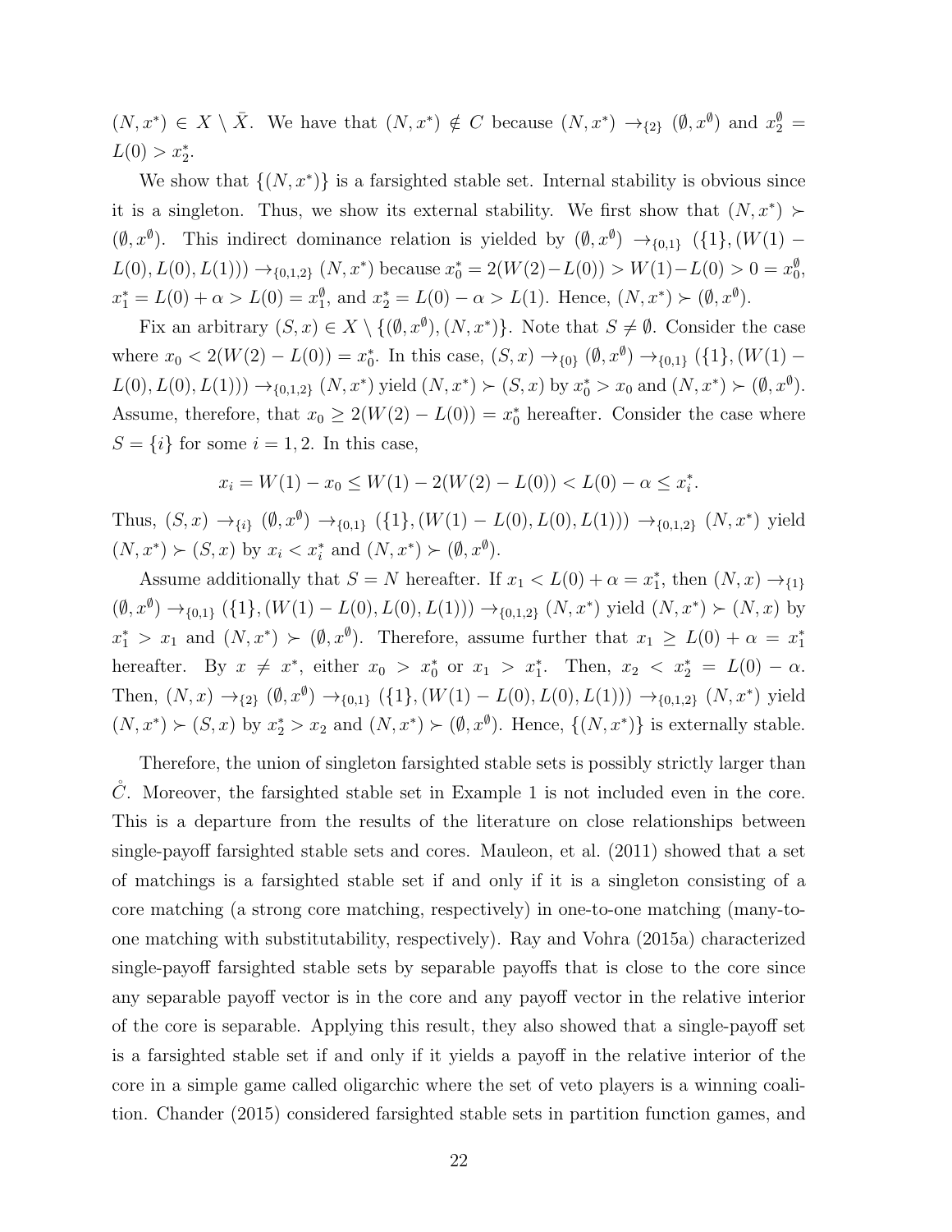$(N, x^*) \in X \setminus \bar{X}$. We have that $(N, x^*) \notin C$ because $(N, x^*) \to_{\{2\}} (\emptyset, x^{\emptyset})$ and $x_2^{\emptyset} = L(0) > x_2^*$.

We show that $\{(N, x^*)\}$ is a farsighted stable set. Internal stability is obvious since it is a singleton. Thus, we show its external stability. We first show that $(N, x^*) \succ (\emptyset, x^{\emptyset})$. This indirect dominance relation is yielded by $(\emptyset, x^{\emptyset}) \to_{\{0,1\}} (\{1\}, (W(1) - L(0), L(0), L(1))) \to_{\{0,1,2\}} (N, x^*)$ because $x_0^* = 2(W(2) - L(0)) > W(1) - L(0) > 0 = x_0^{\emptyset}$, $x_1^* = L(0) + \alpha > L(0) = x_1^{\emptyset}$, and $x_2^* = L(0) - \alpha > L(1)$. Hence, $(N, x^*) \succ (\emptyset, x^{\emptyset})$.

Fix an arbitrary $(S, x) \in X \setminus \{(\emptyset, x^{\emptyset}), (N, x^*)\}$. Note that $S \neq \emptyset$. Consider the case where $x_0 < 2(W(2) - L(0)) = x_0^*$. In this case, $(S, x) \to_{\{0\}} (\emptyset, x^{\emptyset}) \to_{\{0,1\}} (\{1\}, (W(1) - L(0), L(0), L(1))) \to_{\{0,1,2\}} (N, x^*)$ yield $(N, x^*) \succ (S, x)$ by $x_0^* > x_0$ and $(N, x^*) \succ (\emptyset, x^{\emptyset})$. Assume, therefore, that $x_0 \geq 2(W(2) - L(0)) = x_0^*$ hereafter. Consider the case where $S = \{i\}$ for some $i = 1, 2$. In this case,

$$x_i = W(1) - x_0 \leq W(1) - 2(W(2) - L(0)) < L(0) - \alpha \leq x_i^*.$$

Thus, $(S, x) \to_{\{i\}} (\emptyset, x^{\emptyset}) \to_{\{0,1\}} (\{1\}, (W(1) - L(0), L(0), L(1))) \to_{\{0,1,2\}} (N, x^*)$ yield $(N, x^*) \succ (S, x)$ by $x_i < x_i^*$ and $(N, x^*) \succ (\emptyset, x^{\emptyset})$.

Assume additionally that $S = N$ hereafter. If $x_1 < L(0) + \alpha = x_1^*$, then $(N, x) \to_{\{1\}} (\emptyset, x^{\emptyset}) \to_{\{0,1\}} (\{1\}, (W(1) - L(0), L(0), L(1))) \to_{\{0,1,2\}} (N, x^*)$ yield $(N, x^*) \succ (N, x)$ by $x_1^* > x_1$ and $(N, x^*) \succ (\emptyset, x^{\emptyset})$. Therefore, assume further that $x_1 \geq L(0) + \alpha = x_1^*$ hereafter. By $x \neq x^*$, either $x_0 > x_0^*$ or $x_1 > x_1^*$. Then, $x_2 < x_2^* = L(0) - \alpha$. Then, $(N, x) \to_{\{2\}} (\emptyset, x^{\emptyset}) \to_{\{0,1\}} (\{1\}, (W(1) - L(0), L(0), L(1))) \to_{\{0,1,2\}} (N, x^*)$ yield $(N, x^*) \succ (S, x)$ by $x_2^* > x_2$ and $(N, x^*) \succ (\emptyset, x^{\emptyset})$. Hence, $\{(N, x^*)\}$ is externally stable.

Therefore, the union of singleton farsighted stable sets is possibly strictly larger than $\mathring{C}$. Moreover, the farsighted stable set in Example 1 is not included even in the core. This is a departure from the results of the literature on close relationships between single-payoff farsighted stable sets and cores. Mauleon, et al. (2011) showed that a set of matchings is a farsighted stable set if and only if it is a singleton consisting of a core matching (a strong core matching, respectively) in one-to-one matching (many-to-one matching with substitutability, respectively). Ray and Vohra (2015a) characterized single-payoff farsighted stable sets by separable payoffs that is close to the core since any separable payoff vector is in the core and any payoff vector in the relative interior of the core is separable. Applying this result, they also showed that a single-payoff set is a farsighted stable set if and only if it yields a payoff in the relative interior of the core in a simple game called oligarchic where the set of veto players is a winning coalition. Chander (2015) considered farsighted stable sets in partition function games, and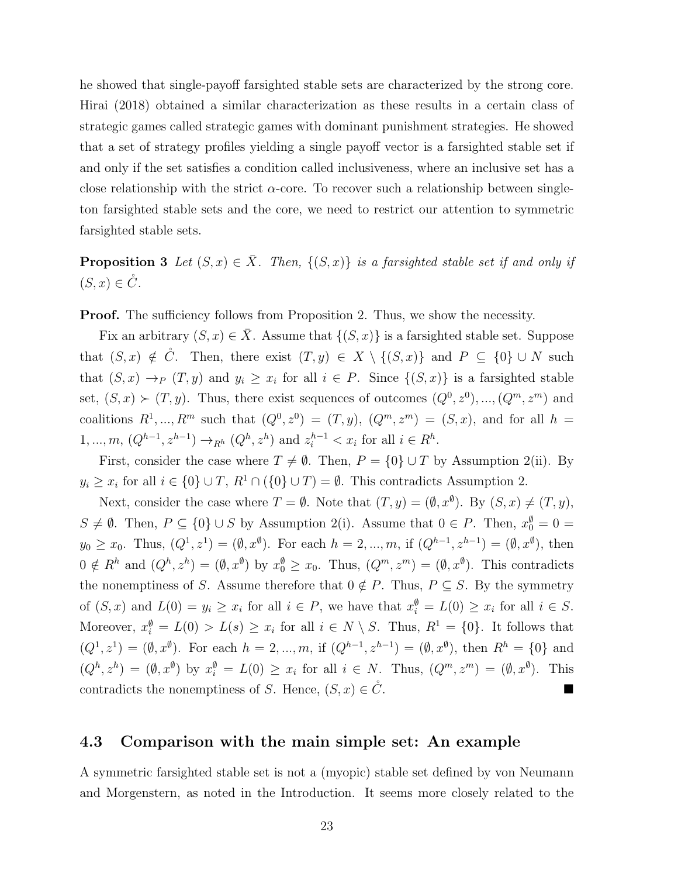he showed that single-payoff farsighted stable sets are characterized by the strong core. Hirai (2018) obtained a similar characterization as these results in a certain class of strategic games called strategic games with dominant punishment strategies. He showed that a set of strategy profiles yielding a single payoff vector is a farsighted stable set if and only if the set satisfies a condition called inclusiveness, where an inclusive set has a close relationship with the strict $\alpha$-core. To recover such a relationship between singleton farsighted stable sets and the core, we need to restrict our attention to symmetric farsighted stable sets.

**Proposition 3** *Let $(S, x) \in \bar{X}$. Then, $\{(S, x)\}$ is a farsighted stable set if and only if $(S, x) \in \mathring{C}$.*

**Proof.** The sufficiency follows from Proposition 2. Thus, we show the necessity.

Fix an arbitrary $(S, x) \in \bar{X}$. Assume that $\{(S, x)\}$ is a farsighted stable set. Suppose that $(S, x) \notin \mathring{C}$. Then, there exist $(T, y) \in X \setminus \{(S, x)\}$ and $P \subseteq \{0\} \cup N$ such that $(S, x) \to_P (T, y)$ and $y_i \geq x_i$ for all $i \in P$. Since $\{(S, x)\}$ is a farsighted stable set, $(S, x) \succ (T, y)$. Thus, there exist sequences of outcomes $(Q^0, z^0), ..., (Q^m, z^m)$ and coalitions $R^1, ..., R^m$ such that $(Q^0, z^0) = (T, y)$, $(Q^m, z^m) = (S, x)$, and for all $h = 1, ..., m$, $(Q^{h-1}, z^{h-1}) \to_{R^h} (Q^h, z^h)$ and $z_i^{h-1} < x_i$ for all $i \in R^h$.

First, consider the case where $T \neq \emptyset$. Then, $P = \{0\} \cup T$ by Assumption 2(ii). By $y_i \geq x_i$ for all $i \in \{0\} \cup T$, $R^1 \cap (\{0\} \cup T) = \emptyset$. This contradicts Assumption 2.

Next, consider the case where $T = \emptyset$. Note that $(T, y) = (\emptyset, x^\emptyset)$. By $(S, x) \neq (T, y)$, $S \neq \emptyset$. Then, $P \subseteq \{0\} \cup S$ by Assumption 2(i). Assume that $0 \in P$. Then, $x_0^\emptyset = 0 = y_0 \geq x_0$. Thus, $(Q^1, z^1) = (\emptyset, x^\emptyset)$. For each $h = 2, ..., m$, if $(Q^{h-1}, z^{h-1}) = (\emptyset, x^\emptyset)$, then $0 \notin R^h$ and $(Q^h, z^h) = (\emptyset, x^\emptyset)$ by $x_0^\emptyset \geq x_0$. Thus, $(Q^m, z^m) = (\emptyset, x^\emptyset)$. This contradicts the nonemptiness of $S$. Assume therefore that $0 \notin P$. Thus, $P \subseteq S$. By the symmetry of $(S, x)$ and $L(0) = y_i \geq x_i$ for all $i \in P$, we have that $x_i^\emptyset = L(0) \geq x_i$ for all $i \in S$. Moreover, $x_i^\emptyset = L(0) > L(s) \geq x_i$ for all $i \in N \setminus S$. Thus, $R^1 = \{0\}$. It follows that $(Q^1, z^1) = (\emptyset, x^\emptyset)$. For each $h = 2, ..., m$, if $(Q^{h-1}, z^{h-1}) = (\emptyset, x^\emptyset)$, then $R^h = \{0\}$ and $(Q^h, z^h) = (\emptyset, x^\emptyset)$ by $x_i^\emptyset = L(0) \geq x_i$ for all $i \in N$. Thus, $(Q^m, z^m) = (\emptyset, x^\emptyset)$. This contradicts the nonemptiness of $S$. Hence, $(S, x) \in \mathring{C}$. ∎

### 4.3 Comparison with the main simple set: An example

A symmetric farsighted stable set is not a (myopic) stable set defined by von Neumann and Morgenstern, as noted in the Introduction. It seems more closely related to the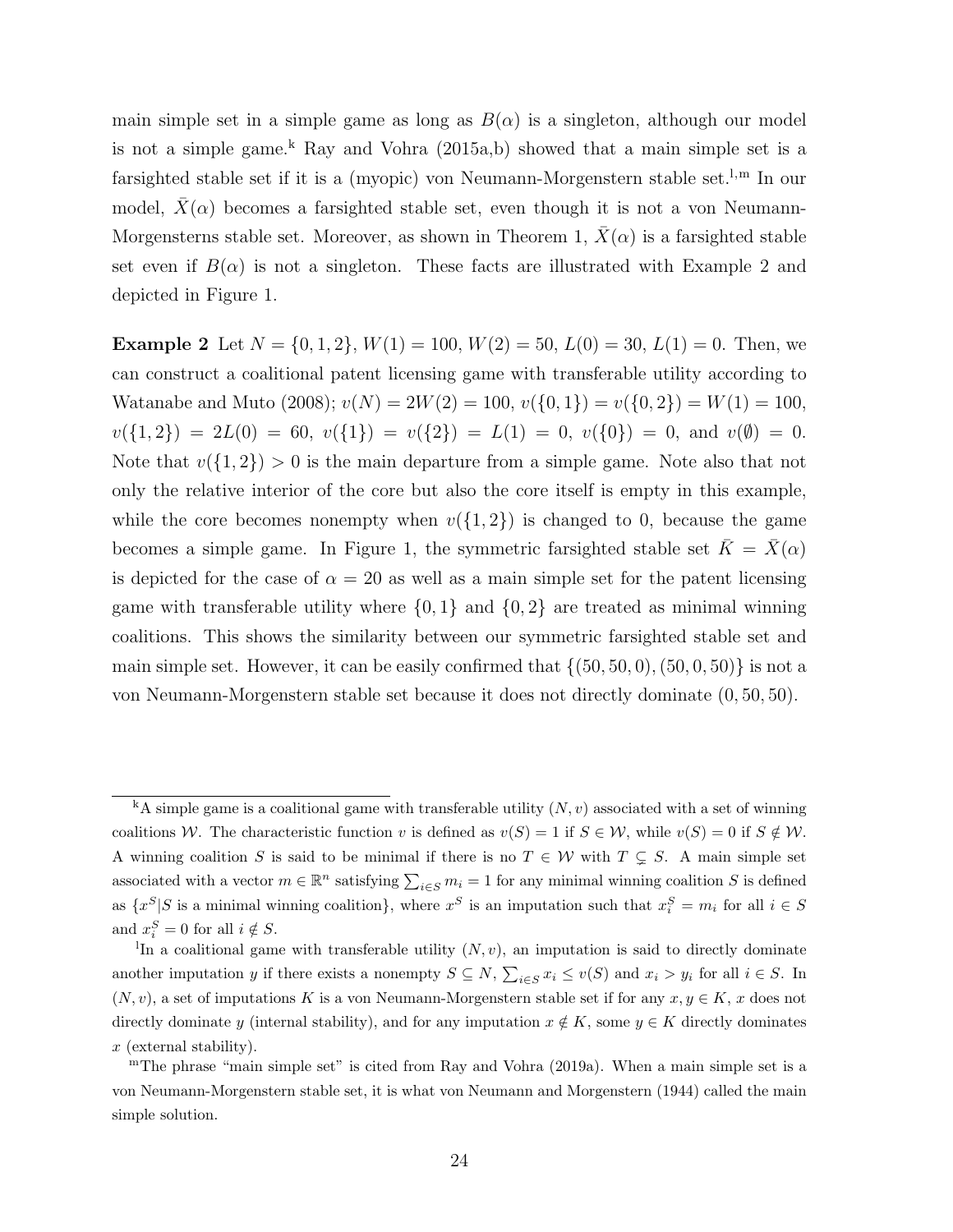main simple set in a simple game as long as $B(\alpha)$ is a singleton, although our model is not a simple game.[k] Ray and Vohra (2015a,b) showed that a main simple set is a farsighted stable set if it is a (myopic) von Neumann-Morgenstern stable set.[l,m] In our model, $\bar{X}(\alpha)$ becomes a farsighted stable set, even though it is not a von Neumann-Morgensterns stable set. Moreover, as shown in Theorem 1, $\bar{X}(\alpha)$ is a farsighted stable set even if $B(\alpha)$ is not a singleton. These facts are illustrated with Example 2 and depicted in Figure 1.

**Example 2** Let $N = \{0, 1, 2\}$, $W(1) = 100$, $W(2) = 50$, $L(0) = 30$, $L(1) = 0$. Then, we can construct a coalitional patent licensing game with transferable utility according to Watanabe and Muto (2008); $v(N) = 2W(2) = 100$, $v(\{0, 1\}) = v(\{0, 2\}) = W(1) = 100$, $v(\{1, 2\}) = 2L(0) = 60$, $v(\{1\}) = v(\{2\}) = L(1) = 0$, $v(\{0\}) = 0$, and $v(\emptyset) = 0$. Note that $v(\{1, 2\}) > 0$ is the main departure from a simple game. Note also that not only the relative interior of the core but also the core itself is empty in this example, while the core becomes nonempty when $v(\{1, 2\})$ is changed to 0, because the game becomes a simple game. In Figure 1, the symmetric farsighted stable set $\bar{K} = \bar{X}(\alpha)$ is depicted for the case of $\alpha = 20$ as well as a main simple set for the patent licensing game with transferable utility where $\{0, 1\}$ and $\{0, 2\}$ are treated as minimal winning coalitions. This shows the similarity between our symmetric farsighted stable set and main simple set. However, it can be easily confirmed that $\{(50, 50, 0), (50, 0, 50)\}$ is not a von Neumann-Morgenstern stable set because it does not directly dominate $(0, 50, 50)$.

---

[k] A simple game is a coalitional game with transferable utility $(N, v)$ associated with a set of winning coalitions $\mathcal{W}$. The characteristic function $v$ is defined as $v(S) = 1$ if $S \in \mathcal{W}$, while $v(S) = 0$ if $S \notin \mathcal{W}$. A winning coalition $S$ is said to be minimal if there is no $T \in \mathcal{W}$ with $T \subsetneq S$. A main simple set associated with a vector $m \in \mathbb{R}^n$ satisfying $\sum_{i \in S} m_i = 1$ for any minimal winning coalition $S$ is defined as $\{x^S | S \text{ is a minimal winning coalition}\}$, where $x^S$ is an imputation such that $x^S_i = m_i$ for all $i \in S$ and $x^S_i = 0$ for all $i \notin S$.

[l] In a coalitional game with transferable utility $(N, v)$, an imputation is said to directly dominate another imputation $y$ if there exists a nonempty $S \subseteq N$, $\sum_{i \in S} x_i \leq v(S)$ and $x_i > y_i$ for all $i \in S$. In $(N, v)$, a set of imputations $K$ is a von Neumann-Morgenstern stable set if for any $x, y \in K$, $x$ does not directly dominate $y$ (internal stability), and for any imputation $x \notin K$, some $y \in K$ directly dominates $x$ (external stability).

[m] The phrase "main simple set" is cited from Ray and Vohra (2019a). When a main simple set is a von Neumann-Morgenstern stable set, it is what von Neumann and Morgenstern (1944) called the main simple solution.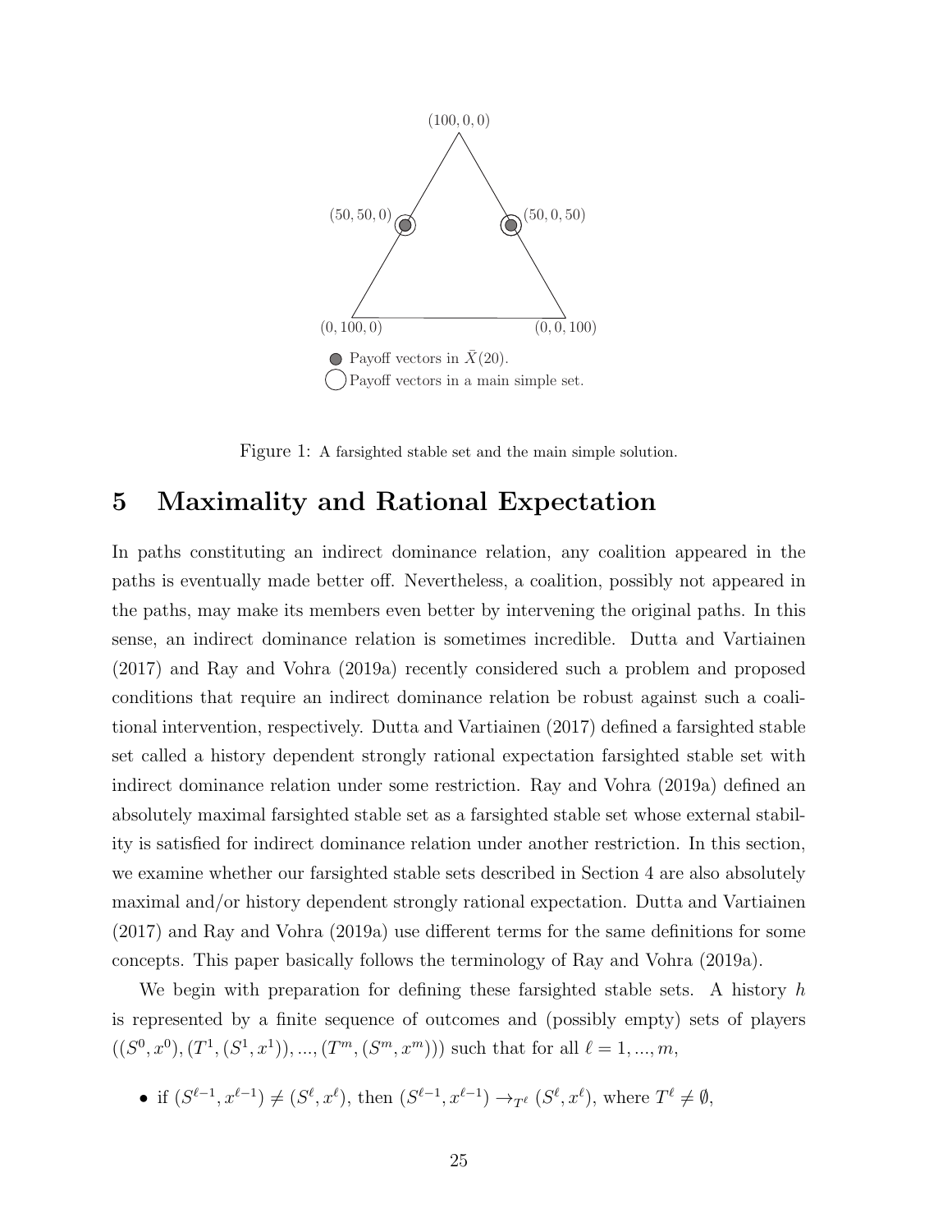Figure 1: A farsighted stable set and the main simple solution.

## 5 Maximality and Rational Expectation

In paths constituting an indirect dominance relation, any coalition appeared in the paths is eventually made better off. Nevertheless, a coalition, possibly not appeared in the paths, may make its members even better by intervening the original paths. In this sense, an indirect dominance relation is sometimes incredible. Dutta and Vartiainen (2017) and Ray and Vohra (2019a) recently considered such a problem and proposed conditions that require an indirect dominance relation be robust against such a coalitional intervention, respectively. Dutta and Vartiainen (2017) defined a farsighted stable set called a history dependent strongly rational expectation farsighted stable set with indirect dominance relation under some restriction. Ray and Vohra (2019a) defined an absolutely maximal farsighted stable set as a farsighted stable set whose external stability is satisfied for indirect dominance relation under another restriction. In this section, we examine whether our farsighted stable sets described in Section 4 are also absolutely maximal and/or history dependent strongly rational expectation. Dutta and Vartiainen (2017) and Ray and Vohra (2019a) use different terms for the same definitions for some concepts. This paper basically follows the terminology of Ray and Vohra (2019a).

We begin with preparation for defining these farsighted stable sets. A history $h$ is represented by a finite sequence of outcomes and (possibly empty) sets of players $((S^0, x^0), (T^1, (S^1, x^1)), ..., (T^m, (S^m, x^m)))$ such that for all $\ell = 1, ..., m$,

- if $(S^{\ell-1}, x^{\ell-1}) \neq (S^\ell, x^\ell)$, then $(S^{\ell-1}, x^{\ell-1}) \rightarrow_{T^\ell} (S^\ell, x^\ell)$, where $T^\ell \neq \emptyset$,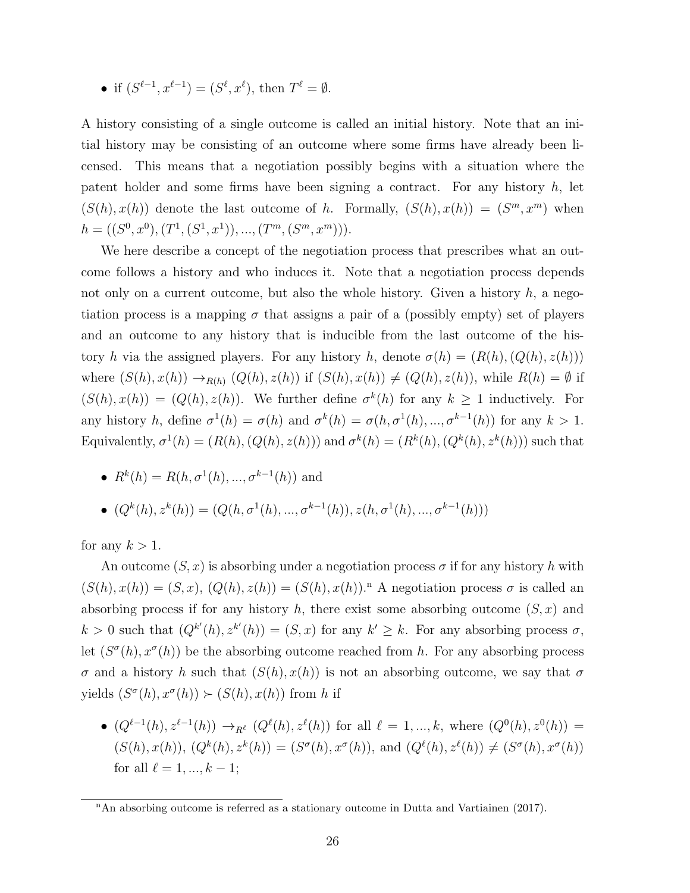- if $(S^{\ell-1}, x^{\ell-1}) = (S^\ell, x^\ell)$, then $T^\ell = \emptyset$.

A history consisting of a single outcome is called an initial history. Note that an initial history may be consisting of an outcome where some firms have already been licensed. This means that a negotiation possibly begins with a situation where the patent holder and some firms have been signing a contract. For any history $h$, let $(S(h), x(h))$ denote the last outcome of $h$. Formally, $(S(h), x(h)) = (S^m, x^m)$ when $h = ((S^0, x^0), (T^1, (S^1, x^1)), ..., (T^m, (S^m, x^m)))$.

We here describe a concept of the negotiation process that prescribes what an outcome follows a history and who induces it. Note that a negotiation process depends not only on a current outcome, but also the whole history. Given a history $h$, a negotiation process is a mapping $\sigma$ that assigns a pair of a (possibly empty) set of players and an outcome to any history that is inducible from the last outcome of the history $h$ via the assigned players. For any history $h$, denote $\sigma(h) = (R(h), (Q(h), z(h)))$ where $(S(h), x(h)) \rightarrow_{R(h)} (Q(h), z(h))$ if $(S(h), x(h)) \neq (Q(h), z(h))$, while $R(h) = \emptyset$ if $(S(h), x(h)) = (Q(h), z(h))$. We further define $\sigma^k(h)$ for any $k \geq 1$ inductively. For any history $h$, define $\sigma^1(h) = \sigma(h)$ and $\sigma^k(h) = \sigma(h, \sigma^1(h), ..., \sigma^{k-1}(h))$ for any $k > 1$. Equivalently, $\sigma^1(h) = (R(h), (Q(h), z(h)))$ and $\sigma^k(h) = (R^k(h), (Q^k(h), z^k(h)))$ such that

- $R^k(h) = R(h, \sigma^1(h), ..., \sigma^{k-1}(h))$ and
- $(Q^k(h), z^k(h)) = (Q(h, \sigma^1(h), ..., \sigma^{k-1}(h)), z(h, \sigma^1(h), ..., \sigma^{k-1}(h)))$

for any $k > 1$.

An outcome $(S, x)$ is absorbing under a negotiation process $\sigma$ if for any history $h$ with $(S(h), x(h)) = (S, x)$, $(Q(h), z(h)) = (S(h), x(h))$.[n] A negotiation process $\sigma$ is called an absorbing process if for any history $h$, there exist some absorbing outcome $(S, x)$ and $k > 0$ such that $(Q^{k'}(h), z^{k'}(h)) = (S, x)$ for any $k' \geq k$. For any absorbing process $\sigma$, let $(S^\sigma(h), x^\sigma(h))$ be the absorbing outcome reached from $h$. For any absorbing process $\sigma$ and a history $h$ such that $(S(h), x(h))$ is not an absorbing outcome, we say that $\sigma$ yields $(S^\sigma(h), x^\sigma(h)) \succ (S(h), x(h))$ from $h$ if

- $(Q^{\ell-1}(h), z^{\ell-1}(h)) \rightarrow_{R^\ell} (Q^\ell(h), z^\ell(h))$ for all $\ell = 1, ..., k$, where $(Q^0(h), z^0(h)) = (S(h), x(h))$, $(Q^k(h), z^k(h)) = (S^\sigma(h), x^\sigma(h))$, and $(Q^\ell(h), z^\ell(h)) \neq (S^\sigma(h), x^\sigma(h))$ for all $\ell = 1, ..., k-1$;

[n] An absorbing outcome is referred as a stationary outcome in Dutta and Vartiainen (2017).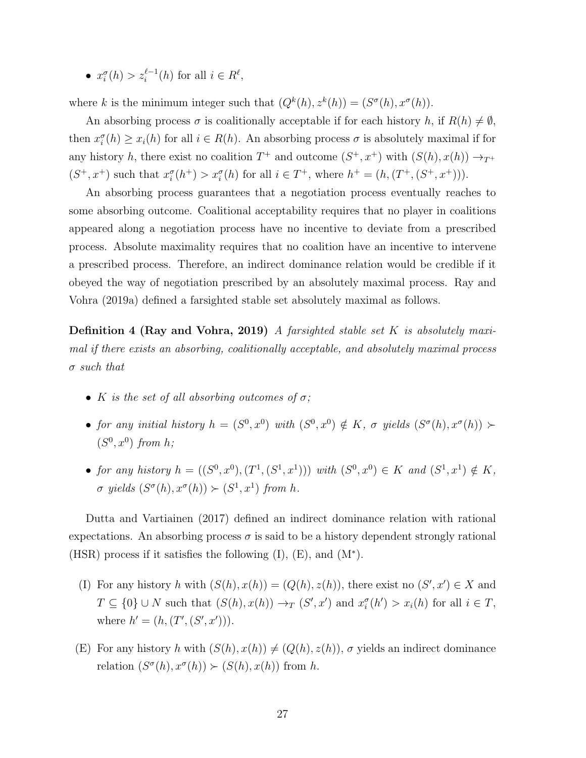- $x_i^\sigma(h) > z_i^{\ell-1}(h)$ for all $i \in R^\ell$,

where $k$ is the minimum integer such that $(Q^k(h), z^k(h)) = (S^\sigma(h), x^\sigma(h))$.

An absorbing process $\sigma$ is coalitionally acceptable if for each history $h$, if $R(h) \neq \emptyset$, then $x_i^\sigma(h) \geq x_i(h)$ for all $i \in R(h)$. An absorbing process $\sigma$ is absolutely maximal if for any history $h$, there exist no coalition $T^+$ and outcome $(S^+, x^+)$ with $(S(h), x(h)) \to_{T^+} (S^+, x^+)$ such that $x_i^\sigma(h^+) > x_i^\sigma(h)$ for all $i \in T^+$, where $h^+ = (h, (T^+, (S^+, x^+)))$.

An absorbing process guarantees that a negotiation process eventually reaches to some absorbing outcome. Coalitional acceptability requires that no player in coalitions appeared along a negotiation process have no incentive to deviate from a prescribed process. Absolute maximality requires that no coalition have an incentive to intervene a prescribed process. Therefore, an indirect dominance relation would be credible if it obeyed the way of negotiation prescribed by an absolutely maximal process. Ray and Vohra (2019a) defined a farsighted stable set absolutely maximal as follows.

**Definition 4 (Ray and Vohra, 2019)** *A farsighted stable set $K$ is absolutely maximal if there exists an absorbing, coalitionally acceptable, and absolutely maximal process $\sigma$ such that*

- *$K$ is the set of all absorbing outcomes of $\sigma$;*
- *for any initial history $h = (S^0, x^0)$ with $(S^0, x^0) \notin K$, $\sigma$ yields $(S^\sigma(h), x^\sigma(h)) \succ (S^0, x^0)$ from $h$;*
- *for any history $h = ((S^0, x^0), (T^1, (S^1, x^1)))$ with $(S^0, x^0) \in K$ and $(S^1, x^1) \notin K$, $\sigma$ yields $(S^\sigma(h), x^\sigma(h)) \succ (S^1, x^1)$ from $h$.*

Dutta and Vartiainen (2017) defined an indirect dominance relation with rational expectations. An absorbing process $\sigma$ is said to be a history dependent strongly rational (HSR) process if it satisfies the following (I), (E), and (M$^*$).

(I) For any history $h$ with $(S(h), x(h)) = (Q(h), z(h))$, there exist no $(S', x') \in X$ and $T \subseteq \{0\} \cup N$ such that $(S(h), x(h)) \to_T (S', x')$ and $x_i^\sigma(h') > x_i(h)$ for all $i \in T$, where $h' = (h, (T', (S', x')))$.

(E) For any history $h$ with $(S(h), x(h)) \neq (Q(h), z(h))$, $\sigma$ yields an indirect dominance relation $(S^\sigma(h), x^\sigma(h)) \succ (S(h), x(h))$ from $h$.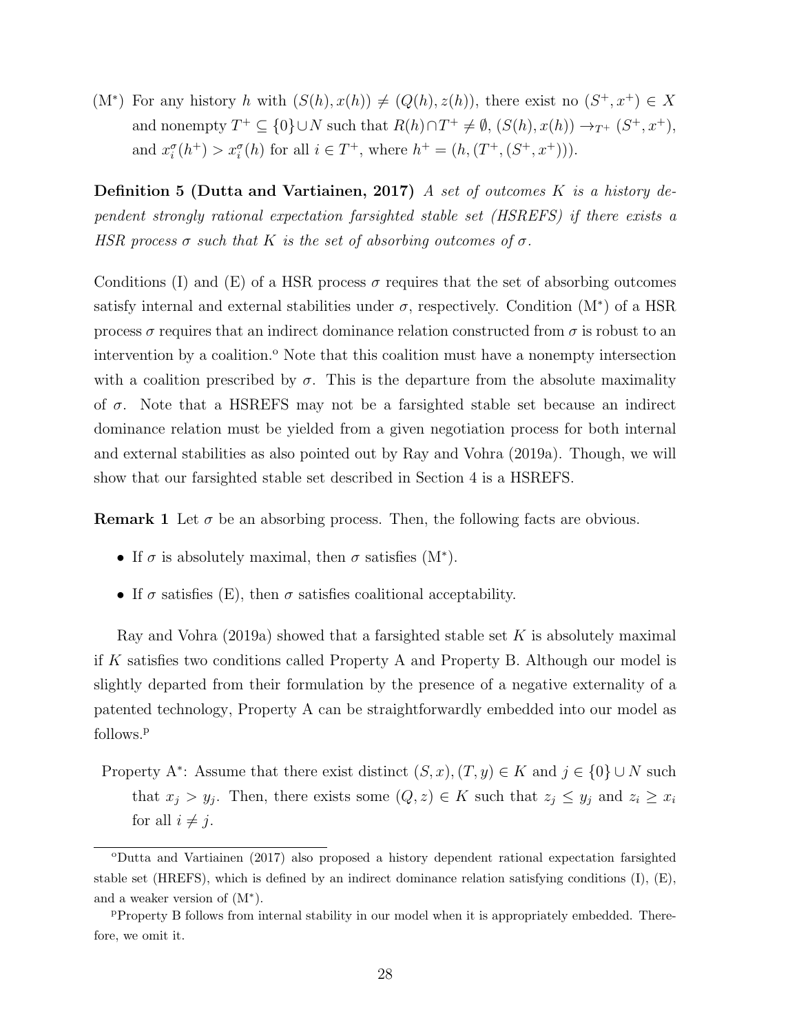(M*) For any history $h$ with $(S(h), x(h)) \neq (Q(h), z(h))$, there exist no $(S^+, x^+) \in X$ and nonempty $T^+ \subseteq \{0\} \cup N$ such that $R(h) \cap T^+ \neq \emptyset$, $(S(h), x(h)) \rightarrow_{T^+} (S^+, x^+)$, and $x_i^\sigma(h^+) > x_i^\sigma(h)$ for all $i \in T^+$, where $h^+ = (h, (T^+, (S^+, x^+)))$.

**Definition 5 (Dutta and Vartiainen, 2017)** *A set of outcomes $K$ is a history dependent strongly rational expectation farsighted stable set (HSREFS) if there exists a HSR process $\sigma$ such that $K$ is the set of absorbing outcomes of $\sigma$.*

Conditions (I) and (E) of a HSR process $\sigma$ requires that the set of absorbing outcomes satisfy internal and external stabilities under $\sigma$, respectively. Condition (M*) of a HSR process $\sigma$ requires that an indirect dominance relation constructed from $\sigma$ is robust to an intervention by a coalition.[o] Note that this coalition must have a nonempty intersection with a coalition prescribed by $\sigma$. This is the departure from the absolute maximality of $\sigma$. Note that a HSREFS may not be a farsighted stable set because an indirect dominance relation must be yielded from a given negotiation process for both internal and external stabilities as also pointed out by Ray and Vohra (2019a). Though, we will show that our farsighted stable set described in Section 4 is a HSREFS.

**Remark 1** Let $\sigma$ be an absorbing process. Then, the following facts are obvious.

- If $\sigma$ is absolutely maximal, then $\sigma$ satisfies (M*).
- If $\sigma$ satisfies (E), then $\sigma$ satisfies coalitional acceptability.

Ray and Vohra (2019a) showed that a farsighted stable set $K$ is absolutely maximal if $K$ satisfies two conditions called Property A and Property B. Although our model is slightly departed from their formulation by the presence of a negative externality of a patented technology, Property A can be straightforwardly embedded into our model as follows.[p]

Property A*: Assume that there exist distinct $(S, x), (T, y) \in K$ and $j \in \{0\} \cup N$ such that $x_j > y_j$. Then, there exists some $(Q, z) \in K$ such that $z_j \leq y_j$ and $z_i \geq x_i$ for all $i \neq j$.

---

[o] Dutta and Vartiainen (2017) also proposed a history dependent rational expectation farsighted stable set (HREFS), which is defined by an indirect dominance relation satisfying conditions (I), (E), and a weaker version of (M*).

[p] Property B follows from internal stability in our model when it is appropriately embedded. Therefore, we omit it.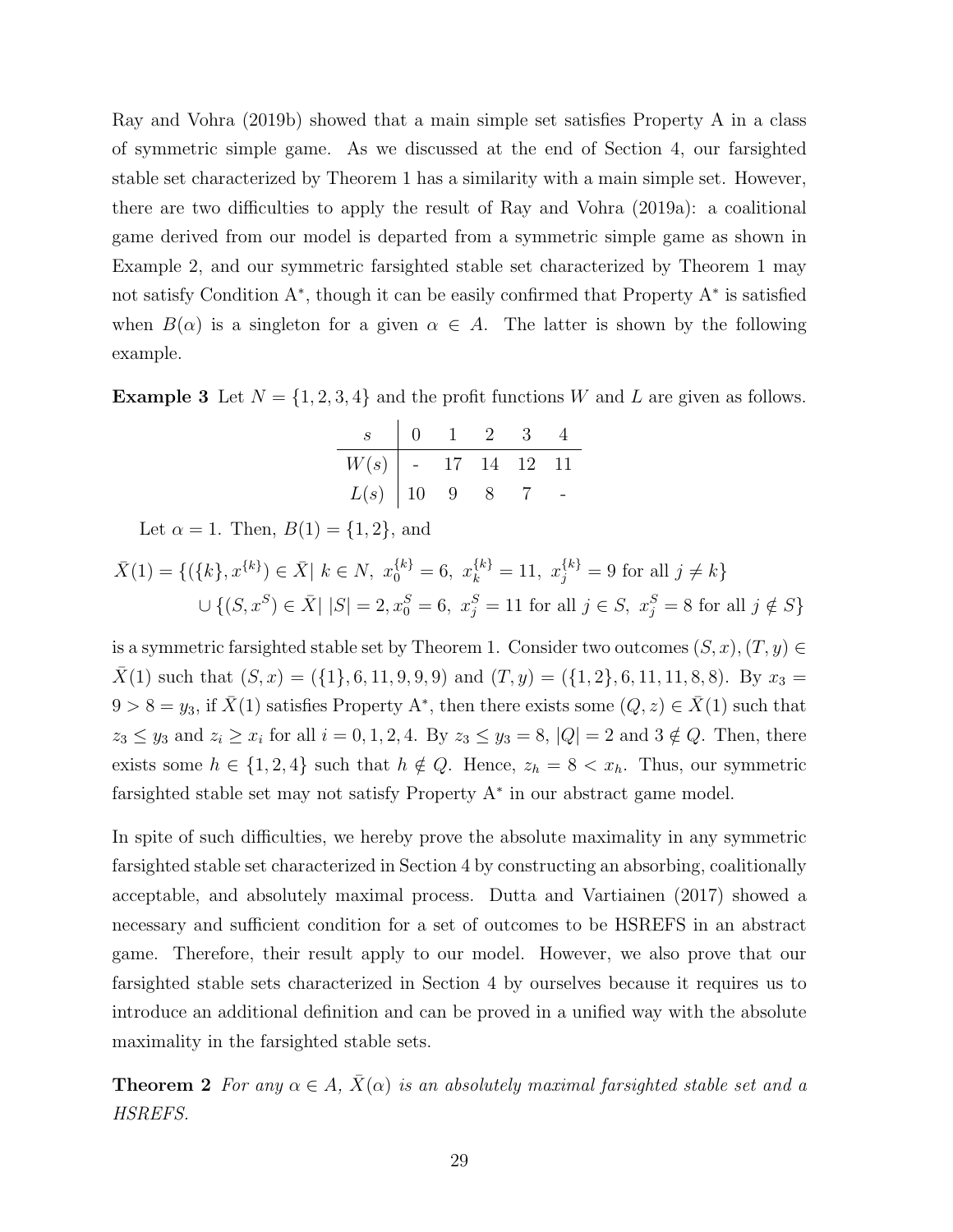Ray and Vohra (2019b) showed that a main simple set satisfies Property A in a class of symmetric simple game. As we discussed at the end of Section 4, our farsighted stable set characterized by Theorem 1 has a similarity with a main simple set. However, there are two difficulties to apply the result of Ray and Vohra (2019a): a coalitional game derived from our model is departed from a symmetric simple game as shown in Example 2, and our symmetric farsighted stable set characterized by Theorem 1 may not satisfy Condition A*, though it can be easily confirmed that Property A* is satisfied when $B(\alpha)$ is a singleton for a given $\alpha \in A$. The latter is shown by the following example.

**Example 3** Let $N = \{1, 2, 3, 4\}$ and the profit functions $W$ and $L$ are given as follows.

| $s$ | 0 | 1 | 2 | 3 | 4 |
|---|---|---|---|---|---|
| $W(s)$ | - | 17 | 14 | 12 | 11 |
| $L(s)$ | 10 | 9 | 8 | 7 | - |

Let $\alpha = 1$. Then, $B(1) = \{1, 2\}$, and

$$\bar{X}(1) = \{(\{k\}, x^{\{k\}}) \in \bar{X} |\ k \in N,\ x_0^{\{k\}} = 6,\ x_k^{\{k\}} = 11,\ x_j^{\{k\}} = 9 \text{ for all } j \neq k\}$$
$$\cup \{(S, x^S) \in \bar{X} |\ |S| = 2, x_0^S = 6,\ x_j^S = 11 \text{ for all } j \in S,\ x_j^S = 8 \text{ for all } j \notin S\}$$

is a symmetric farsighted stable set by Theorem 1. Consider two outcomes $(S, x), (T, y) \in \bar{X}(1)$ such that $(S, x) = (\{1\}, 6, 11, 9, 9, 9)$ and $(T, y) = (\{1, 2\}, 6, 11, 11, 8, 8)$. By $x_3 = 9 > 8 = y_3$, if $\bar{X}(1)$ satisfies Property A*, then there exists some $(Q, z) \in \bar{X}(1)$ such that $z_3 \leq y_3$ and $z_i \geq x_i$ for all $i = 0, 1, 2, 4$. By $z_3 \leq y_3 = 8$, $|Q| = 2$ and $3 \notin Q$. Then, there exists some $h \in \{1, 2, 4\}$ such that $h \notin Q$. Hence, $z_h = 8 < x_h$. Thus, our symmetric farsighted stable set may not satisfy Property A* in our abstract game model.

In spite of such difficulties, we hereby prove the absolute maximality in any symmetric farsighted stable set characterized in Section 4 by constructing an absorbing, coalitionally acceptable, and absolutely maximal process. Dutta and Vartiainen (2017) showed a necessary and sufficient condition for a set of outcomes to be HSREFS in an abstract game. Therefore, their result apply to our model. However, we also prove that our farsighted stable sets characterized in Section 4 by ourselves because it requires us to introduce an additional definition and can be proved in a unified way with the absolute maximality in the farsighted stable sets.

**Theorem 2** *For any $\alpha \in A$, $\bar{X}(\alpha)$ is an absolutely maximal farsighted stable set and a HSREFS.*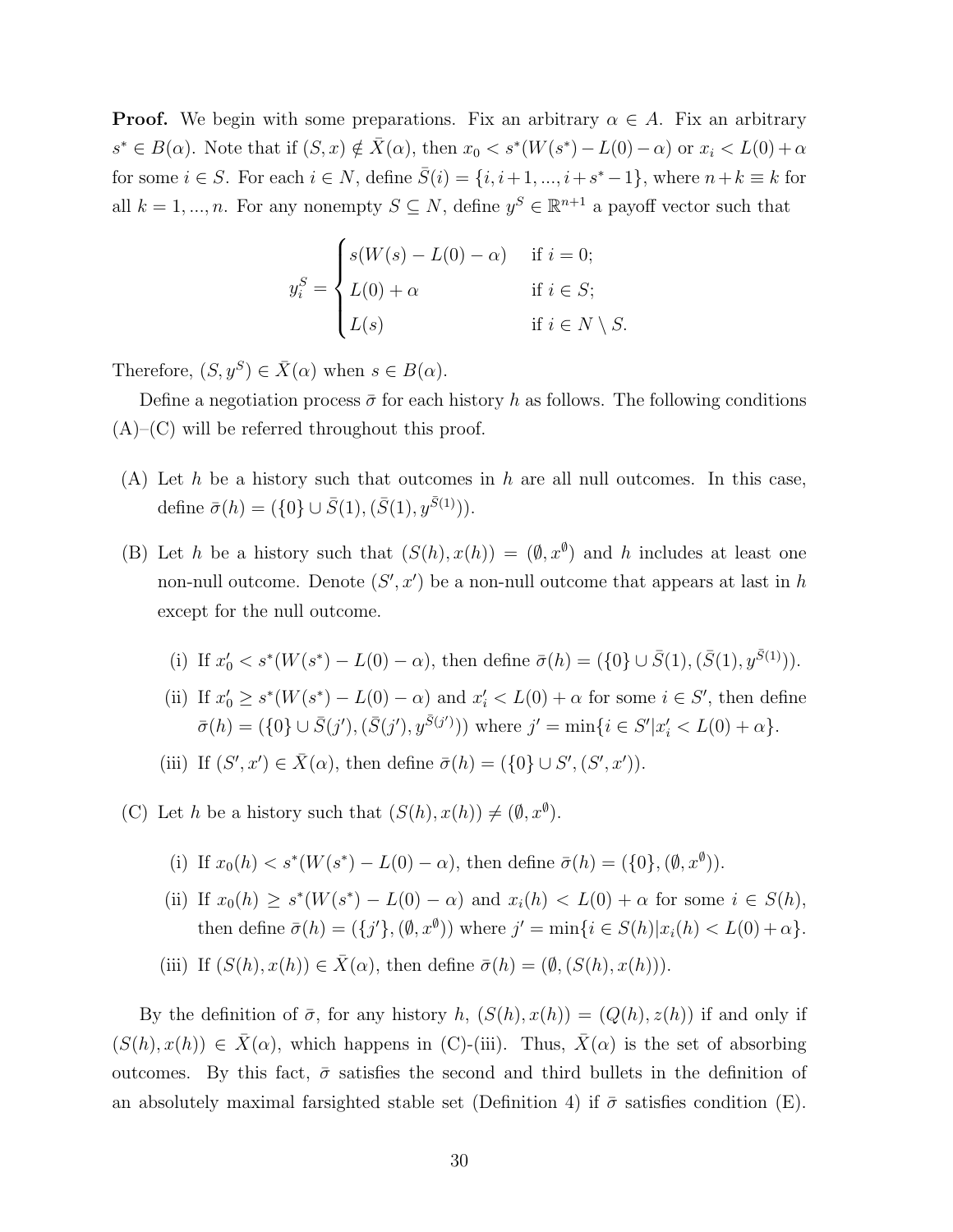**Proof.** We begin with some preparations. Fix an arbitrary $\alpha \in A$. Fix an arbitrary $s^* \in B(\alpha)$. Note that if $(S, x) \notin \bar{X}(\alpha)$, then $x_0 < s^*(W(s^*) - L(0) - \alpha)$ or $x_i < L(0) + \alpha$ for some $i \in S$. For each $i \in N$, define $\bar{S}(i) = \{i, i+1, ..., i+s^*-1\}$, where $n+k \equiv k$ for all $k = 1, ..., n$. For any nonempty $S \subseteq N$, define $y^S \in \mathbb{R}^{n+1}$ a payoff vector such that

$$y_i^S = \begin{cases} s(W(s) - L(0) - \alpha) & \text{if } i = 0; \\ L(0) + \alpha & \text{if } i \in S; \\ L(s) & \text{if } i \in N \setminus S. \end{cases}$$

Therefore, $(S, y^S) \in \bar{X}(\alpha)$ when $s \in B(\alpha)$.

Define a negotiation process $\bar{\sigma}$ for each history $h$ as follows. The following conditions (A)–(C) will be referred throughout this proof.

(A) Let $h$ be a history such that outcomes in $h$ are all null outcomes. In this case, define $\bar{\sigma}(h) = (\{0\} \cup \bar{S}(1), (\bar{S}(1), y^{\bar{S}(1)}))$.

(B) Let $h$ be a history such that $(S(h), x(h)) = (\emptyset, x^{\emptyset})$ and $h$ includes at least one non-null outcome. Denote $(S', x')$ be a non-null outcome that appears at last in $h$ except for the null outcome.

   (i) If $x'_0 < s^*(W(s^*) - L(0) - \alpha)$, then define $\bar{\sigma}(h) = (\{0\} \cup \bar{S}(1), (\bar{S}(1), y^{\bar{S}(1)}))$.

   (ii) If $x'_0 \geq s^*(W(s^*) - L(0) - \alpha)$ and $x'_i < L(0) + \alpha$ for some $i \in S'$, then define $\bar{\sigma}(h) = (\{0\} \cup \bar{S}(j'), (\bar{S}(j'), y^{\bar{S}(j')}))$ where $j' = \min\{i \in S' | x'_i < L(0) + \alpha\}$.

   (iii) If $(S', x') \in \bar{X}(\alpha)$, then define $\bar{\sigma}(h) = (\{0\} \cup S', (S', x'))$.

(C) Let $h$ be a history such that $(S(h), x(h)) \neq (\emptyset, x^{\emptyset})$.

   (i) If $x_0(h) < s^*(W(s^*) - L(0) - \alpha)$, then define $\bar{\sigma}(h) = (\{0\}, (\emptyset, x^{\emptyset}))$.

   (ii) If $x_0(h) \geq s^*(W(s^*) - L(0) - \alpha)$ and $x_i(h) < L(0) + \alpha$ for some $i \in S(h)$, then define $\bar{\sigma}(h) = (\{j'\}, (\emptyset, x^{\emptyset}))$ where $j' = \min\{i \in S(h) | x_i(h) < L(0) + \alpha\}$.

   (iii) If $(S(h), x(h)) \in \bar{X}(\alpha)$, then define $\bar{\sigma}(h) = (\emptyset, (S(h), x(h)))$.

By the definition of $\bar{\sigma}$, for any history $h$, $(S(h), x(h)) = (Q(h), z(h))$ if and only if $(S(h), x(h)) \in \bar{X}(\alpha)$, which happens in (C)-(iii). Thus, $\bar{X}(\alpha)$ is the set of absorbing outcomes. By this fact, $\bar{\sigma}$ satisfies the second and third bullets in the definition of an absolutely maximal farsighted stable set (Definition 4) if $\bar{\sigma}$ satisfies condition (E).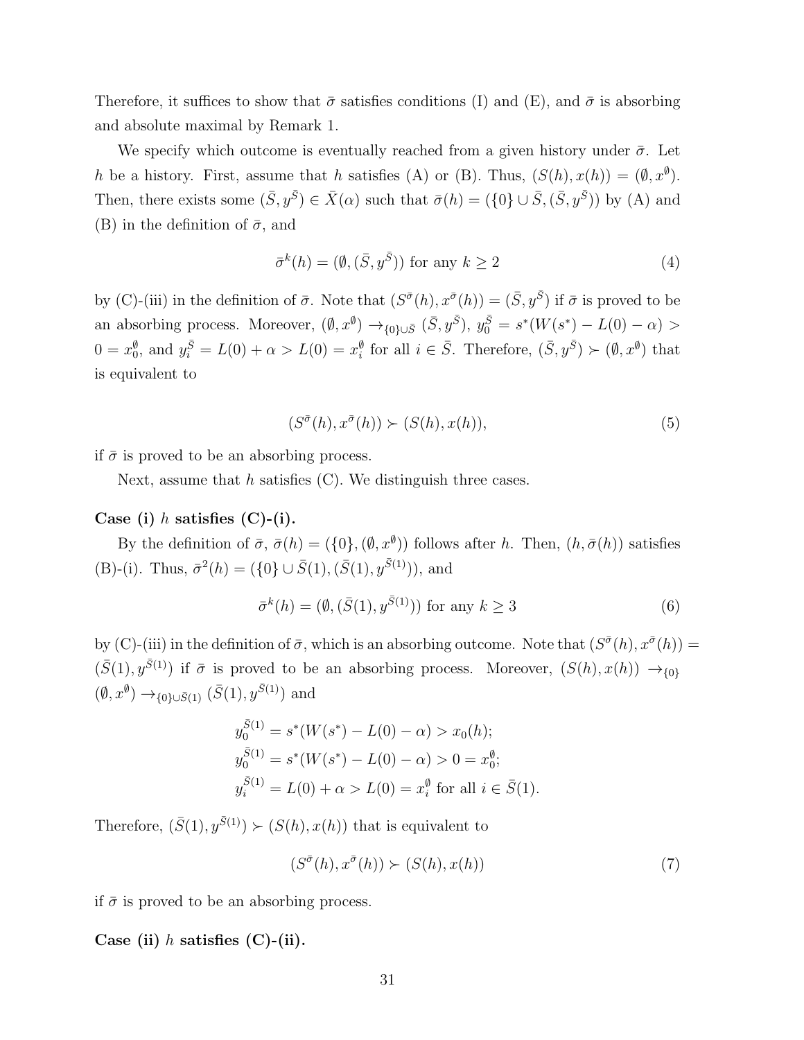Therefore, it suffices to show that $\bar{\sigma}$ satisfies conditions (I) and (E), and $\bar{\sigma}$ is absorbing and absolute maximal by Remark 1.

We specify which outcome is eventually reached from a given history under $\bar{\sigma}$. Let $h$ be a history. First, assume that $h$ satisfies (A) or (B). Thus, $(S(h), x(h)) = (\emptyset, x^{\emptyset})$. Then, there exists some $(\bar{S}, y^{\bar{S}}) \in \bar{X}(\alpha)$ such that $\bar{\sigma}(h) = (\{0\} \cup \bar{S}, (\bar{S}, y^{\bar{S}}))$ by (A) and (B) in the definition of $\bar{\sigma}$, and

$$\bar{\sigma}^k(h) = (\emptyset, (\bar{S}, y^{\bar{S}})) \text{ for any } k \geq 2 \tag{4}$$

by (C)-(iii) in the definition of $\bar{\sigma}$. Note that $(S^{\bar{\sigma}}(h), x^{\bar{\sigma}}(h)) = (\bar{S}, y^{\bar{S}})$ if $\bar{\sigma}$ is proved to be an absorbing process. Moreover, $(\emptyset, x^{\emptyset}) \rightarrow_{\{0\} \cup \bar{S}} (\bar{S}, y^{\bar{S}})$, $y_0^{\bar{S}} = s^*(W(s^*) - L(0) - \alpha) > 0 = x_0^{\emptyset}$, and $y_i^{\bar{S}} = L(0) + \alpha > L(0) = x_i^{\emptyset}$ for all $i \in \bar{S}$. Therefore, $(\bar{S}, y^{\bar{S}}) \succ (\emptyset, x^{\emptyset})$ that is equivalent to

$$(S^{\bar{\sigma}}(h), x^{\bar{\sigma}}(h)) \succ (S(h), x(h)), \tag{5}$$

if $\bar{\sigma}$ is proved to be an absorbing process.

Next, assume that $h$ satisfies (C). We distinguish three cases.

**Case (i) $h$ satisfies (C)-(i).**

By the definition of $\bar{\sigma}$, $\bar{\sigma}(h) = (\{0\}, (\emptyset, x^{\emptyset}))$ follows after $h$. Then, $(h, \bar{\sigma}(h))$ satisfies (B)-(i). Thus, $\bar{\sigma}^2(h) = (\{0\} \cup \bar{S}(1), (\bar{S}(1), y^{\bar{S}(1)}))$, and

$$\bar{\sigma}^k(h) = (\emptyset, (\bar{S}(1), y^{\bar{S}(1)})) \text{ for any } k \geq 3 \tag{6}$$

by (C)-(iii) in the definition of $\bar{\sigma}$, which is an absorbing outcome. Note that $(S^{\bar{\sigma}}(h), x^{\bar{\sigma}}(h)) = (\bar{S}(1), y^{\bar{S}(1)})$ if $\bar{\sigma}$ is proved to be an absorbing process. Moreover, $(S(h), x(h)) \rightarrow_{\{0\}} (\emptyset, x^{\emptyset}) \rightarrow_{\{0\} \cup \bar{S}(1)} (\bar{S}(1), y^{\bar{S}(1)})$ and

$$\begin{aligned}
y_0^{\bar{S}(1)} &= s^*(W(s^*) - L(0) - \alpha) > x_0(h); \\
y_0^{\bar{S}(1)} &= s^*(W(s^*) - L(0) - \alpha) > 0 = x_0^{\emptyset}; \\
y_i^{\bar{S}(1)} &= L(0) + \alpha > L(0) = x_i^{\emptyset} \text{ for all } i \in \bar{S}(1).
\end{aligned}$$

Therefore, $(\bar{S}(1), y^{\bar{S}(1)}) \succ (S(h), x(h))$ that is equivalent to

$$(S^{\bar{\sigma}}(h), x^{\bar{\sigma}}(h)) \succ (S(h), x(h)) \tag{7}$$

if $\bar{\sigma}$ is proved to be an absorbing process.

**Case (ii) $h$ satisfies (C)-(ii).**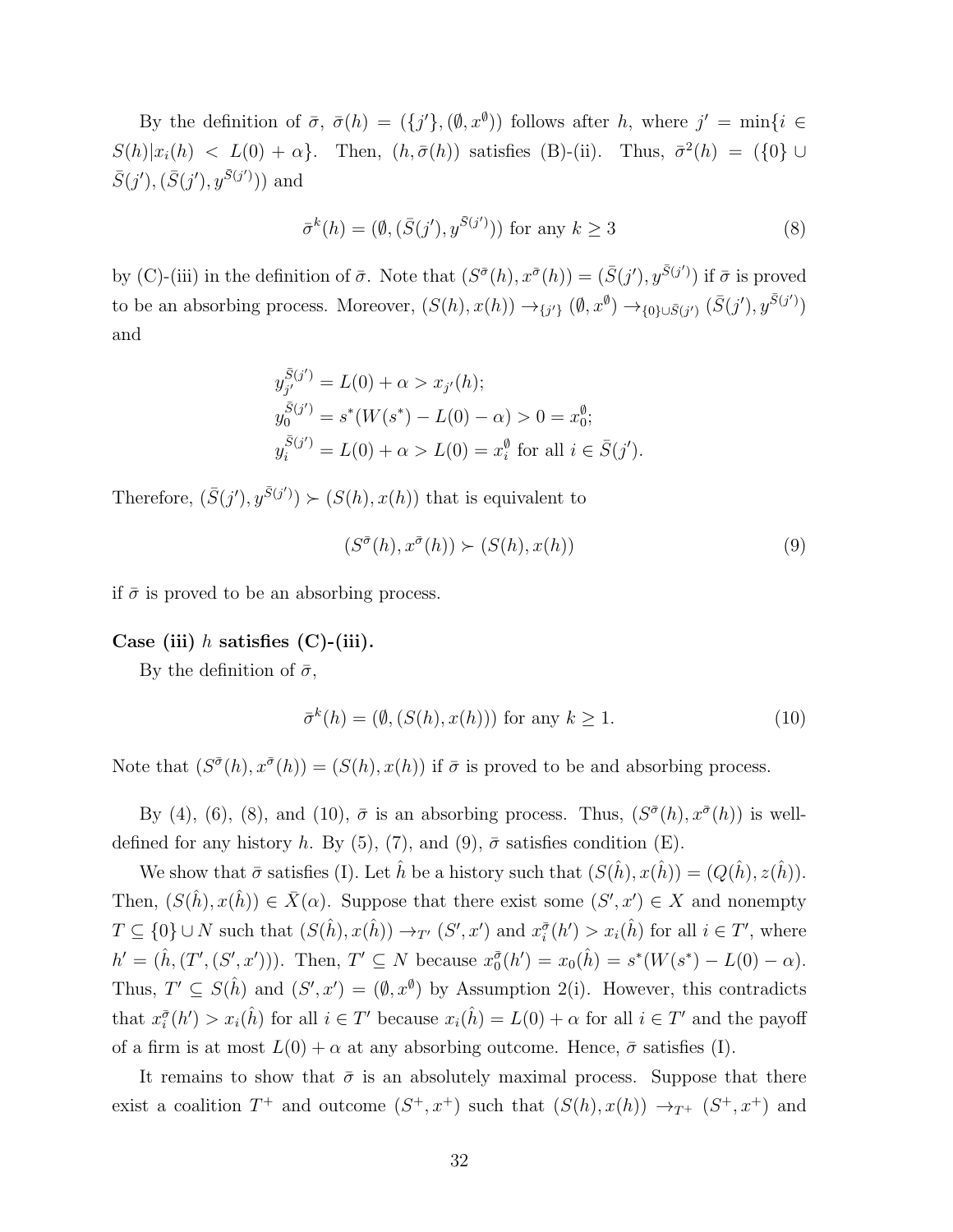By the definition of $\bar{\sigma}$, $\bar{\sigma}(h) = (\{j'\}, (\emptyset, x^{\emptyset}))$ follows after $h$, where $j' = \min\{i \in S(h) | x_i(h) < L(0) + \alpha\}$. Then, $(h, \bar{\sigma}(h))$ satisfies (B)-(ii). Thus, $\bar{\sigma}^2(h) = (\{0\} \cup \bar{S}(j'), (\bar{S}(j'), y^{\bar{S}(j')}))$ and

$$\bar{\sigma}^k(h) = (\emptyset, (\bar{S}(j'), y^{\bar{S}(j')})) \text{ for any } k \geq 3 \tag{8}$$

by (C)-(iii) in the definition of $\bar{\sigma}$. Note that $(S^{\bar{\sigma}}(h), x^{\bar{\sigma}}(h)) = (\bar{S}(j'), y^{\bar{S}(j')})$ if $\bar{\sigma}$ is proved to be an absorbing process. Moreover, $(S(h), x(h)) \to_{\{j'\}} (\emptyset, x^{\emptyset}) \to_{\{0\} \cup \bar{S}(j')} (\bar{S}(j'), y^{\bar{S}(j')})$ and

$$\begin{aligned}
&y_{j'}^{\bar{S}(j')} = L(0) + \alpha > x_{j'}(h);\\
&y_0^{\bar{S}(j')} = s^*(W(s^*) - L(0) - \alpha) > 0 = x_0^{\emptyset};\\
&y_i^{\bar{S}(j')} = L(0) + \alpha > L(0) = x_i^{\emptyset} \text{ for all } i \in \bar{S}(j').
\end{aligned}$$

Therefore, $(\bar{S}(j'), y^{\bar{S}(j')}) \succ (S(h), x(h))$ that is equivalent to

$$(S^{\bar{\sigma}}(h), x^{\bar{\sigma}}(h)) \succ (S(h), x(h)) \tag{9}$$

if $\bar{\sigma}$ is proved to be an absorbing process.

**Case (iii) $h$ satisfies (C)-(iii).**

By the definition of $\bar{\sigma}$,

$$\bar{\sigma}^k(h) = (\emptyset, (S(h), x(h))) \text{ for any } k \geq 1. \tag{10}$$

Note that $(S^{\bar{\sigma}}(h), x^{\bar{\sigma}}(h)) = (S(h), x(h))$ if $\bar{\sigma}$ is proved to be and absorbing process.

By (4), (6), (8), and (10), $\bar{\sigma}$ is an absorbing process. Thus, $(S^{\bar{\sigma}}(h), x^{\bar{\sigma}}(h))$ is well-defined for any history $h$. By (5), (7), and (9), $\bar{\sigma}$ satisfies condition (E).

We show that $\bar{\sigma}$ satisfies (I). Let $\hat{h}$ be a history such that $(S(\hat{h}), x(\hat{h})) = (Q(\hat{h}), z(\hat{h}))$. Then, $(S(\hat{h}), x(\hat{h})) \in \bar{X}(\alpha)$. Suppose that there exist some $(S', x') \in X$ and nonempty $T \subseteq \{0\} \cup N$ such that $(S(\hat{h}), x(\hat{h})) \to_{T'} (S', x')$ and $x_i^{\bar{\sigma}}(h') > x_i(\hat{h})$ for all $i \in T'$, where $h' = (\hat{h}, (T', (S', x')))$. Then, $T' \subseteq N$ because $x_0^{\bar{\sigma}}(h') = x_0(\hat{h}) = s^*(W(s^*) - L(0) - \alpha)$. Thus, $T' \subseteq S(\hat{h})$ and $(S', x') = (\emptyset, x^{\emptyset})$ by Assumption 2(i). However, this contradicts that $x_i^{\bar{\sigma}}(h') > x_i(\hat{h})$ for all $i \in T'$ because $x_i(\hat{h}) = L(0) + \alpha$ for all $i \in T'$ and the payoff of a firm is at most $L(0) + \alpha$ at any absorbing outcome. Hence, $\bar{\sigma}$ satisfies (I).

It remains to show that $\bar{\sigma}$ is an absolutely maximal process. Suppose that there exist a coalition $T^+$ and outcome $(S^+, x^+)$ such that $(S(h), x(h)) \to_{T^+} (S^+, x^+)$ and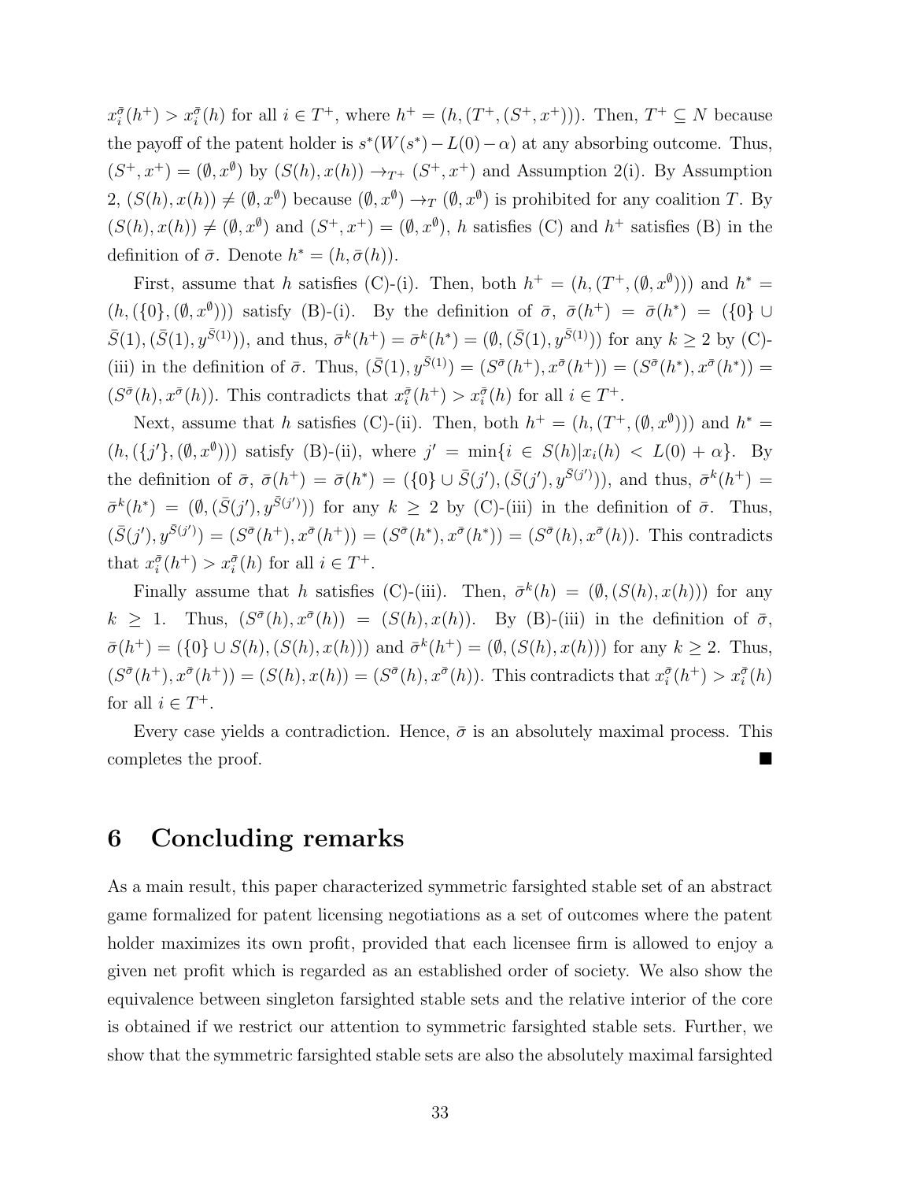$x_i^{\bar{\sigma}}(h^+) > x_i^{\bar{\sigma}}(h)$ for all $i \in T^+$, where $h^+ = (h, (T^+, (S^+, x^+)))$. Then, $T^+ \subseteq N$ because the payoff of the patent holder is $s^*(W(s^*) - L(0) - \alpha)$ at any absorbing outcome. Thus, $(S^+, x^+) = (\emptyset, x^\emptyset)$ by $(S(h), x(h)) \rightarrow_{T^+} (S^+, x^+)$ and Assumption 2(i). By Assumption 2, $(S(h), x(h)) \neq (\emptyset, x^\emptyset)$ because $(\emptyset, x^\emptyset) \rightarrow_T (\emptyset, x^\emptyset)$ is prohibited for any coalition $T$. By $(S(h), x(h)) \neq (\emptyset, x^\emptyset)$ and $(S^+, x^+) = (\emptyset, x^\emptyset)$, $h$ satisfies (C) and $h^+$ satisfies (B) in the definition of $\bar{\sigma}$. Denote $h^* = (h, \bar{\sigma}(h))$.

First, assume that $h$ satisfies (C)-(i). Then, both $h^+ = (h, (T^+, (\emptyset, x^\emptyset)))$ and $h^* = (h, (\{0\}, (\emptyset, x^\emptyset)))$ satisfy (B)-(i). By the definition of $\bar{\sigma}$, $\bar{\sigma}(h^+) = \bar{\sigma}(h^*) = (\{0\} \cup \bar{S}(1), (\bar{S}(1), y^{\bar{S}(1)}))$, and thus, $\bar{\sigma}^k(h^+) = \bar{\sigma}^k(h^*) = (\emptyset, (\bar{S}(1), y^{\bar{S}(1)}))$ for any $k \geq 2$ by (C)-(iii) in the definition of $\bar{\sigma}$. Thus, $(\bar{S}(1), y^{\bar{S}(1)}) = (S^{\bar{\sigma}}(h^+), x^{\bar{\sigma}}(h^+)) = (S^{\bar{\sigma}}(h^*), x^{\bar{\sigma}}(h^*)) = (S^{\bar{\sigma}}(h), x^{\bar{\sigma}}(h))$. This contradicts that $x_i^{\bar{\sigma}}(h^+) > x_i^{\bar{\sigma}}(h)$ for all $i \in T^+$.

Next, assume that $h$ satisfies (C)-(ii). Then, both $h^+ = (h, (T^+, (\emptyset, x^\emptyset)))$ and $h^* = (h, (\{j'\}, (\emptyset, x^\emptyset)))$ satisfy (B)-(ii), where $j' = \min\{i \in S(h) | x_i(h) < L(0) + \alpha\}$. By the definition of $\bar{\sigma}$, $\bar{\sigma}(h^+) = \bar{\sigma}(h^*) = (\{0\} \cup \bar{S}(j'), (\bar{S}(j'), y^{\bar{S}(j')}))$, and thus, $\bar{\sigma}^k(h^+) = \bar{\sigma}^k(h^*) = (\emptyset, (\bar{S}(j'), y^{\bar{S}(j')}))$ for any $k \geq 2$ by (C)-(iii) in the definition of $\bar{\sigma}$. Thus, $(\bar{S}(j'), y^{\bar{S}(j')}) = (S^{\bar{\sigma}}(h^+), x^{\bar{\sigma}}(h^+)) = (S^{\bar{\sigma}}(h^*), x^{\bar{\sigma}}(h^*)) = (S^{\bar{\sigma}}(h), x^{\bar{\sigma}}(h))$. This contradicts that $x_i^{\bar{\sigma}}(h^+) > x_i^{\bar{\sigma}}(h)$ for all $i \in T^+$.

Finally assume that $h$ satisfies (C)-(iii). Then, $\bar{\sigma}^k(h) = (\emptyset, (S(h), x(h)))$ for any $k \geq 1$. Thus, $(S^{\bar{\sigma}}(h), x^{\bar{\sigma}}(h)) = (S(h), x(h))$. By (B)-(iii) in the definition of $\bar{\sigma}$, $\bar{\sigma}(h^+) = (\{0\} \cup S(h), (S(h), x(h)))$ and $\bar{\sigma}^k(h^+) = (\emptyset, (S(h), x(h)))$ for any $k \geq 2$. Thus, $(S^{\bar{\sigma}}(h^+), x^{\bar{\sigma}}(h^+)) = (S(h), x(h)) = (S^{\bar{\sigma}}(h), x^{\bar{\sigma}}(h))$. This contradicts that $x_i^{\bar{\sigma}}(h^+) > x_i^{\bar{\sigma}}(h)$ for all $i \in T^+$.

Every case yields a contradiction. Hence, $\bar{\sigma}$ is an absolutely maximal process. This completes the proof. ■

# 6 Concluding remarks

As a main result, this paper characterized symmetric farsighted stable set of an abstract game formalized for patent licensing negotiations as a set of outcomes where the patent holder maximizes its own profit, provided that each licensee firm is allowed to enjoy a given net profit which is regarded as an established order of society. We also show the equivalence between singleton farsighted stable sets and the relative interior of the core is obtained if we restrict our attention to symmetric farsighted stable sets. Further, we show that the symmetric farsighted stable sets are also the absolutely maximal farsighted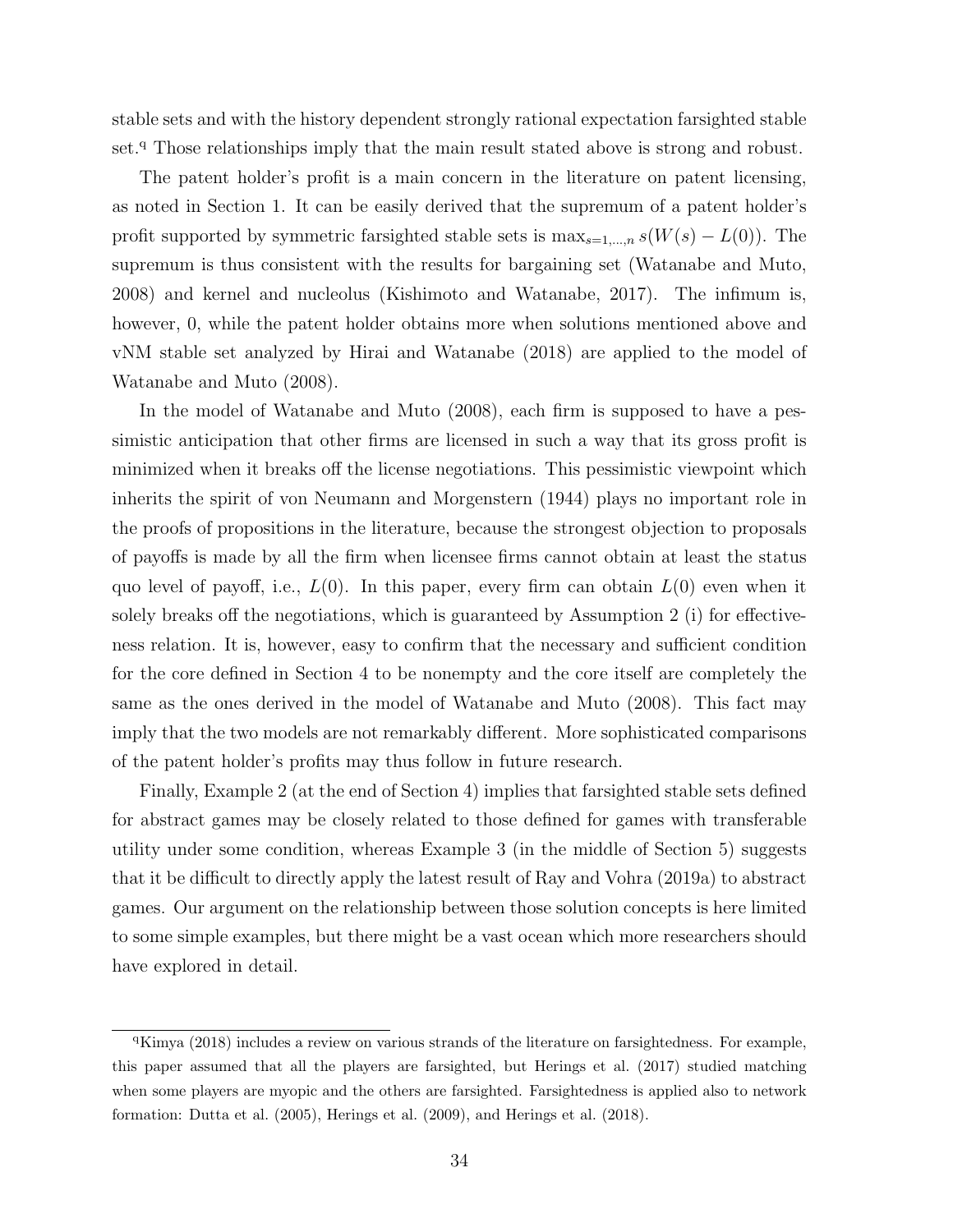stable sets and with the history dependent strongly rational expectation farsighted stable set.[q] Those relationships imply that the main result stated above is strong and robust.

The patent holder's profit is a main concern in the literature on patent licensing, as noted in Section 1. It can be easily derived that the supremum of a patent holder's profit supported by symmetric farsighted stable sets is $\max_{s=1,\ldots,n} s(W(s) - L(0))$. The supremum is thus consistent with the results for bargaining set (Watanabe and Muto, 2008) and kernel and nucleolus (Kishimoto and Watanabe, 2017). The infimum is, however, 0, while the patent holder obtains more when solutions mentioned above and vNM stable set analyzed by Hirai and Watanabe (2018) are applied to the model of Watanabe and Muto (2008).

In the model of Watanabe and Muto (2008), each firm is supposed to have a pessimistic anticipation that other firms are licensed in such a way that its gross profit is minimized when it breaks off the license negotiations. This pessimistic viewpoint which inherits the spirit of von Neumann and Morgenstern (1944) plays no important role in the proofs of propositions in the literature, because the strongest objection to proposals of payoffs is made by all the firm when licensee firms cannot obtain at least the status quo level of payoff, i.e., $L(0)$. In this paper, every firm can obtain $L(0)$ even when it solely breaks off the negotiations, which is guaranteed by Assumption 2 (i) for effectiveness relation. It is, however, easy to confirm that the necessary and sufficient condition for the core defined in Section 4 to be nonempty and the core itself are completely the same as the ones derived in the model of Watanabe and Muto (2008). This fact may imply that the two models are not remarkably different. More sophisticated comparisons of the patent holder's profits may thus follow in future research.

Finally, Example 2 (at the end of Section 4) implies that farsighted stable sets defined for abstract games may be closely related to those defined for games with transferable utility under some condition, whereas Example 3 (in the middle of Section 5) suggests that it be difficult to directly apply the latest result of Ray and Vohra (2019a) to abstract games. Our argument on the relationship between those solution concepts is here limited to some simple examples, but there might be a vast ocean which more researchers should have explored in detail.

---

[q] Kimya (2018) includes a review on various strands of the literature on farsightedness. For example, this paper assumed that all the players are farsighted, but Herings et al. (2017) studied matching when some players are myopic and the others are farsighted. Farsightedness is applied also to network formation: Dutta et al. (2005), Herings et al. (2009), and Herings et al. (2018).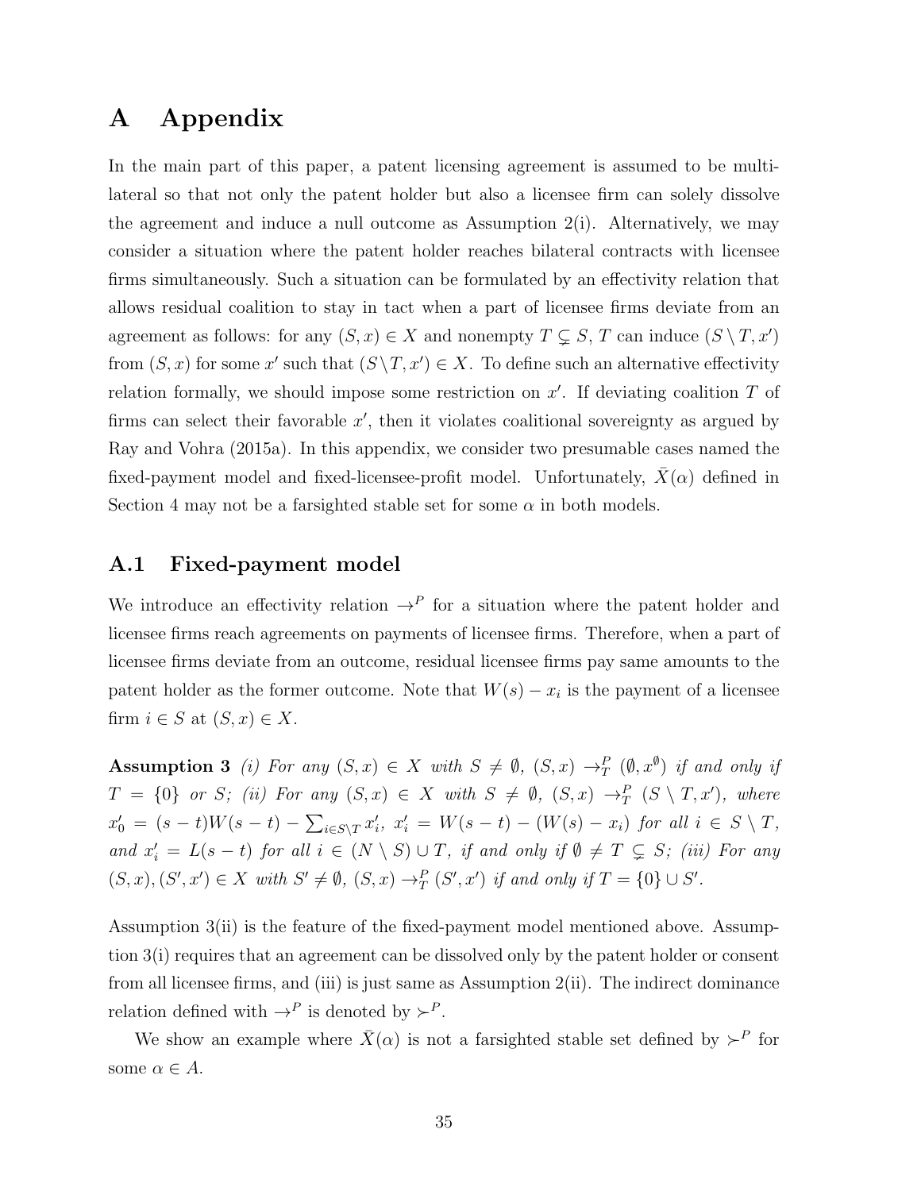# A Appendix

In the main part of this paper, a patent licensing agreement is assumed to be multilateral so that not only the patent holder but also a licensee firm can solely dissolve the agreement and induce a null outcome as Assumption 2(i). Alternatively, we may consider a situation where the patent holder reaches bilateral contracts with licensee firms simultaneously. Such a situation can be formulated by an effectivity relation that allows residual coalition to stay in tact when a part of licensee firms deviate from an agreement as follows: for any $(S,x) \in X$ and nonempty $T \subsetneq S$, $T$ can induce $(S \setminus T, x')$ from $(S,x)$ for some $x'$ such that $(S \setminus T, x') \in X$. To define such an alternative effectivity relation formally, we should impose some restriction on $x'$. If deviating coalition $T$ of firms can select their favorable $x'$, then it violates coalitional sovereignty as argued by Ray and Vohra (2015a). In this appendix, we consider two presumable cases named the fixed-payment model and fixed-licensee-profit model. Unfortunately, $\bar{X}(\alpha)$ defined in Section 4 may not be a farsighted stable set for some $\alpha$ in both models.

## A.1 Fixed-payment model

We introduce an effectivity relation $\rightarrow^P$ for a situation where the patent holder and licensee firms reach agreements on payments of licensee firms. Therefore, when a part of licensee firms deviate from an outcome, residual licensee firms pay same amounts to the patent holder as the former outcome. Note that $W(s) - x_i$ is the payment of a licensee firm $i \in S$ at $(S,x) \in X$.

**Assumption 3** *(i) For any $(S,x) \in X$ with $S \neq \emptyset$, $(S,x) \rightarrow^P_T (\emptyset, x^{\emptyset})$ if and only if $T = \{0\}$ or $S$; (ii) For any $(S,x) \in X$ with $S \neq \emptyset$, $(S,x) \rightarrow^P_T (S \setminus T, x')$, where $x'_0 = (s-t)W(s-t) - \sum_{i \in S \setminus T} x'_i$, $x'_i = W(s-t) - (W(s) - x_i)$ for all $i \in S \setminus T$, and $x'_i = L(s-t)$ for all $i \in (N \setminus S) \cup T$, if and only if $\emptyset \neq T \subsetneq S$; (iii) For any $(S,x), (S',x') \in X$ with $S' \neq \emptyset$, $(S,x) \rightarrow^P_T (S',x')$ if and only if $T = \{0\} \cup S'$.*

Assumption 3(ii) is the feature of the fixed-payment model mentioned above. Assumption 3(i) requires that an agreement can be dissolved only by the patent holder or consent from all licensee firms, and (iii) is just same as Assumption 2(ii). The indirect dominance relation defined with $\rightarrow^P$ is denoted by $\succ^P$.

We show an example where $\bar{X}(\alpha)$ is not a farsighted stable set defined by $\succ^P$ for some $\alpha \in A$.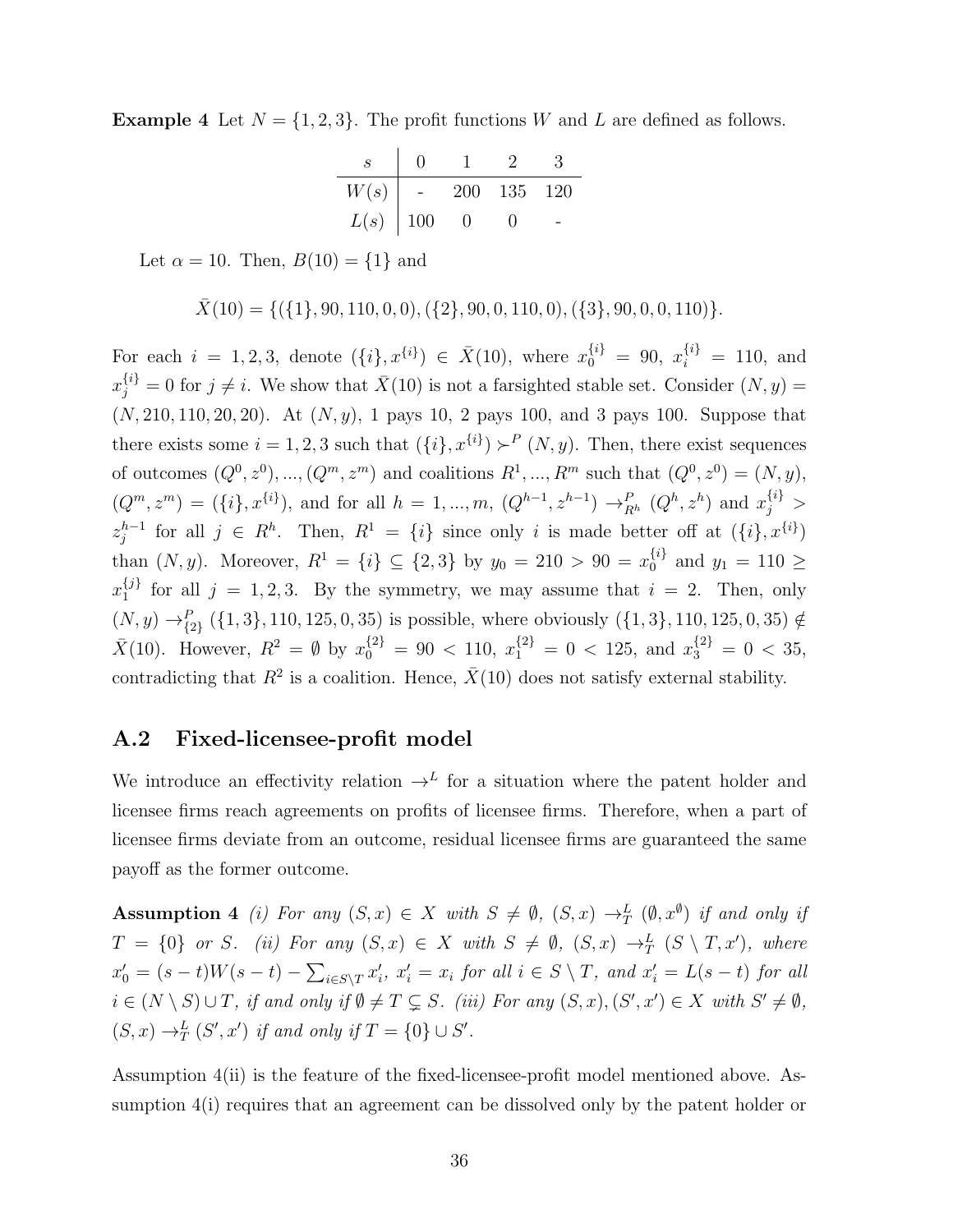**Example 4** Let $N = \{1, 2, 3\}$. The profit functions $W$ and $L$ are defined as follows.

| $s$ | 0 | 1 | 2 | 3 |
|---|---|---|---|---|
| $W(s)$ | - | 200 | 135 | 120 |
| $L(s)$ | 100 | 0 | 0 | - |

Let $\alpha = 10$. Then, $B(10) = \{1\}$ and

$$\bar{X}(10) = \{(\{1\}, 90, 110, 0, 0), (\{2\}, 90, 0, 110, 0), (\{3\}, 90, 0, 0, 110)\}.$$

For each $i = 1, 2, 3$, denote $(\{i\}, x^{\{i\}}) \in \bar{X}(10)$, where $x_0^{\{i\}} = 90$, $x_i^{\{i\}} = 110$, and $x_j^{\{i\}} = 0$ for $j \neq i$. We show that $\bar{X}(10)$ is not a farsighted stable set. Consider $(N, y) = (N, 210, 110, 20, 20)$. At $(N, y)$, 1 pays 10, 2 pays 100, and 3 pays 100. Suppose that there exists some $i = 1, 2, 3$ such that $(\{i\}, x^{\{i\}}) \succ^P (N, y)$. Then, there exist sequences of outcomes $(Q^0, z^0), ..., (Q^m, z^m)$ and coalitions $R^1, ..., R^m$ such that $(Q^0, z^0) = (N, y)$, $(Q^m, z^m) = (\{i\}, x^{\{i\}})$, and for all $h = 1, ..., m$, $(Q^{h-1}, z^{h-1}) \rightarrow^P_{R^h} (Q^h, z^h)$ and $x_j^{\{i\}} > z_j^{h-1}$ for all $j \in R^h$. Then, $R^1 = \{i\}$ since only $i$ is made better off at $(\{i\}, x^{\{i\}})$ than $(N, y)$. Moreover, $R^1 = \{i\} \subseteq \{2, 3\}$ by $y_0 = 210 > 90 = x_0^{\{i\}}$ and $y_1 = 110 \geq x_1^{\{j\}}$ for all $j = 1, 2, 3$. By the symmetry, we may assume that $i = 2$. Then, only $(N, y) \rightarrow^P_{\{2\}} (\{1, 3\}, 110, 125, 0, 35)$ is possible, where obviously $(\{1, 3\}, 110, 125, 0, 35) \notin \bar{X}(10)$. However, $R^2 = \emptyset$ by $x_0^{\{2\}} = 90 < 110$, $x_1^{\{2\}} = 0 < 125$, and $x_3^{\{2\}} = 0 < 35$, contradicting that $R^2$ is a coalition. Hence, $\bar{X}(10)$ does not satisfy external stability.

## A.2 Fixed-licensee-profit model

We introduce an effectivity relation $\rightarrow^L$ for a situation where the patent holder and licensee firms reach agreements on profits of licensee firms. Therefore, when a part of licensee firms deviate from an outcome, residual licensee firms are guaranteed the same payoff as the former outcome.

**Assumption 4** *(i) For any $(S, x) \in X$ with $S \neq \emptyset$, $(S, x) \rightarrow^L_T (\emptyset, x^\emptyset)$ if and only if $T = \{0\}$ or $S$. (ii) For any $(S, x) \in X$ with $S \neq \emptyset$, $(S, x) \rightarrow^L_T (S \setminus T, x')$, where $x'_0 = (s - t)W(s - t) - \sum_{i \in S \setminus T} x'_i$, $x'_i = x_i$ for all $i \in S \setminus T$, and $x'_i = L(s - t)$ for all $i \in (N \setminus S) \cup T$, if and only if $\emptyset \neq T \subsetneq S$. (iii) For any $(S, x), (S', x') \in X$ with $S' \neq \emptyset$, $(S, x) \rightarrow^L_T (S', x')$ if and only if $T = \{0\} \cup S'$.*

Assumption 4(ii) is the feature of the fixed-licensee-profit model mentioned above. Assumption 4(i) requires that an agreement can be dissolved only by the patent holder or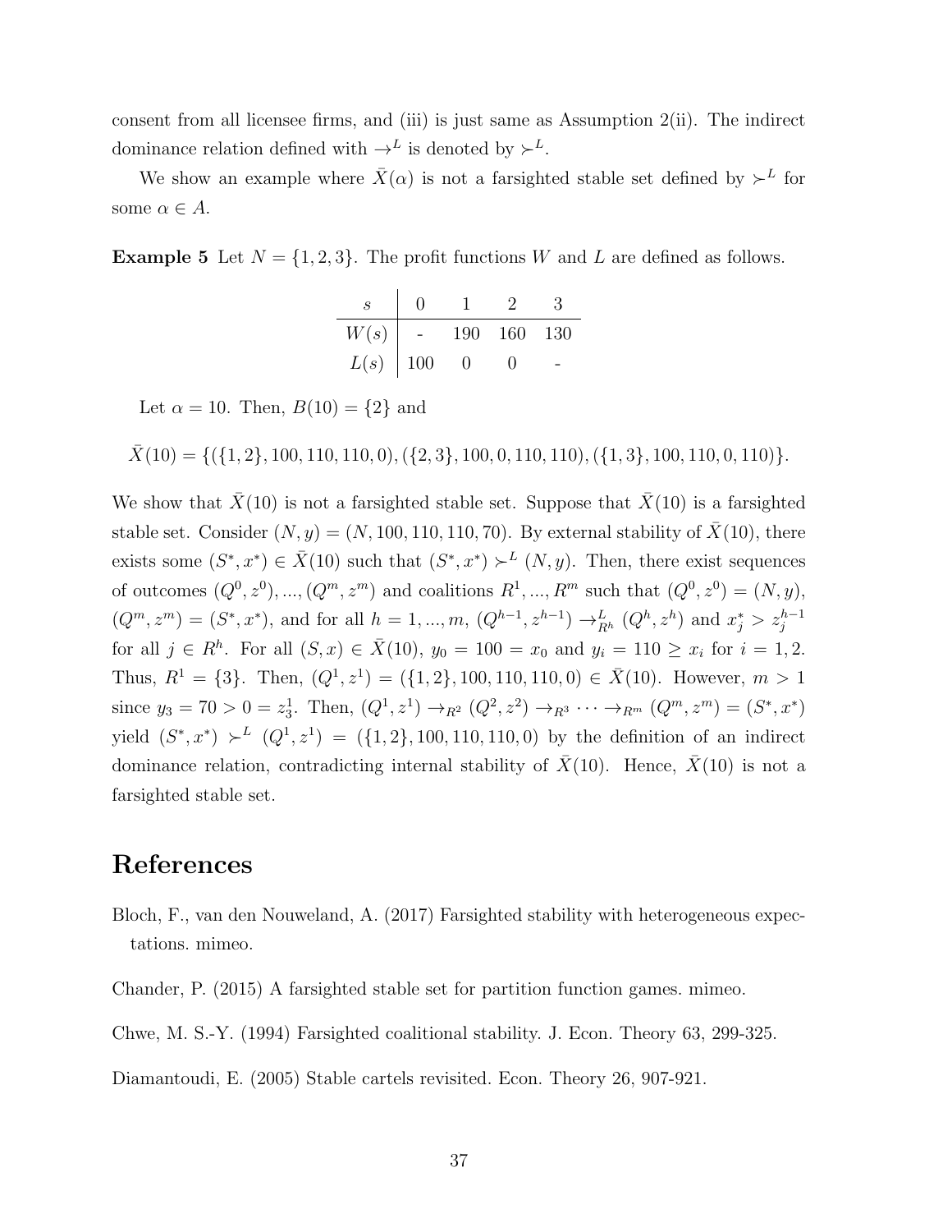consent from all licensee firms, and (iii) is just same as Assumption 2(ii). The indirect dominance relation defined with $\to^L$ is denoted by $\succ^L$.

We show an example where $\bar{X}(\alpha)$ is not a farsighted stable set defined by $\succ^L$ for some $\alpha \in A$.

**Example 5** Let $N = \{1, 2, 3\}$. The profit functions $W$ and $L$ are defined as follows.

| $s$ | 0 | 1 | 2 | 3 |
|---|---|---|---|---|
| $W(s)$ | - | 190 | 160 | 130 |
| $L(s)$ | 100 | 0 | 0 | - |

Let $\alpha = 10$. Then, $B(10) = \{2\}$ and

$$\bar{X}(10) = \{(\{1, 2\}, 100, 110, 110, 0), (\{2, 3\}, 100, 0, 110, 110), (\{1, 3\}, 100, 110, 0, 110)\}.$$

We show that $\bar{X}(10)$ is not a farsighted stable set. Suppose that $\bar{X}(10)$ is a farsighted stable set. Consider $(N, y) = (N, 100, 110, 110, 70)$. By external stability of $\bar{X}(10)$, there exists some $(S^*, x^*) \in \bar{X}(10)$ such that $(S^*, x^*) \succ^L (N, y)$. Then, there exist sequences of outcomes $(Q^0, z^0), ..., (Q^m, z^m)$ and coalitions $R^1, ..., R^m$ such that $(Q^0, z^0) = (N, y)$, $(Q^m, z^m) = (S^*, x^*)$, and for all $h = 1, ..., m$, $(Q^{h-1}, z^{h-1}) \to^L_{R^h} (Q^h, z^h)$ and $x^*_j > z^{h-1}_j$ for all $j \in R^h$. For all $(S, x) \in \bar{X}(10)$, $y_0 = 100 = x_0$ and $y_i = 110 \geq x_i$ for $i = 1, 2$. Thus, $R^1 = \{3\}$. Then, $(Q^1, z^1) = (\{1, 2\}, 100, 110, 110, 0) \in \bar{X}(10)$. However, $m > 1$ since $y_3 = 70 > 0 = z^1_3$. Then, $(Q^1, z^1) \to_{R^2} (Q^2, z^2) \to_{R^3} \cdots \to_{R^m} (Q^m, z^m) = (S^*, x^*)$ yield $(S^*, x^*) \succ^L (Q^1, z^1) = (\{1, 2\}, 100, 110, 110, 0)$ by the definition of an indirect dominance relation, contradicting internal stability of $\bar{X}(10)$. Hence, $\bar{X}(10)$ is not a farsighted stable set.

# References

Bloch, F., van den Nouweland, A. (2017) Farsighted stability with heterogeneous expectations. mimeo.

Chander, P. (2015) A farsighted stable set for partition function games. mimeo.

Chwe, M. S.-Y. (1994) Farsighted coalitional stability. J. Econ. Theory 63, 299-325.

Diamantoudi, E. (2005) Stable cartels revisited. Econ. Theory 26, 907-921.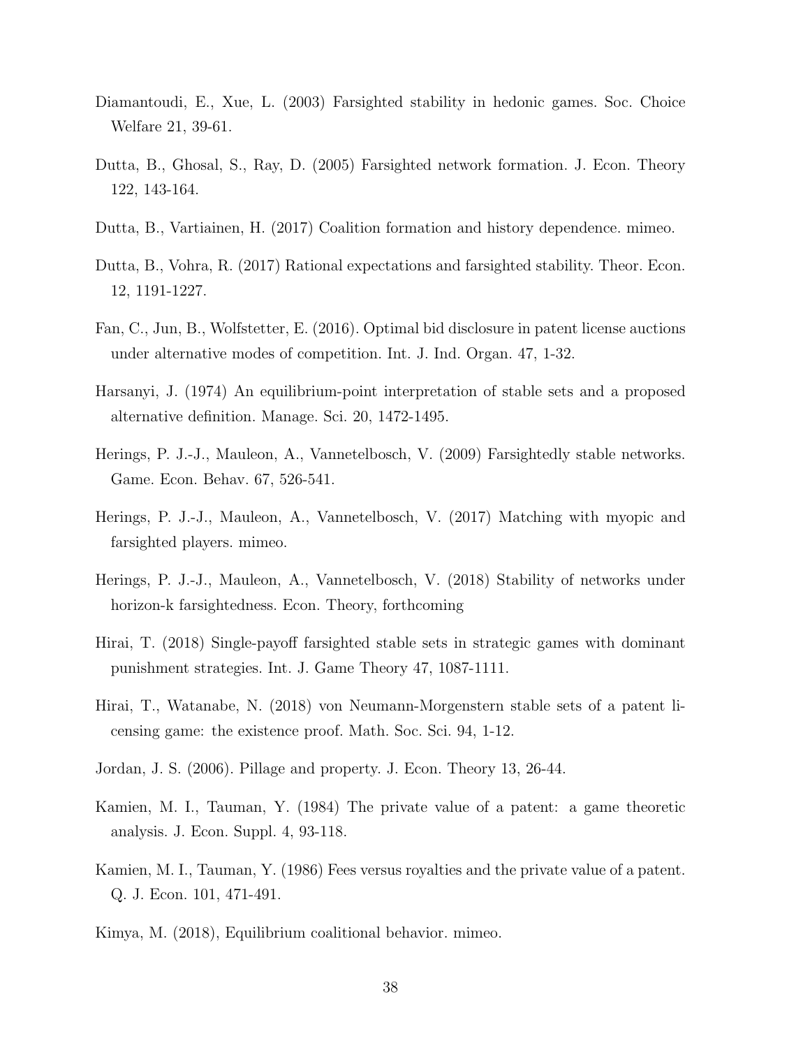Diamantoudi, E., Xue, L. (2003) Farsighted stability in hedonic games. Soc. Choice Welfare 21, 39-61.

Dutta, B., Ghosal, S., Ray, D. (2005) Farsighted network formation. J. Econ. Theory 122, 143-164.

Dutta, B., Vartiainen, H. (2017) Coalition formation and history dependence. mimeo.

Dutta, B., Vohra, R. (2017) Rational expectations and farsighted stability. Theor. Econ. 12, 1191-1227.

Fan, C., Jun, B., Wolfstetter, E. (2016). Optimal bid disclosure in patent license auctions under alternative modes of competition. Int. J. Ind. Organ. 47, 1-32.

Harsanyi, J. (1974) An equilibrium-point interpretation of stable sets and a proposed alternative definition. Manage. Sci. 20, 1472-1495.

Herings, P. J.-J., Mauleon, A., Vannetelbosch, V. (2009) Farsightedly stable networks. Game. Econ. Behav. 67, 526-541.

Herings, P. J.-J., Mauleon, A., Vannetelbosch, V. (2017) Matching with myopic and farsighted players. mimeo.

Herings, P. J.-J., Mauleon, A., Vannetelbosch, V. (2018) Stability of networks under horizon-k farsightedness. Econ. Theory, forthcoming

Hirai, T. (2018) Single-payoff farsighted stable sets in strategic games with dominant punishment strategies. Int. J. Game Theory 47, 1087-1111.

Hirai, T., Watanabe, N. (2018) von Neumann-Morgenstern stable sets of a patent licensing game: the existence proof. Math. Soc. Sci. 94, 1-12.

Jordan, J. S. (2006). Pillage and property. J. Econ. Theory 13, 26-44.

Kamien, M. I., Tauman, Y. (1984) The private value of a patent: a game theoretic analysis. J. Econ. Suppl. 4, 93-118.

Kamien, M. I., Tauman, Y. (1986) Fees versus royalties and the private value of a patent. Q. J. Econ. 101, 471-491.

Kimya, M. (2018), Equilibrium coalitional behavior. mimeo.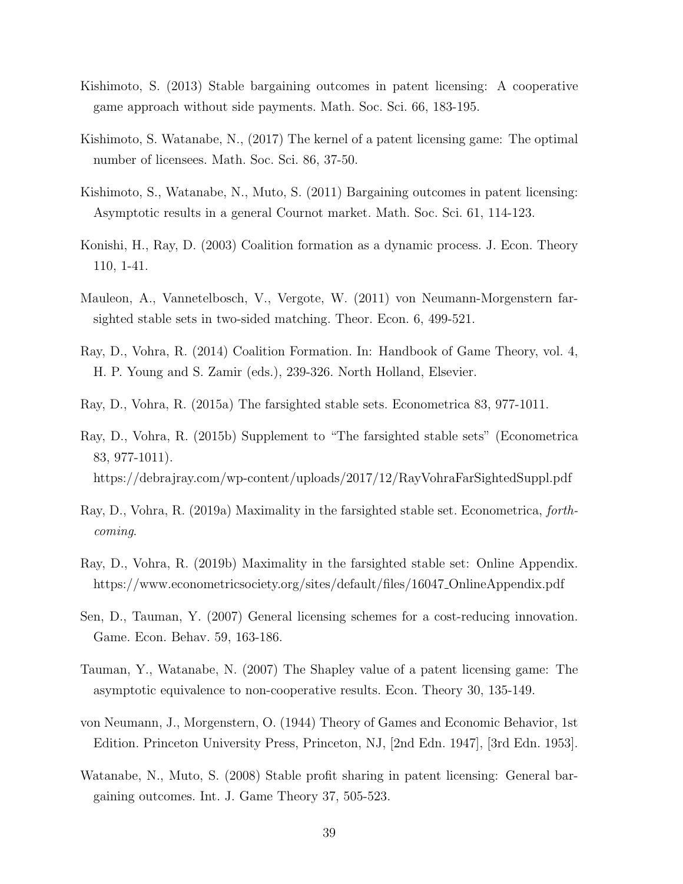Kishimoto, S. (2013) Stable bargaining outcomes in patent licensing: A cooperative game approach without side payments. Math. Soc. Sci. 66, 183-195.

Kishimoto, S. Watanabe, N., (2017) The kernel of a patent licensing game: The optimal number of licensees. Math. Soc. Sci. 86, 37-50.

Kishimoto, S., Watanabe, N., Muto, S. (2011) Bargaining outcomes in patent licensing: Asymptotic results in a general Cournot market. Math. Soc. Sci. 61, 114-123.

Konishi, H., Ray, D. (2003) Coalition formation as a dynamic process. J. Econ. Theory 110, 1-41.

Mauleon, A., Vannetelbosch, V., Vergote, W. (2011) von Neumann-Morgenstern farsighted stable sets in two-sided matching. Theor. Econ. 6, 499-521.

Ray, D., Vohra, R. (2014) Coalition Formation. In: Handbook of Game Theory, vol. 4, H. P. Young and S. Zamir (eds.), 239-326. North Holland, Elsevier.

Ray, D., Vohra, R. (2015a) The farsighted stable sets. Econometrica 83, 977-1011.

Ray, D., Vohra, R. (2015b) Supplement to "The farsighted stable sets" (Econometrica 83, 977-1011).
https://debrajray.com/wp-content/uploads/2017/12/RayVohraFarSightedSuppl.pdf

Ray, D., Vohra, R. (2019a) Maximality in the farsighted stable set. Econometrica, *forthcoming*.

Ray, D., Vohra, R. (2019b) Maximality in the farsighted stable set: Online Appendix. https://www.econometricsociety.org/sites/default/files/16047_OnlineAppendix.pdf

Sen, D., Tauman, Y. (2007) General licensing schemes for a cost-reducing innovation. Game. Econ. Behav. 59, 163-186.

Tauman, Y., Watanabe, N. (2007) The Shapley value of a patent licensing game: The asymptotic equivalence to non-cooperative results. Econ. Theory 30, 135-149.

von Neumann, J., Morgenstern, O. (1944) Theory of Games and Economic Behavior, 1st Edition. Princeton University Press, Princeton, NJ, [2nd Edn. 1947], [3rd Edn. 1953].

Watanabe, N., Muto, S. (2008) Stable profit sharing in patent licensing: General bargaining outcomes. Int. J. Game Theory 37, 505-523.